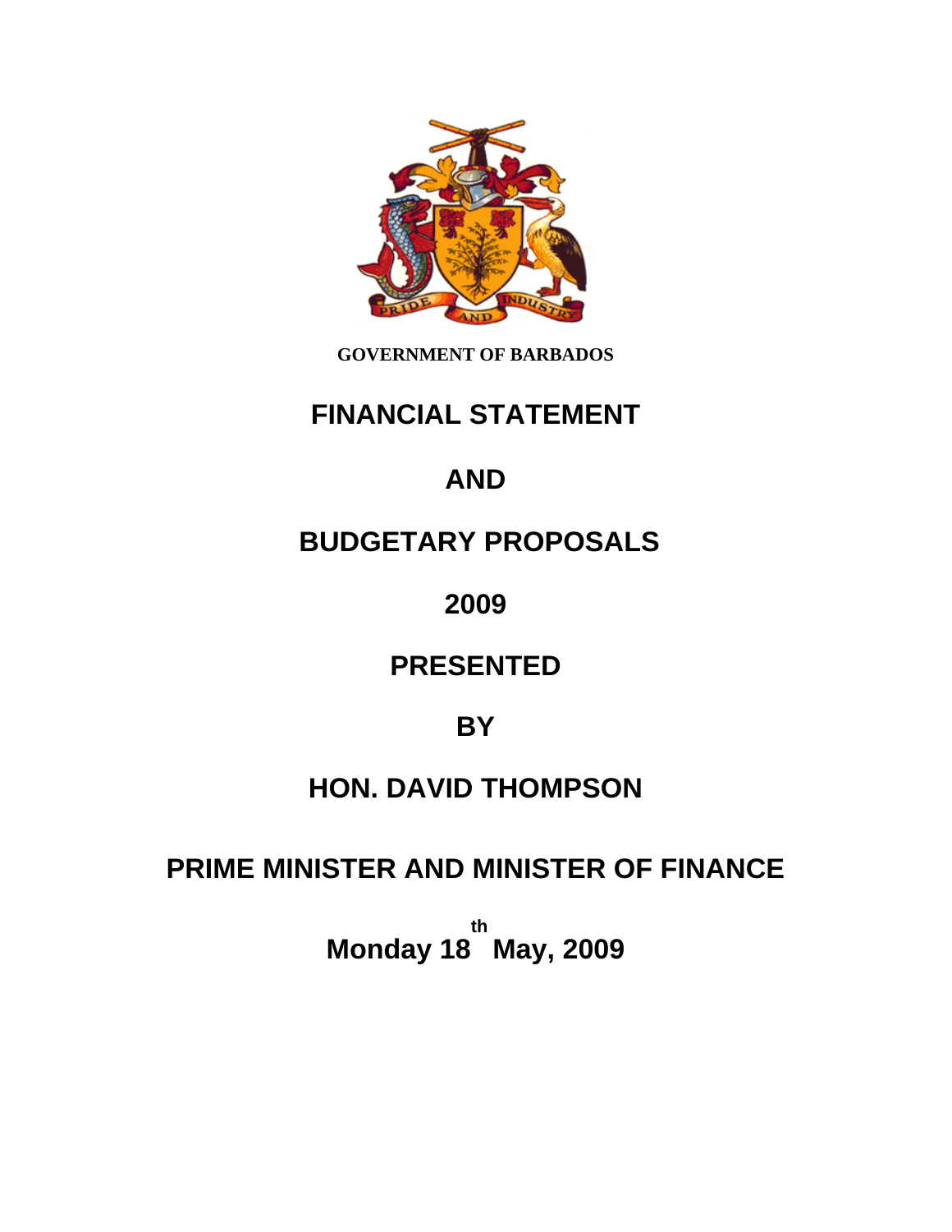**GOVERNMENT OF BARBADOS**

# FINANCIAL STATEMENT

# AND

# BUDGETARY PROPOSALS

# 2009

# PRESENTED

# BY

# HON. DAVID THOMPSON

# PRIME MINISTER AND MINISTER OF FINANCE

**Monday 18th May, 2009**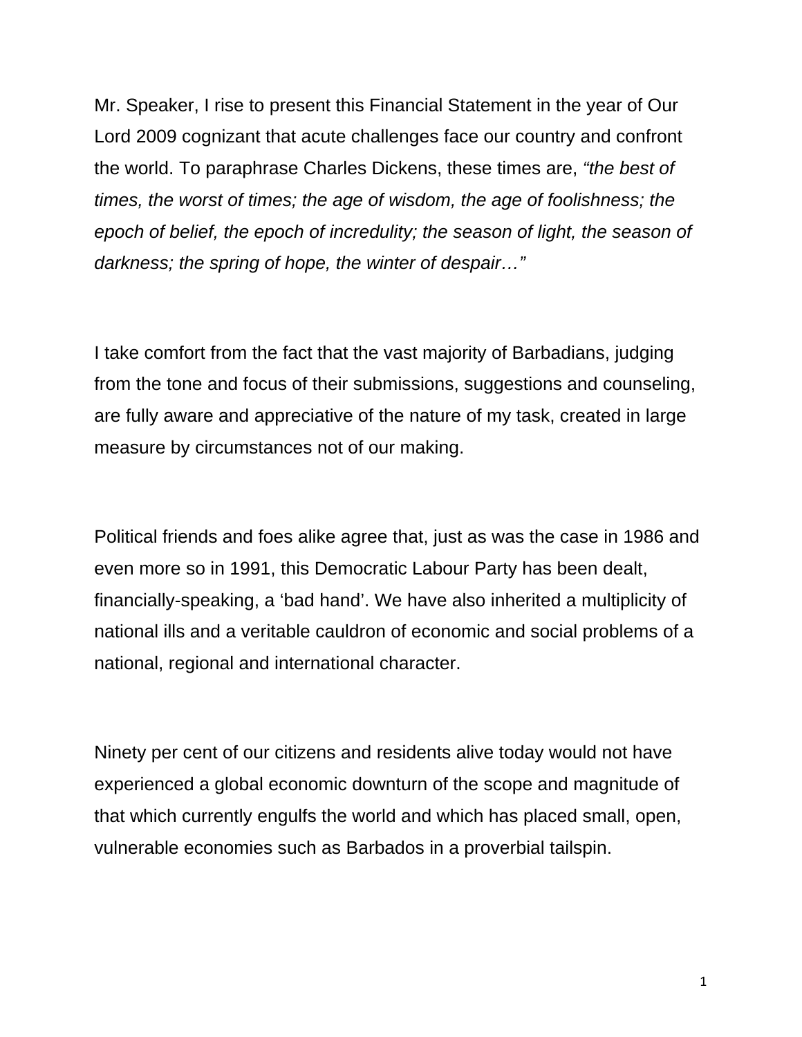Mr. Speaker, I rise to present this Financial Statement in the year of Our Lord 2009 cognizant that acute challenges face our country and confront the world. To paraphrase Charles Dickens, these times are, *"the best of times, the worst of times; the age of wisdom, the age of foolishness; the epoch of belief, the epoch of incredulity; the season of light, the season of darkness; the spring of hope, the winter of despair…"*

I take comfort from the fact that the vast majority of Barbadians, judging from the tone and focus of their submissions, suggestions and counseling, are fully aware and appreciative of the nature of my task, created in large measure by circumstances not of our making.

Political friends and foes alike agree that, just as was the case in 1986 and even more so in 1991, this Democratic Labour Party has been dealt, financially-speaking, a 'bad hand'. We have also inherited a multiplicity of national ills and a veritable cauldron of economic and social problems of a national, regional and international character.

Ninety per cent of our citizens and residents alive today would not have experienced a global economic downturn of the scope and magnitude of that which currently engulfs the world and which has placed small, open, vulnerable economies such as Barbados in a proverbial tailspin.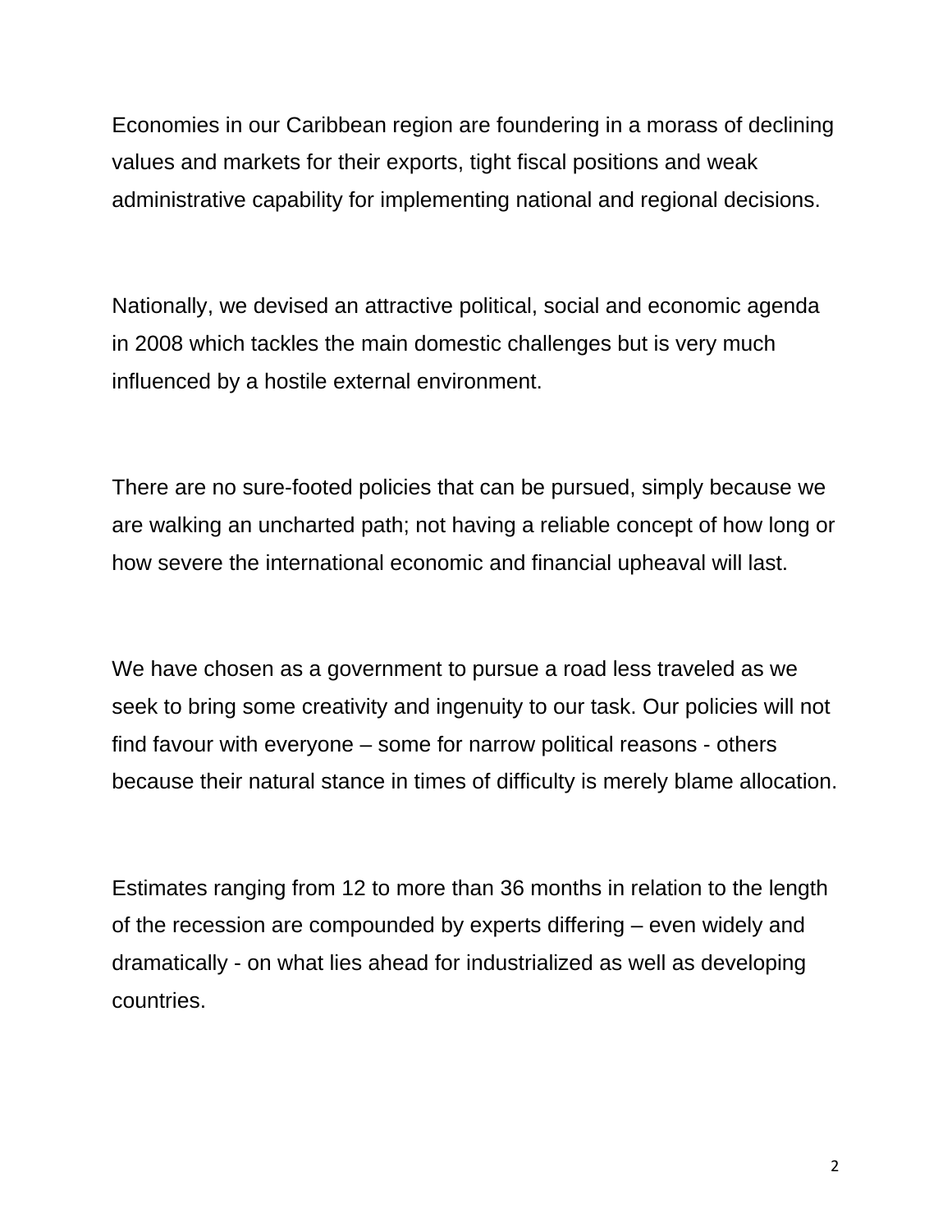Economies in our Caribbean region are foundering in a morass of declining values and markets for their exports, tight fiscal positions and weak administrative capability for implementing national and regional decisions.

Nationally, we devised an attractive political, social and economic agenda in 2008 which tackles the main domestic challenges but is very much influenced by a hostile external environment.

There are no sure-footed policies that can be pursued, simply because we are walking an uncharted path; not having a reliable concept of how long or how severe the international economic and financial upheaval will last.

We have chosen as a government to pursue a road less traveled as we seek to bring some creativity and ingenuity to our task. Our policies will not find favour with everyone – some for narrow political reasons - others because their natural stance in times of difficulty is merely blame allocation.

Estimates ranging from 12 to more than 36 months in relation to the length of the recession are compounded by experts differing – even widely and dramatically - on what lies ahead for industrialized as well as developing countries.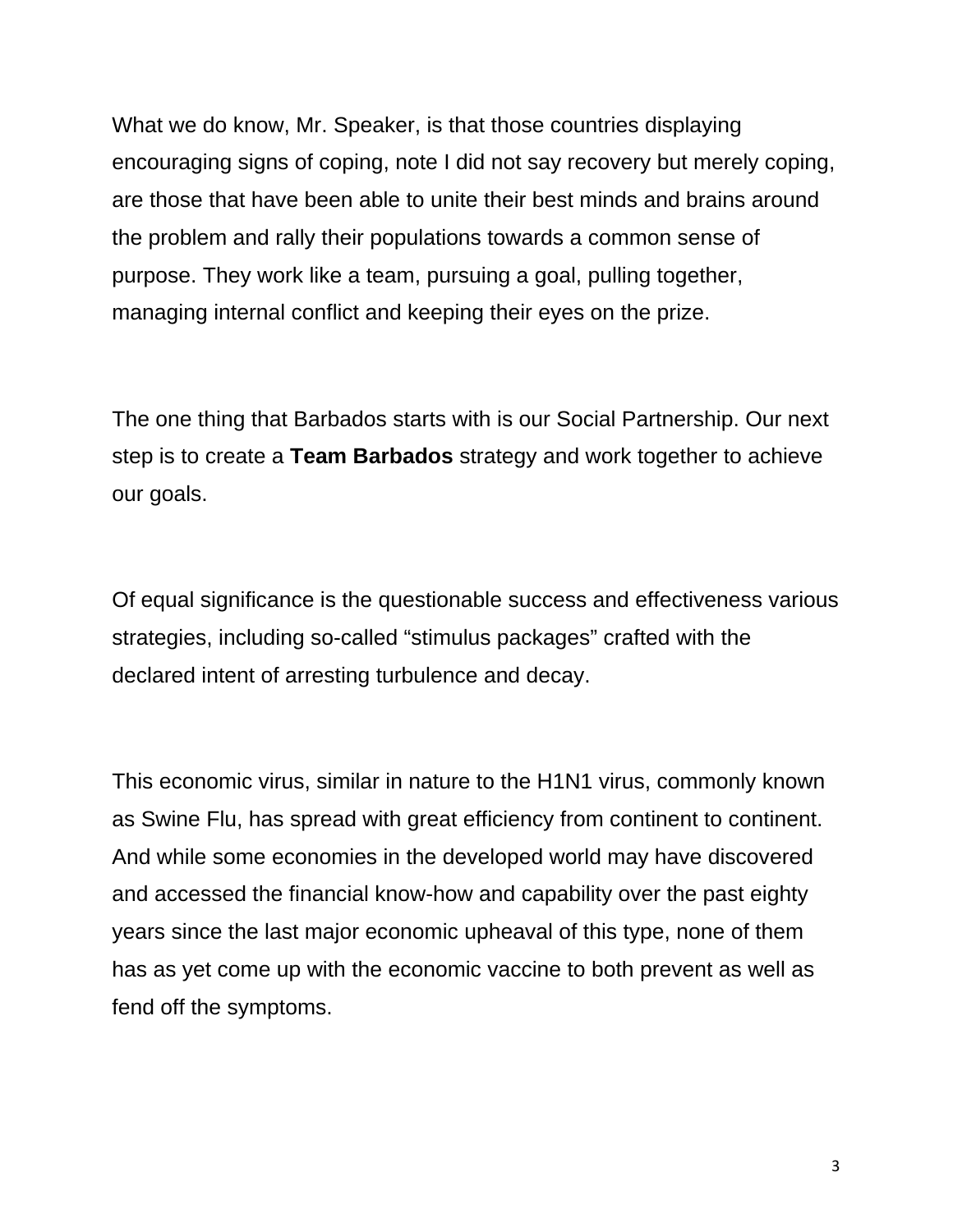What we do know, Mr. Speaker, is that those countries displaying encouraging signs of coping, note I did not say recovery but merely coping, are those that have been able to unite their best minds and brains around the problem and rally their populations towards a common sense of purpose. They work like a team, pursuing a goal, pulling together, managing internal conflict and keeping their eyes on the prize.

The one thing that Barbados starts with is our Social Partnership. Our next step is to create a **Team Barbados** strategy and work together to achieve our goals.

Of equal significance is the questionable success and effectiveness various strategies, including so-called "stimulus packages" crafted with the declared intent of arresting turbulence and decay.

This economic virus, similar in nature to the H1N1 virus, commonly known as Swine Flu, has spread with great efficiency from continent to continent. And while some economies in the developed world may have discovered and accessed the financial know-how and capability over the past eighty years since the last major economic upheaval of this type, none of them has as yet come up with the economic vaccine to both prevent as well as fend off the symptoms.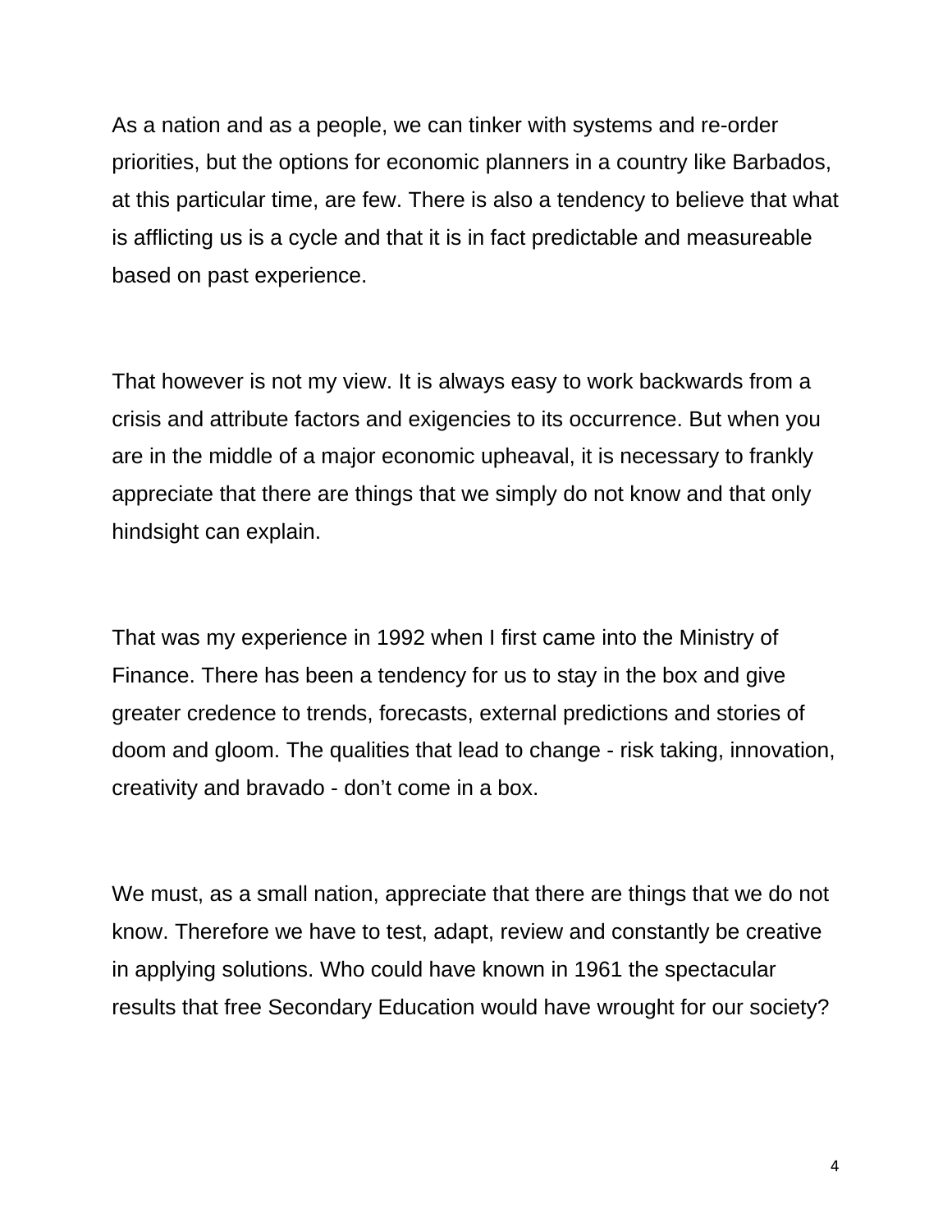As a nation and as a people, we can tinker with systems and re-order priorities, but the options for economic planners in a country like Barbados, at this particular time, are few. There is also a tendency to believe that what is afflicting us is a cycle and that it is in fact predictable and measureable based on past experience.

That however is not my view. It is always easy to work backwards from a crisis and attribute factors and exigencies to its occurrence. But when you are in the middle of a major economic upheaval, it is necessary to frankly appreciate that there are things that we simply do not know and that only hindsight can explain.

That was my experience in 1992 when I first came into the Ministry of Finance. There has been a tendency for us to stay in the box and give greater credence to trends, forecasts, external predictions and stories of doom and gloom. The qualities that lead to change - risk taking, innovation, creativity and bravado - don't come in a box.

We must, as a small nation, appreciate that there are things that we do not know. Therefore we have to test, adapt, review and constantly be creative in applying solutions. Who could have known in 1961 the spectacular results that free Secondary Education would have wrought for our society?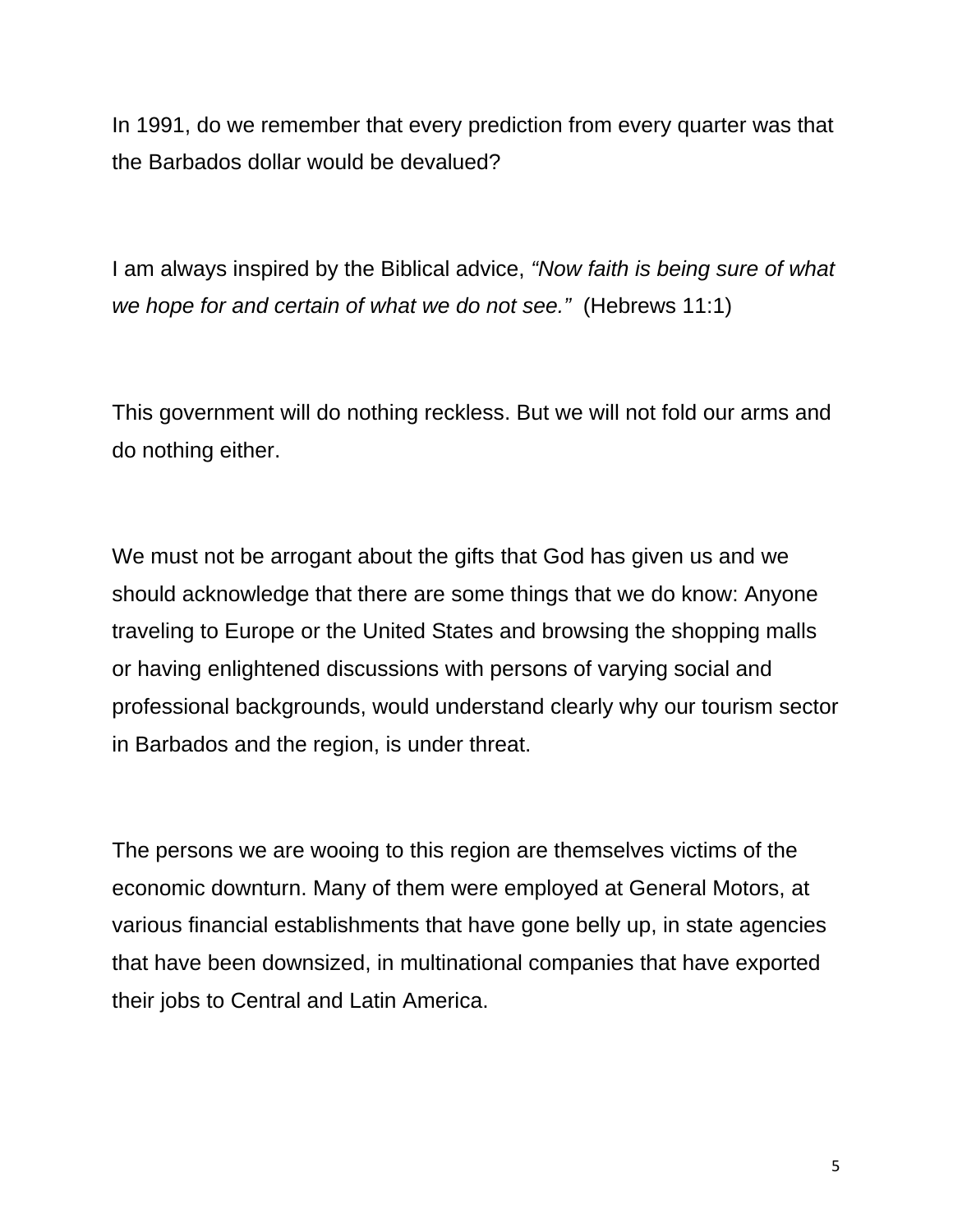In 1991, do we remember that every prediction from every quarter was that the Barbados dollar would be devalued?

I am always inspired by the Biblical advice, *"Now faith is being sure of what we hope for and certain of what we do not see."* (Hebrews 11:1)

This government will do nothing reckless. But we will not fold our arms and do nothing either.

We must not be arrogant about the gifts that God has given us and we should acknowledge that there are some things that we do know: Anyone traveling to Europe or the United States and browsing the shopping malls or having enlightened discussions with persons of varying social and professional backgrounds, would understand clearly why our tourism sector in Barbados and the region, is under threat.

The persons we are wooing to this region are themselves victims of the economic downturn. Many of them were employed at General Motors, at various financial establishments that have gone belly up, in state agencies that have been downsized, in multinational companies that have exported their jobs to Central and Latin America.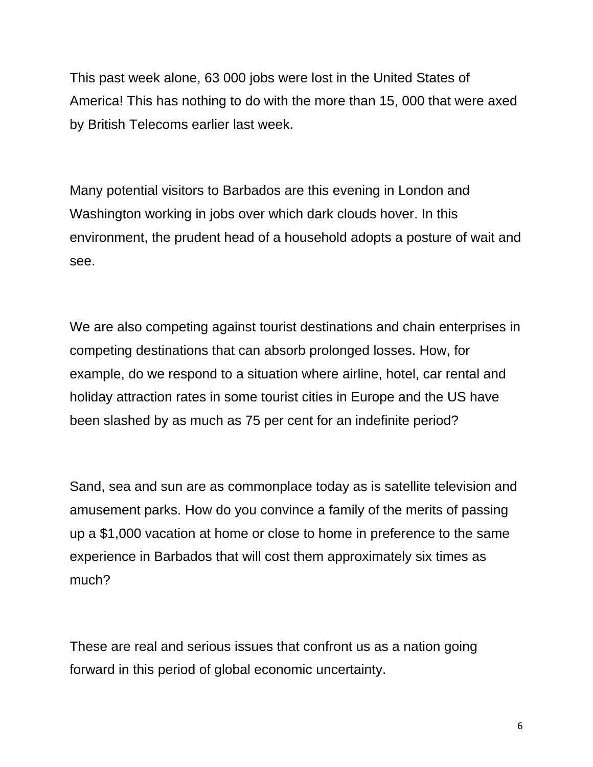This past week alone, 63 000 jobs were lost in the United States of America! This has nothing to do with the more than 15, 000 that were axed by British Telecoms earlier last week.

Many potential visitors to Barbados are this evening in London and Washington working in jobs over which dark clouds hover. In this environment, the prudent head of a household adopts a posture of wait and see.

We are also competing against tourist destinations and chain enterprises in competing destinations that can absorb prolonged losses. How, for example, do we respond to a situation where airline, hotel, car rental and holiday attraction rates in some tourist cities in Europe and the US have been slashed by as much as 75 per cent for an indefinite period?

Sand, sea and sun are as commonplace today as is satellite television and amusement parks. How do you convince a family of the merits of passing up a $1,000 vacation at home or close to home in preference to the same experience in Barbados that will cost them approximately six times as much?

These are real and serious issues that confront us as a nation going forward in this period of global economic uncertainty.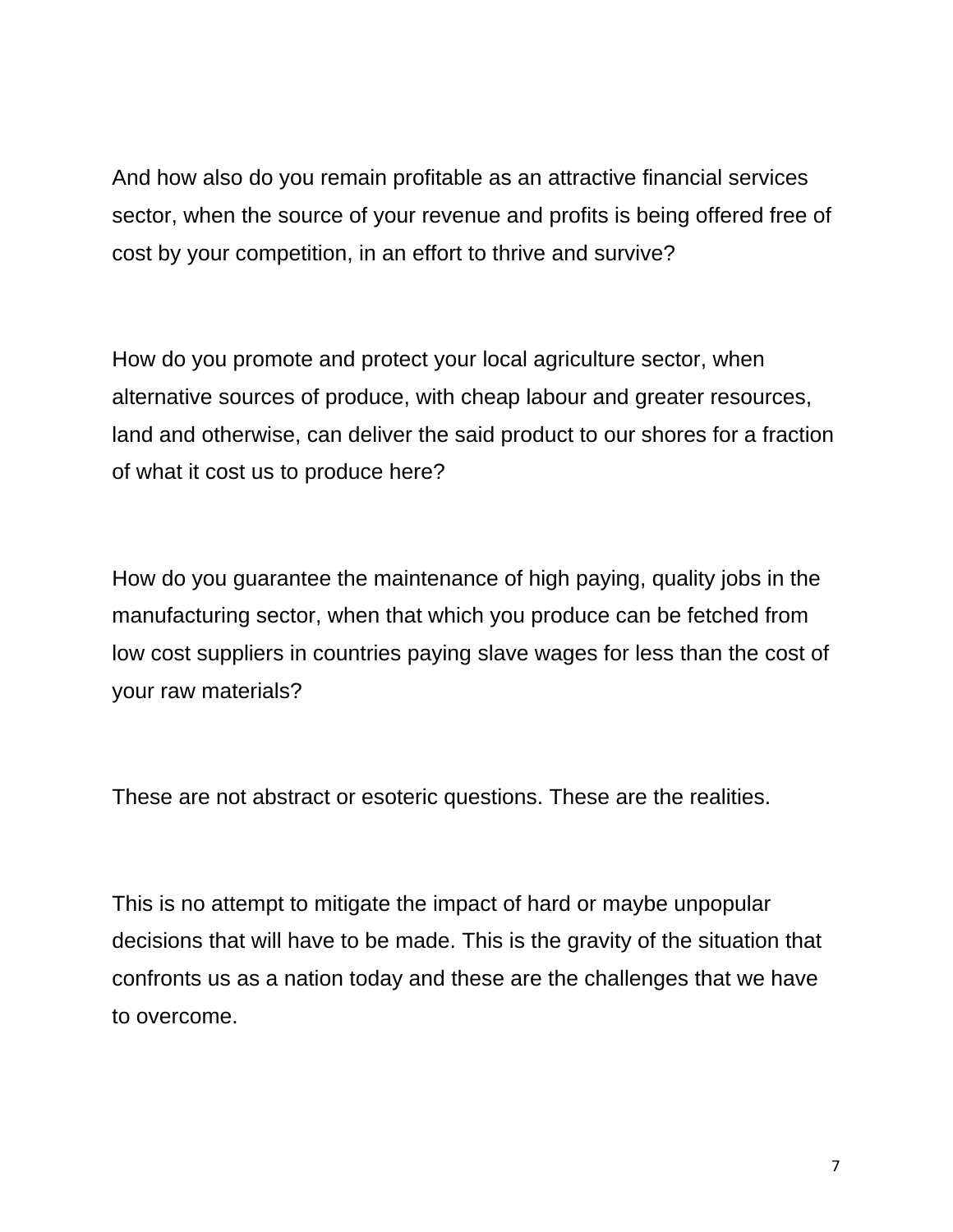And how also do you remain profitable as an attractive financial services sector, when the source of your revenue and profits is being offered free of cost by your competition, in an effort to thrive and survive?

How do you promote and protect your local agriculture sector, when alternative sources of produce, with cheap labour and greater resources, land and otherwise, can deliver the said product to our shores for a fraction of what it cost us to produce here?

How do you guarantee the maintenance of high paying, quality jobs in the manufacturing sector, when that which you produce can be fetched from low cost suppliers in countries paying slave wages for less than the cost of your raw materials?

These are not abstract or esoteric questions. These are the realities.

This is no attempt to mitigate the impact of hard or maybe unpopular decisions that will have to be made. This is the gravity of the situation that confronts us as a nation today and these are the challenges that we have to overcome.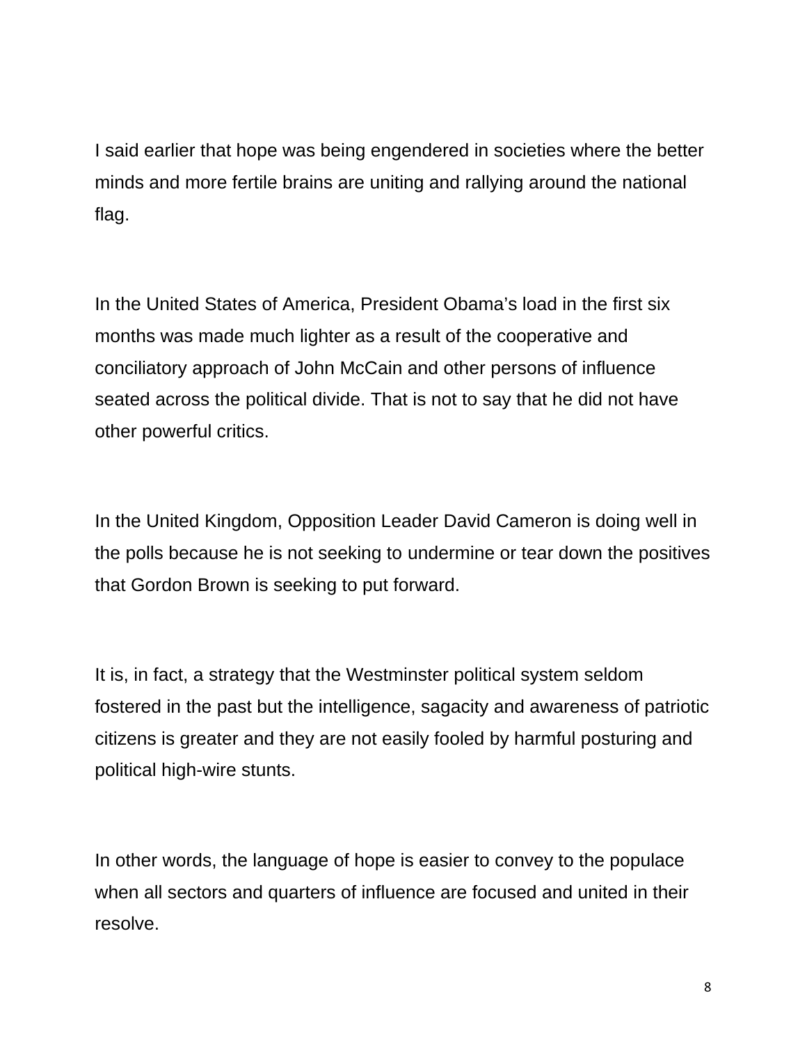I said earlier that hope was being engendered in societies where the better minds and more fertile brains are uniting and rallying around the national flag.

In the United States of America, President Obama's load in the first six months was made much lighter as a result of the cooperative and conciliatory approach of John McCain and other persons of influence seated across the political divide. That is not to say that he did not have other powerful critics.

In the United Kingdom, Opposition Leader David Cameron is doing well in the polls because he is not seeking to undermine or tear down the positives that Gordon Brown is seeking to put forward.

It is, in fact, a strategy that the Westminster political system seldom fostered in the past but the intelligence, sagacity and awareness of patriotic citizens is greater and they are not easily fooled by harmful posturing and political high-wire stunts.

In other words, the language of hope is easier to convey to the populace when all sectors and quarters of influence are focused and united in their resolve.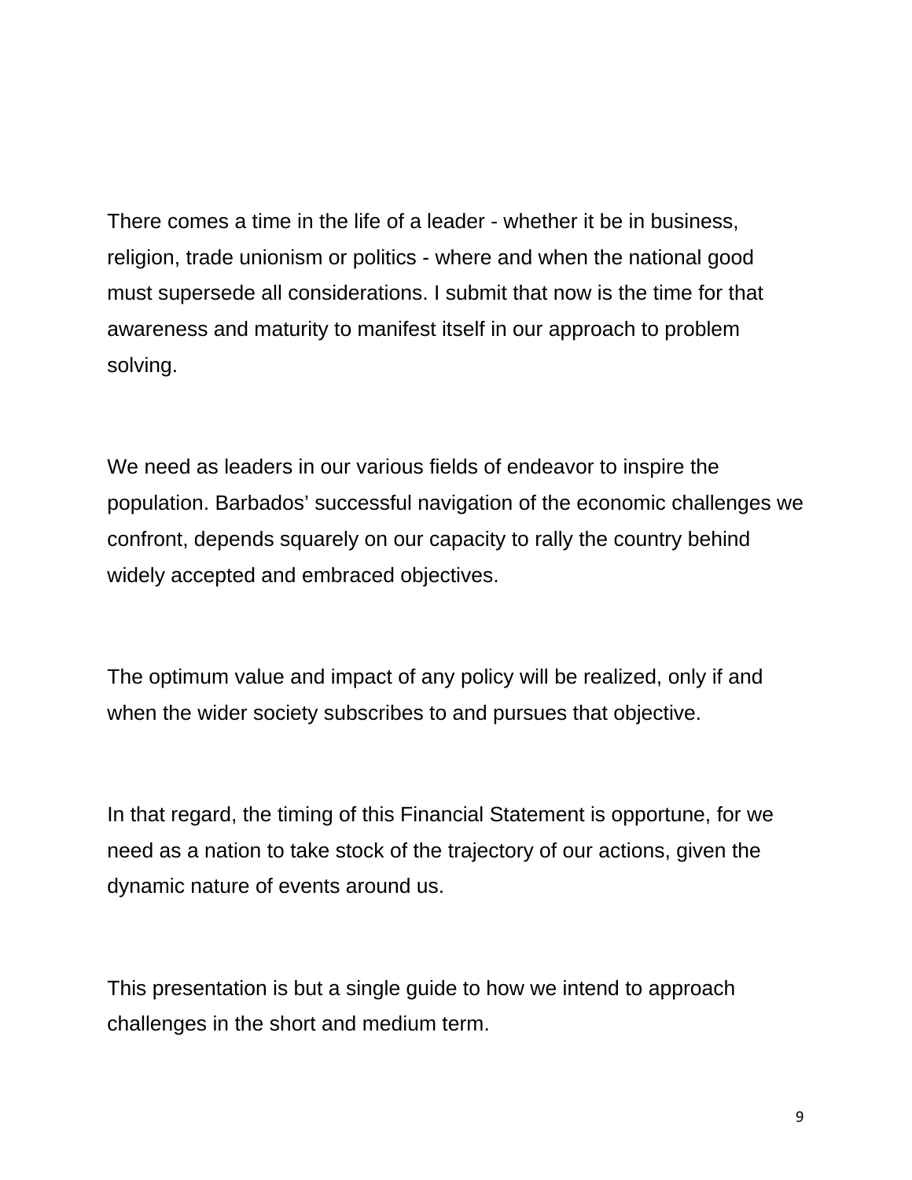There comes a time in the life of a leader - whether it be in business, religion, trade unionism or politics - where and when the national good must supersede all considerations. I submit that now is the time for that awareness and maturity to manifest itself in our approach to problem solving.

We need as leaders in our various fields of endeavor to inspire the population. Barbados' successful navigation of the economic challenges we confront, depends squarely on our capacity to rally the country behind widely accepted and embraced objectives.

The optimum value and impact of any policy will be realized, only if and when the wider society subscribes to and pursues that objective.

In that regard, the timing of this Financial Statement is opportune, for we need as a nation to take stock of the trajectory of our actions, given the dynamic nature of events around us.

This presentation is but a single guide to how we intend to approach challenges in the short and medium term.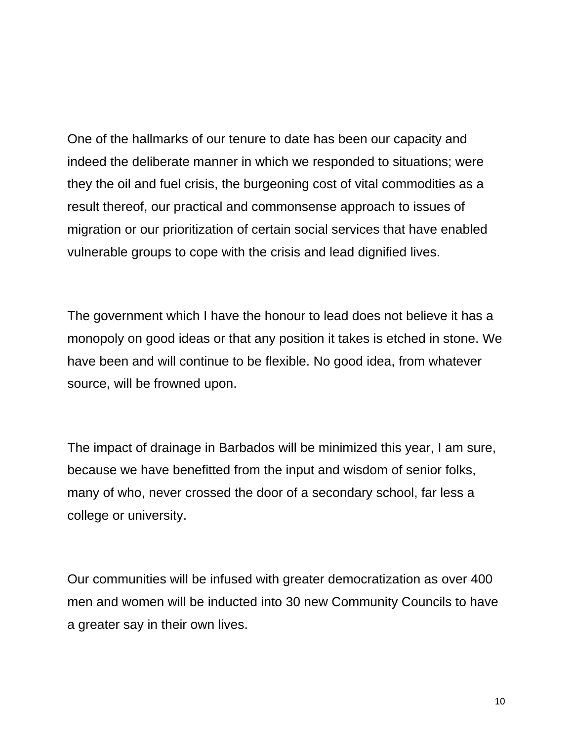One of the hallmarks of our tenure to date has been our capacity and indeed the deliberate manner in which we responded to situations; were they the oil and fuel crisis, the burgeoning cost of vital commodities as a result thereof, our practical and commonsense approach to issues of migration or our prioritization of certain social services that have enabled vulnerable groups to cope with the crisis and lead dignified lives.

The government which I have the honour to lead does not believe it has a monopoly on good ideas or that any position it takes is etched in stone. We have been and will continue to be flexible. No good idea, from whatever source, will be frowned upon.

The impact of drainage in Barbados will be minimized this year, I am sure, because we have benefitted from the input and wisdom of senior folks, many of who, never crossed the door of a secondary school, far less a college or university.

Our communities will be infused with greater democratization as over 400 men and women will be inducted into 30 new Community Councils to have a greater say in their own lives.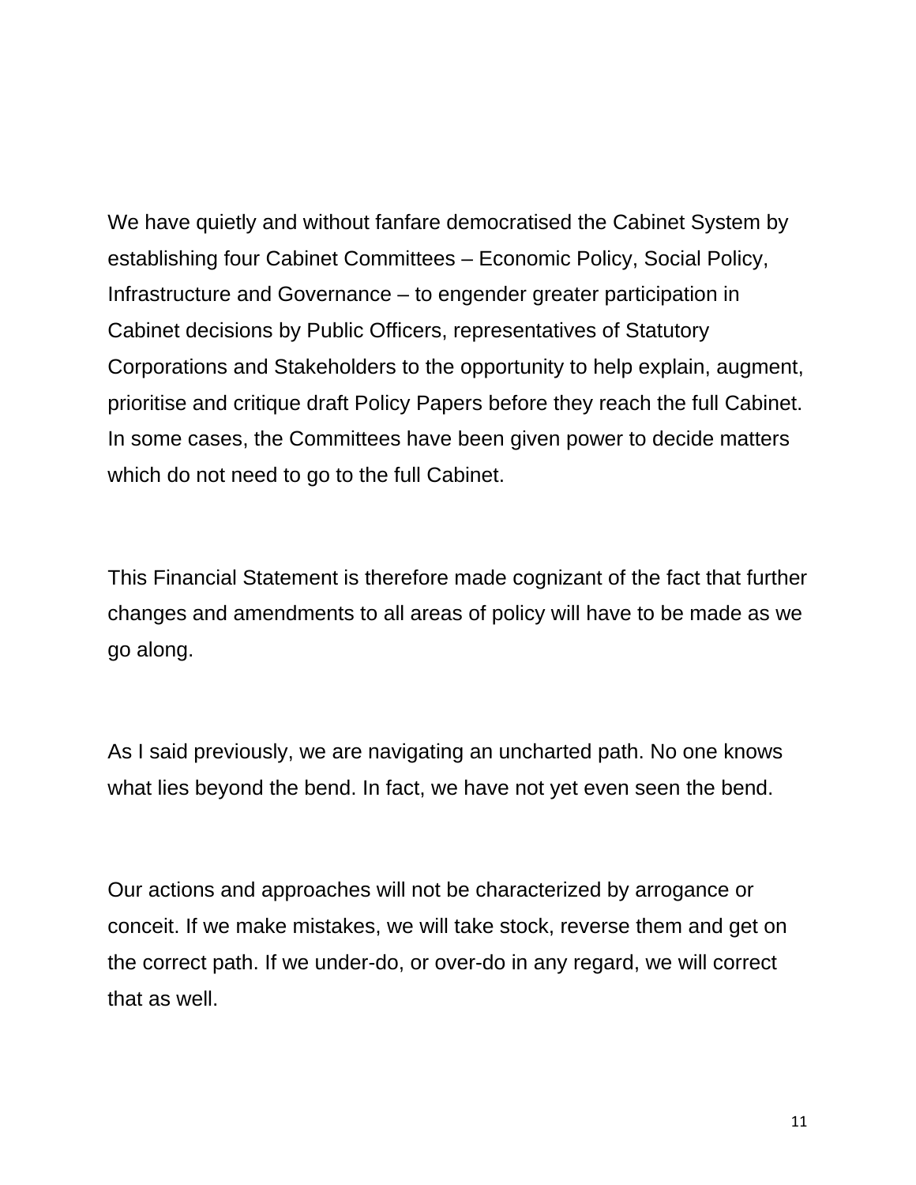We have quietly and without fanfare democratised the Cabinet System by establishing four Cabinet Committees – Economic Policy, Social Policy, Infrastructure and Governance – to engender greater participation in Cabinet decisions by Public Officers, representatives of Statutory Corporations and Stakeholders to the opportunity to help explain, augment, prioritise and critique draft Policy Papers before they reach the full Cabinet. In some cases, the Committees have been given power to decide matters which do not need to go to the full Cabinet.

This Financial Statement is therefore made cognizant of the fact that further changes and amendments to all areas of policy will have to be made as we go along.

As I said previously, we are navigating an uncharted path. No one knows what lies beyond the bend. In fact, we have not yet even seen the bend.

Our actions and approaches will not be characterized by arrogance or conceit. If we make mistakes, we will take stock, reverse them and get on the correct path. If we under-do, or over-do in any regard, we will correct that as well.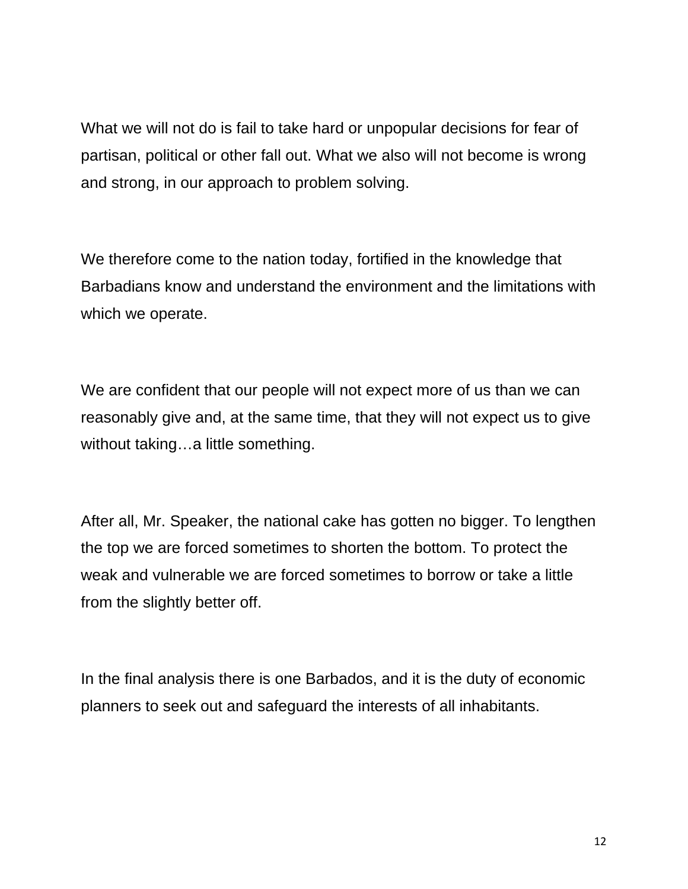What we will not do is fail to take hard or unpopular decisions for fear of partisan, political or other fall out. What we also will not become is wrong and strong, in our approach to problem solving.

We therefore come to the nation today, fortified in the knowledge that Barbadians know and understand the environment and the limitations with which we operate.

We are confident that our people will not expect more of us than we can reasonably give and, at the same time, that they will not expect us to give without taking…a little something.

After all, Mr. Speaker, the national cake has gotten no bigger. To lengthen the top we are forced sometimes to shorten the bottom. To protect the weak and vulnerable we are forced sometimes to borrow or take a little from the slightly better off.

In the final analysis there is one Barbados, and it is the duty of economic planners to seek out and safeguard the interests of all inhabitants.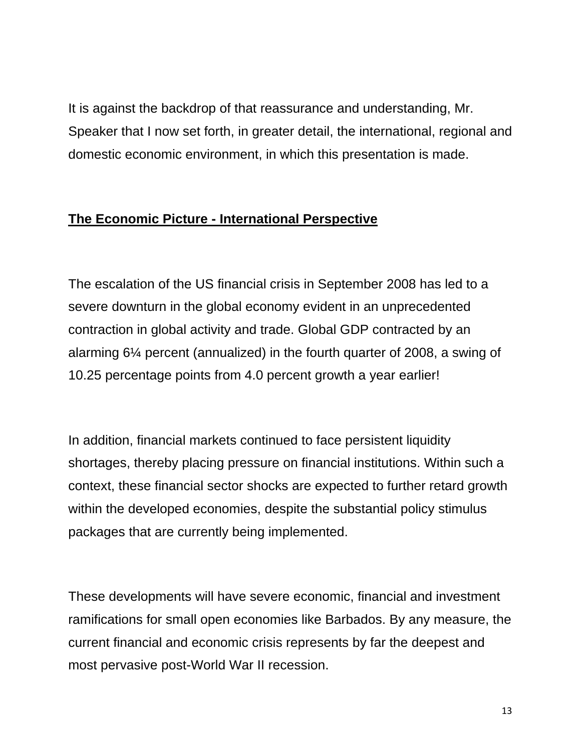It is against the backdrop of that reassurance and understanding, Mr. Speaker that I now set forth, in greater detail, the international, regional and domestic economic environment, in which this presentation is made.

## **The Economic Picture - International Perspective**

The escalation of the US financial crisis in September 2008 has led to a severe downturn in the global economy evident in an unprecedented contraction in global activity and trade. Global GDP contracted by an alarming 6¼ percent (annualized) in the fourth quarter of 2008, a swing of 10.25 percentage points from 4.0 percent growth a year earlier!

In addition, financial markets continued to face persistent liquidity shortages, thereby placing pressure on financial institutions. Within such a context, these financial sector shocks are expected to further retard growth within the developed economies, despite the substantial policy stimulus packages that are currently being implemented.

These developments will have severe economic, financial and investment ramifications for small open economies like Barbados. By any measure, the current financial and economic crisis represents by far the deepest and most pervasive post-World War II recession.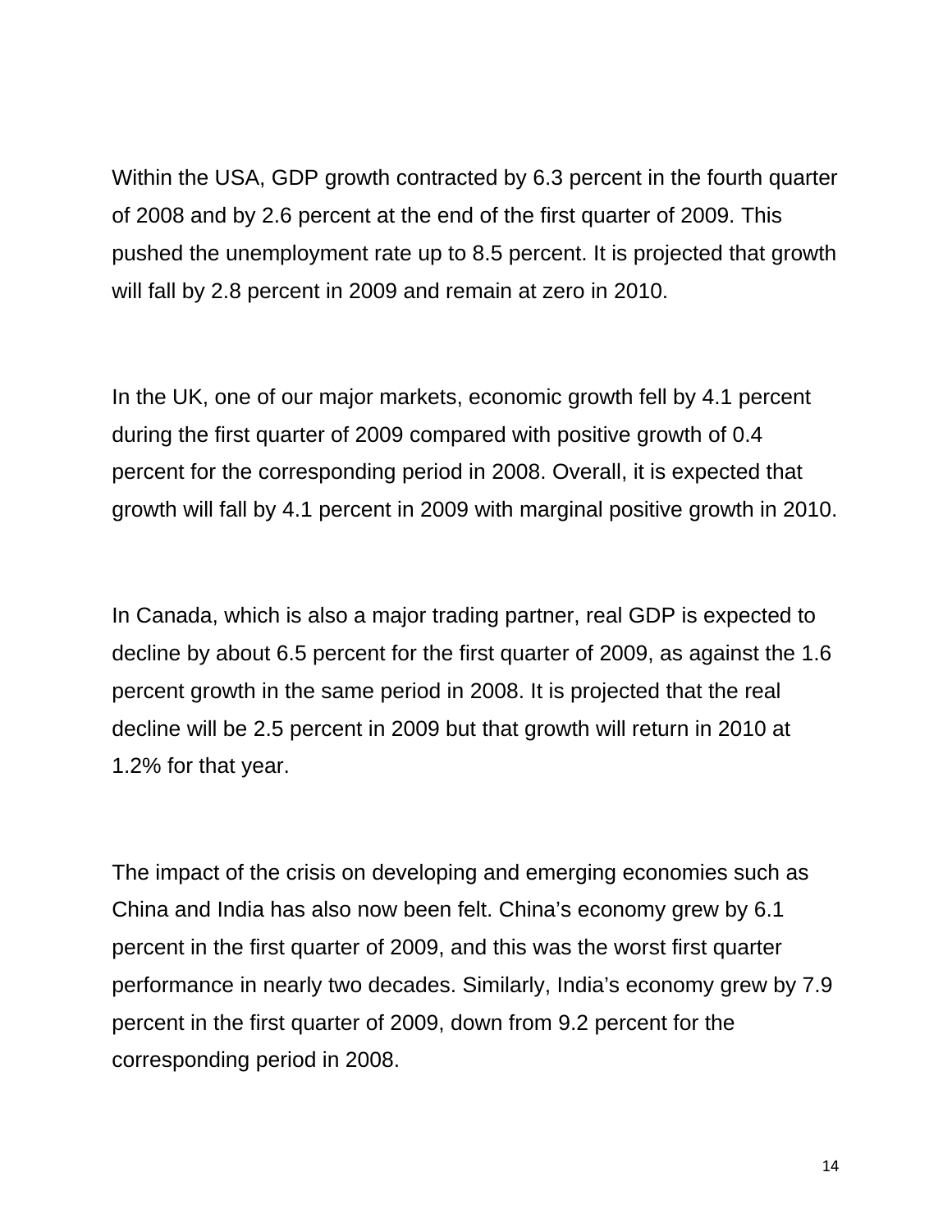Within the USA, GDP growth contracted by 6.3 percent in the fourth quarter of 2008 and by 2.6 percent at the end of the first quarter of 2009. This pushed the unemployment rate up to 8.5 percent. It is projected that growth will fall by 2.8 percent in 2009 and remain at zero in 2010.

In the UK, one of our major markets, economic growth fell by 4.1 percent during the first quarter of 2009 compared with positive growth of 0.4 percent for the corresponding period in 2008. Overall, it is expected that growth will fall by 4.1 percent in 2009 with marginal positive growth in 2010.

In Canada, which is also a major trading partner, real GDP is expected to decline by about 6.5 percent for the first quarter of 2009, as against the 1.6 percent growth in the same period in 2008. It is projected that the real decline will be 2.5 percent in 2009 but that growth will return in 2010 at 1.2% for that year.

The impact of the crisis on developing and emerging economies such as China and India has also now been felt. China's economy grew by 6.1 percent in the first quarter of 2009, and this was the worst first quarter performance in nearly two decades. Similarly, India's economy grew by 7.9 percent in the first quarter of 2009, down from 9.2 percent for the corresponding period in 2008.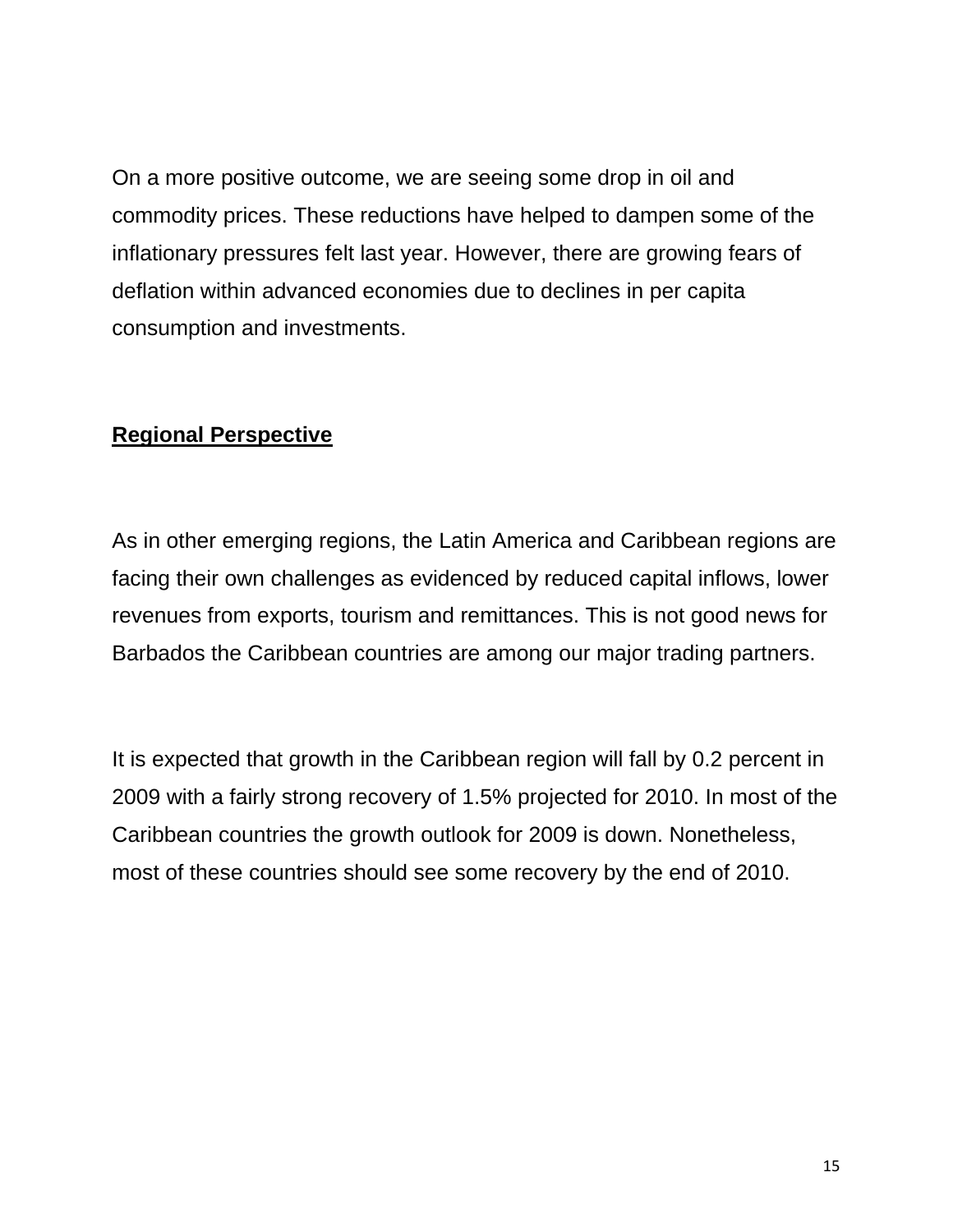On a more positive outcome, we are seeing some drop in oil and commodity prices. These reductions have helped to dampen some of the inflationary pressures felt last year. However, there are growing fears of deflation within advanced economies due to declines in per capita consumption and investments.

**<u>Regional Perspective</u>**

As in other emerging regions, the Latin America and Caribbean regions are facing their own challenges as evidenced by reduced capital inflows, lower revenues from exports, tourism and remittances. This is not good news for Barbados the Caribbean countries are among our major trading partners.

It is expected that growth in the Caribbean region will fall by 0.2 percent in 2009 with a fairly strong recovery of 1.5% projected for 2010. In most of the Caribbean countries the growth outlook for 2009 is down. Nonetheless, most of these countries should see some recovery by the end of 2010.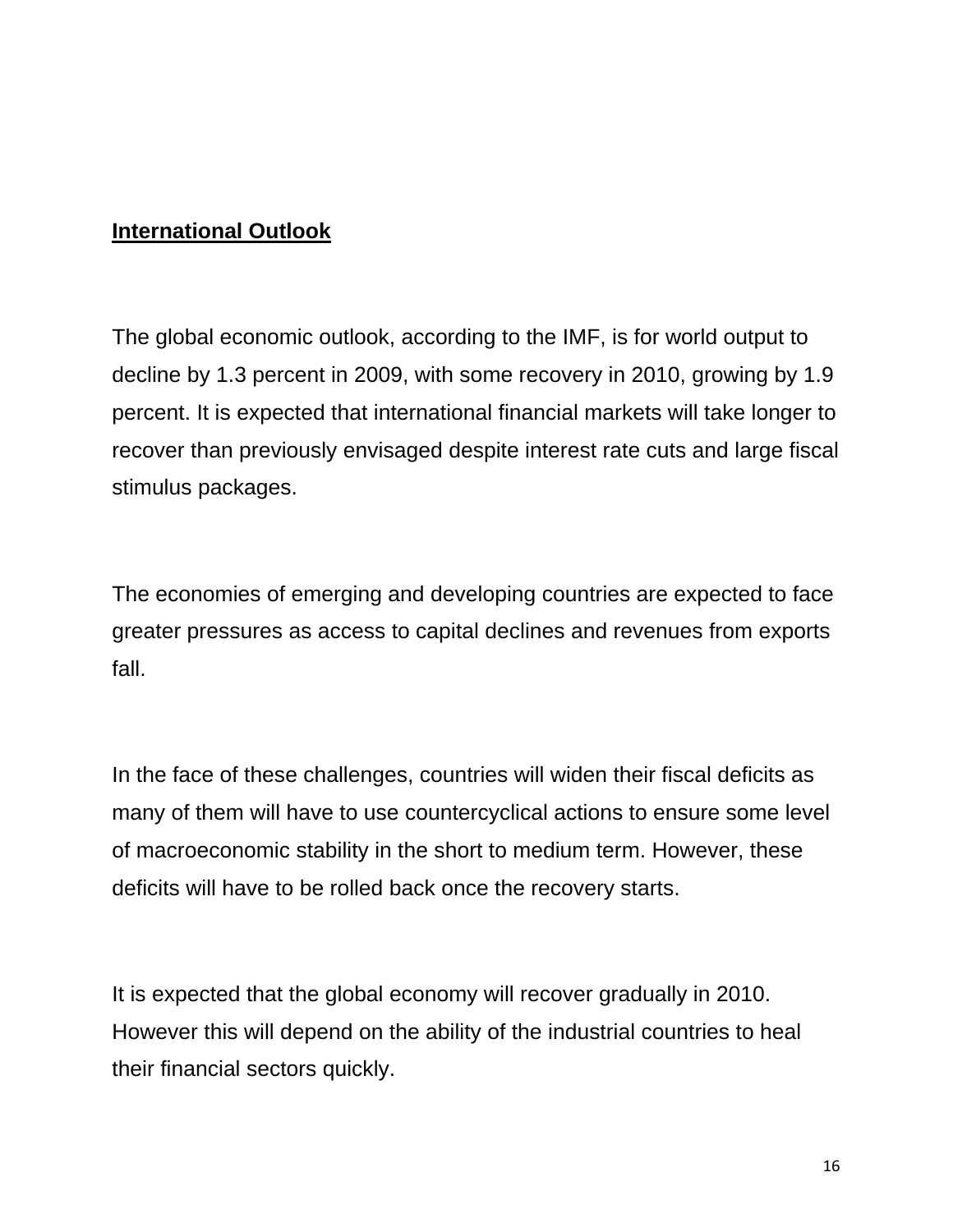## International Outlook

The global economic outlook, according to the IMF, is for world output to decline by 1.3 percent in 2009, with some recovery in 2010, growing by 1.9 percent. It is expected that international financial markets will take longer to recover than previously envisaged despite interest rate cuts and large fiscal stimulus packages.

The economies of emerging and developing countries are expected to face greater pressures as access to capital declines and revenues from exports fall.

In the face of these challenges, countries will widen their fiscal deficits as many of them will have to use countercyclical actions to ensure some level of macroeconomic stability in the short to medium term. However, these deficits will have to be rolled back once the recovery starts.

It is expected that the global economy will recover gradually in 2010. However this will depend on the ability of the industrial countries to heal their financial sectors quickly.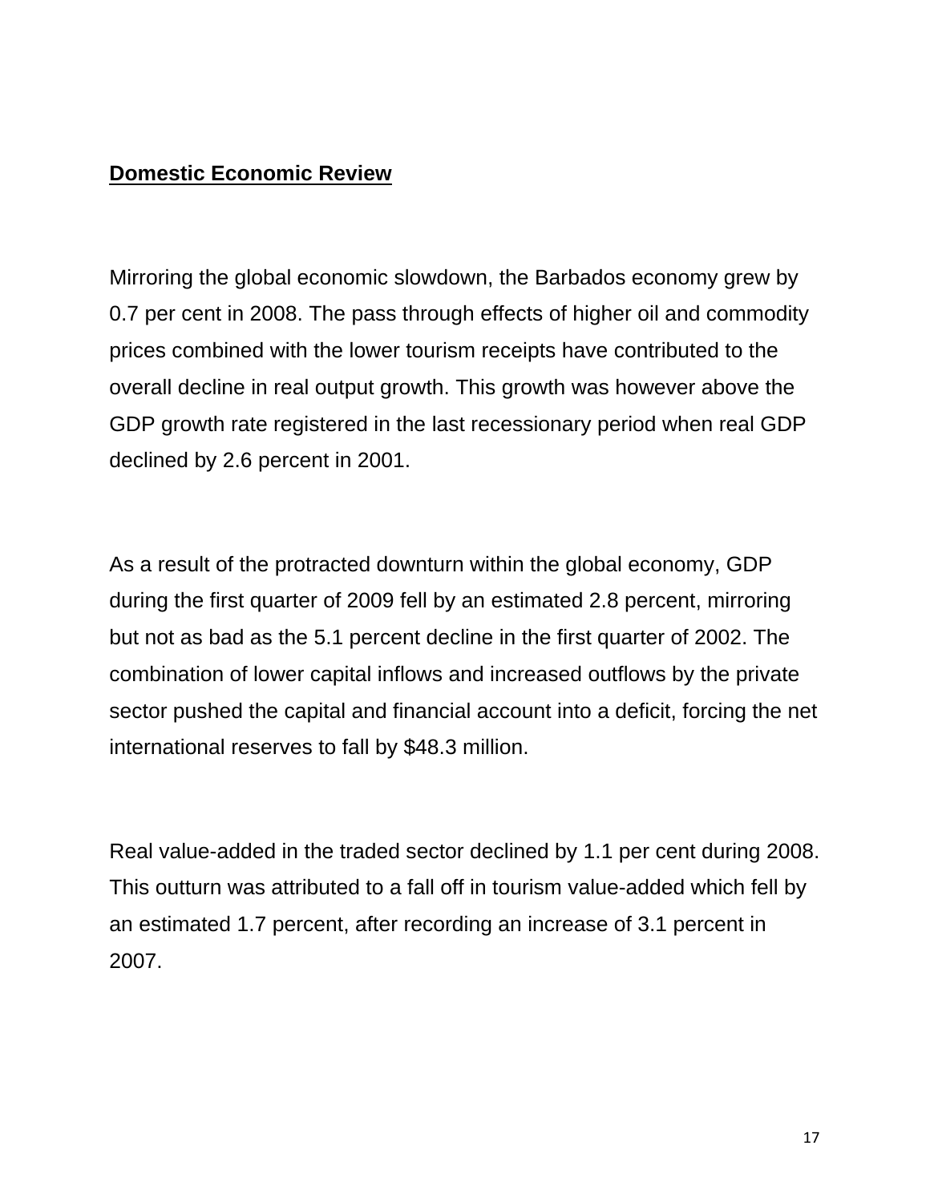## Domestic Economic Review

Mirroring the global economic slowdown, the Barbados economy grew by 0.7 per cent in 2008. The pass through effects of higher oil and commodity prices combined with the lower tourism receipts have contributed to the overall decline in real output growth. This growth was however above the GDP growth rate registered in the last recessionary period when real GDP declined by 2.6 percent in 2001.

As a result of the protracted downturn within the global economy, GDP during the first quarter of 2009 fell by an estimated 2.8 percent, mirroring but not as bad as the 5.1 percent decline in the first quarter of 2002. The combination of lower capital inflows and increased outflows by the private sector pushed the capital and financial account into a deficit, forcing the net international reserves to fall by $48.3 million.

Real value-added in the traded sector declined by 1.1 per cent during 2008. This outturn was attributed to a fall off in tourism value-added which fell by an estimated 1.7 percent, after recording an increase of 3.1 percent in 2007.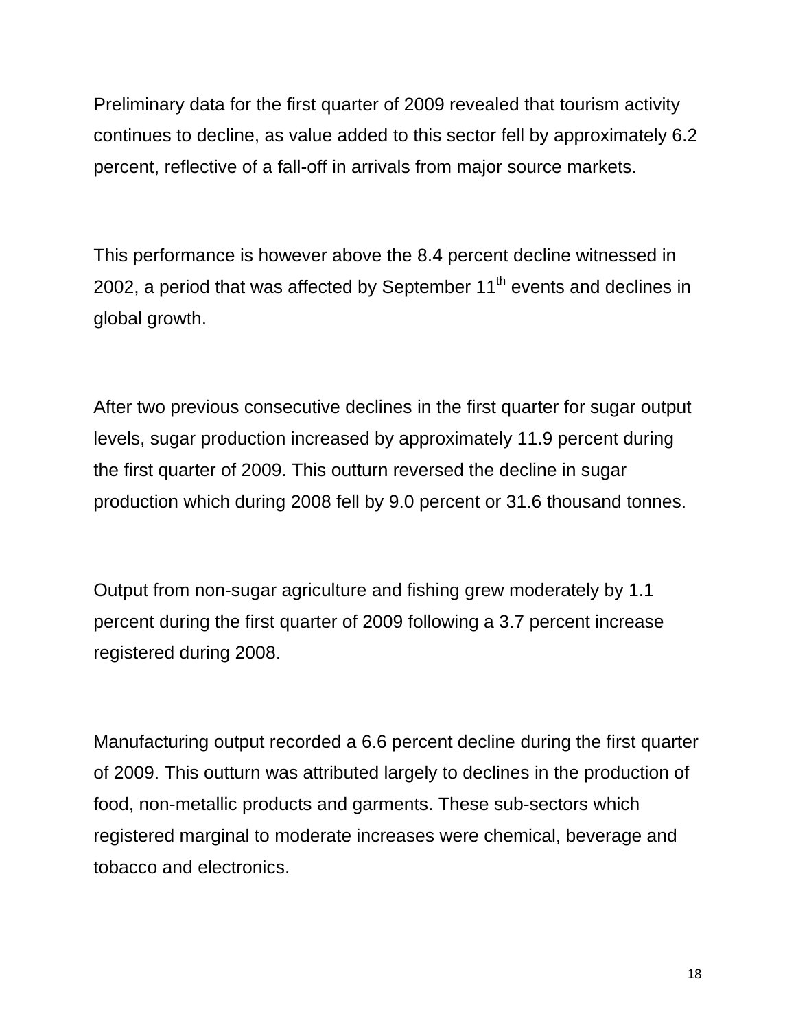Preliminary data for the first quarter of 2009 revealed that tourism activity continues to decline, as value added to this sector fell by approximately 6.2 percent, reflective of a fall-off in arrivals from major source markets.

This performance is however above the 8.4 percent decline witnessed in 2002, a period that was affected by September 11th events and declines in global growth.

After two previous consecutive declines in the first quarter for sugar output levels, sugar production increased by approximately 11.9 percent during the first quarter of 2009. This outturn reversed the decline in sugar production which during 2008 fell by 9.0 percent or 31.6 thousand tonnes.

Output from non-sugar agriculture and fishing grew moderately by 1.1 percent during the first quarter of 2009 following a 3.7 percent increase registered during 2008.

Manufacturing output recorded a 6.6 percent decline during the first quarter of 2009. This outturn was attributed largely to declines in the production of food, non-metallic products and garments. These sub-sectors which registered marginal to moderate increases were chemical, beverage and tobacco and electronics.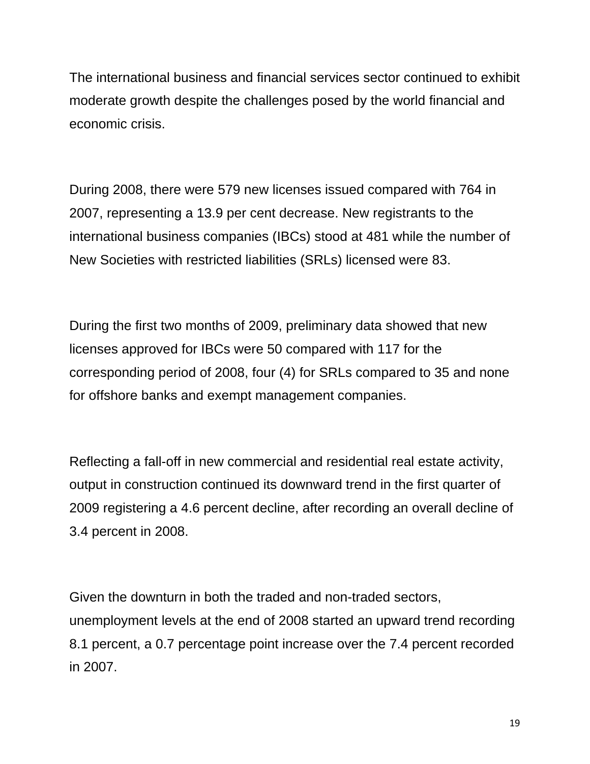The international business and financial services sector continued to exhibit moderate growth despite the challenges posed by the world financial and economic crisis.

During 2008, there were 579 new licenses issued compared with 764 in 2007, representing a 13.9 per cent decrease. New registrants to the international business companies (IBCs) stood at 481 while the number of New Societies with restricted liabilities (SRLs) licensed were 83.

During the first two months of 2009, preliminary data showed that new licenses approved for IBCs were 50 compared with 117 for the corresponding period of 2008, four (4) for SRLs compared to 35 and none for offshore banks and exempt management companies.

Reflecting a fall-off in new commercial and residential real estate activity, output in construction continued its downward trend in the first quarter of 2009 registering a 4.6 percent decline, after recording an overall decline of 3.4 percent in 2008.

Given the downturn in both the traded and non-traded sectors, unemployment levels at the end of 2008 started an upward trend recording 8.1 percent, a 0.7 percentage point increase over the 7.4 percent recorded in 2007.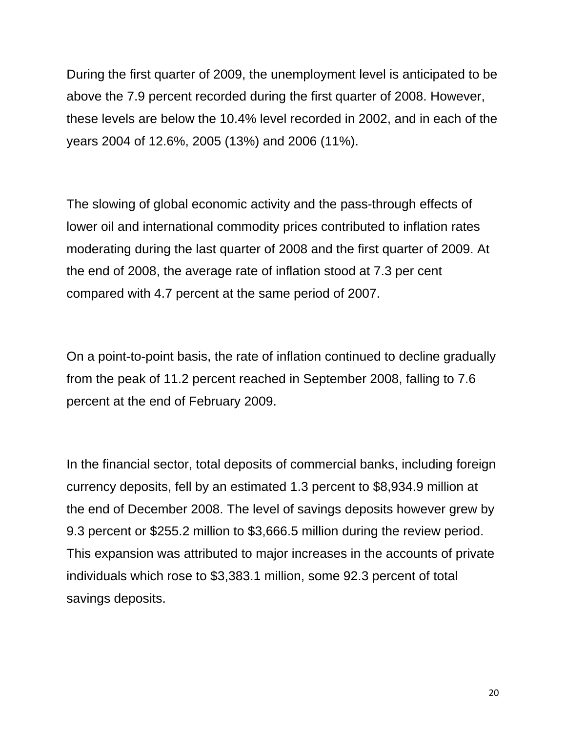During the first quarter of 2009, the unemployment level is anticipated to be above the 7.9 percent recorded during the first quarter of 2008. However, these levels are below the 10.4% level recorded in 2002, and in each of the years 2004 of 12.6%, 2005 (13%) and 2006 (11%).

The slowing of global economic activity and the pass-through effects of lower oil and international commodity prices contributed to inflation rates moderating during the last quarter of 2008 and the first quarter of 2009. At the end of 2008, the average rate of inflation stood at 7.3 per cent compared with 4.7 percent at the same period of 2007.

On a point-to-point basis, the rate of inflation continued to decline gradually from the peak of 11.2 percent reached in September 2008, falling to 7.6 percent at the end of February 2009.

In the financial sector, total deposits of commercial banks, including foreign currency deposits, fell by an estimated 1.3 percent to $8,934.9 million at the end of December 2008. The level of savings deposits however grew by 9.3 percent or $255.2 million to $3,666.5 million during the review period. This expansion was attributed to major increases in the accounts of private individuals which rose to $3,383.1 million, some 92.3 percent of total savings deposits.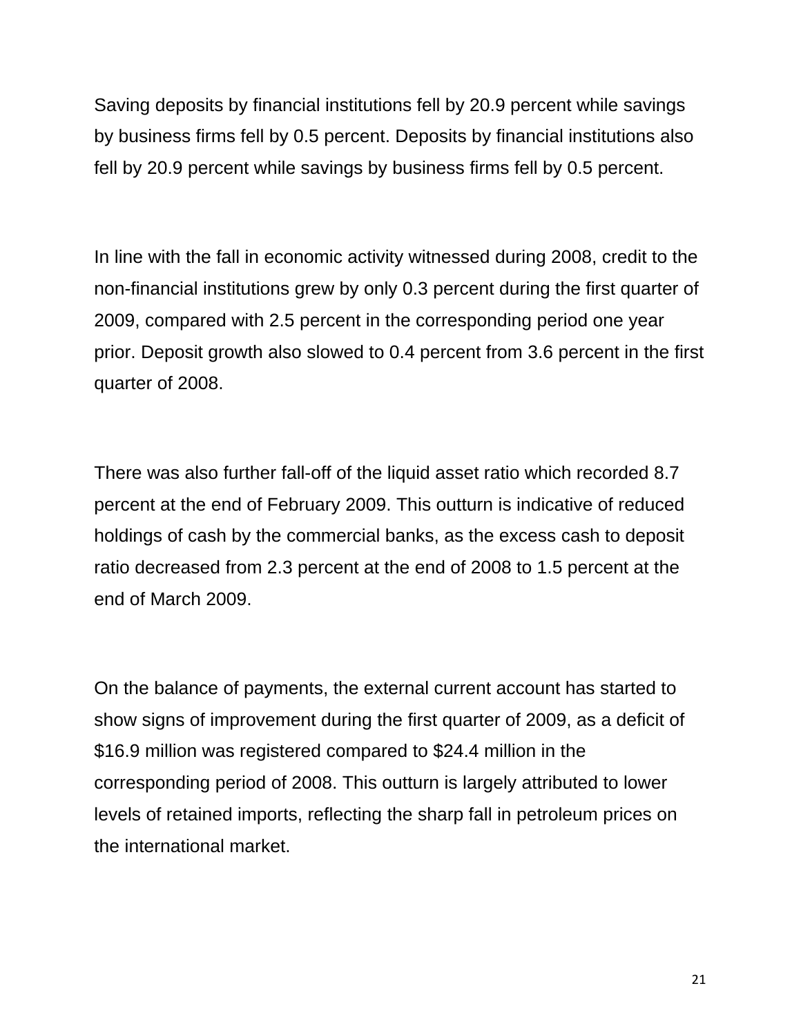Saving deposits by financial institutions fell by 20.9 percent while savings by business firms fell by 0.5 percent. Deposits by financial institutions also fell by 20.9 percent while savings by business firms fell by 0.5 percent.

In line with the fall in economic activity witnessed during 2008, credit to the non-financial institutions grew by only 0.3 percent during the first quarter of 2009, compared with 2.5 percent in the corresponding period one year prior. Deposit growth also slowed to 0.4 percent from 3.6 percent in the first quarter of 2008.

There was also further fall-off of the liquid asset ratio which recorded 8.7 percent at the end of February 2009. This outturn is indicative of reduced holdings of cash by the commercial banks, as the excess cash to deposit ratio decreased from 2.3 percent at the end of 2008 to 1.5 percent at the end of March 2009.

On the balance of payments, the external current account has started to show signs of improvement during the first quarter of 2009, as a deficit of $16.9 million was registered compared to $24.4 million in the corresponding period of 2008. This outturn is largely attributed to lower levels of retained imports, reflecting the sharp fall in petroleum prices on the international market.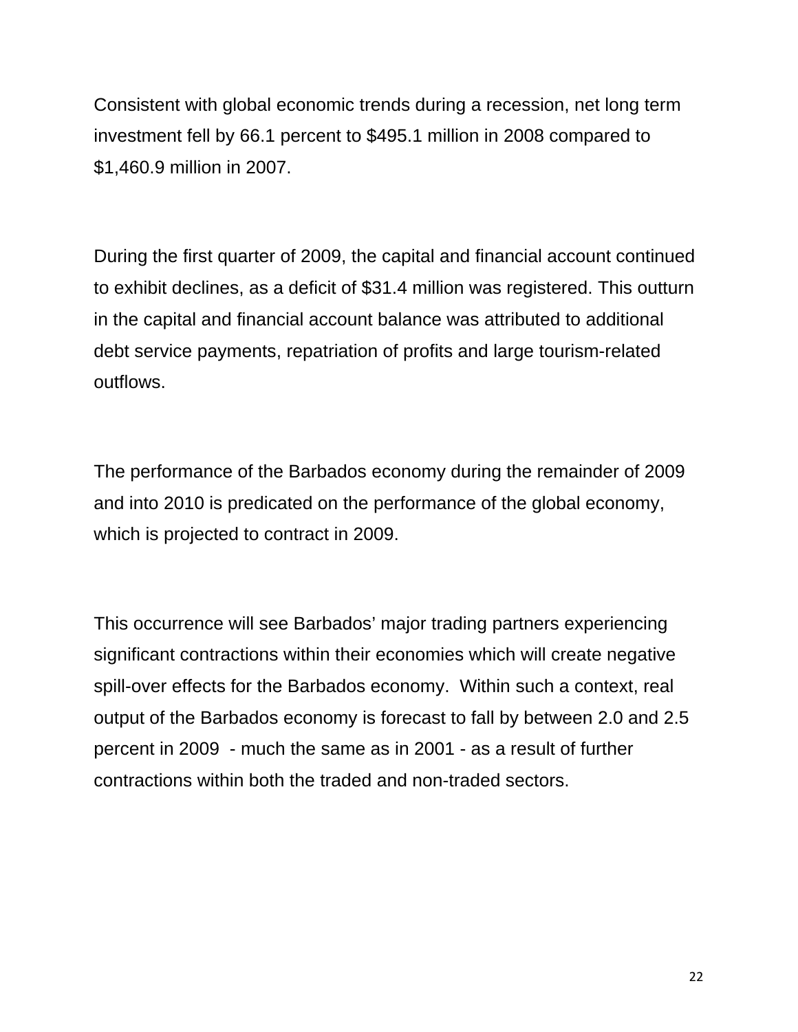Consistent with global economic trends during a recession, net long term investment fell by 66.1 percent to $495.1 million in 2008 compared to $1,460.9 million in 2007.

During the first quarter of 2009, the capital and financial account continued to exhibit declines, as a deficit of $31.4 million was registered. This outturn in the capital and financial account balance was attributed to additional debt service payments, repatriation of profits and large tourism-related outflows.

The performance of the Barbados economy during the remainder of 2009 and into 2010 is predicated on the performance of the global economy, which is projected to contract in 2009.

This occurrence will see Barbados' major trading partners experiencing significant contractions within their economies which will create negative spill-over effects for the Barbados economy. Within such a context, real output of the Barbados economy is forecast to fall by between 2.0 and 2.5 percent in 2009 - much the same as in 2001 - as a result of further contractions within both the traded and non-traded sectors.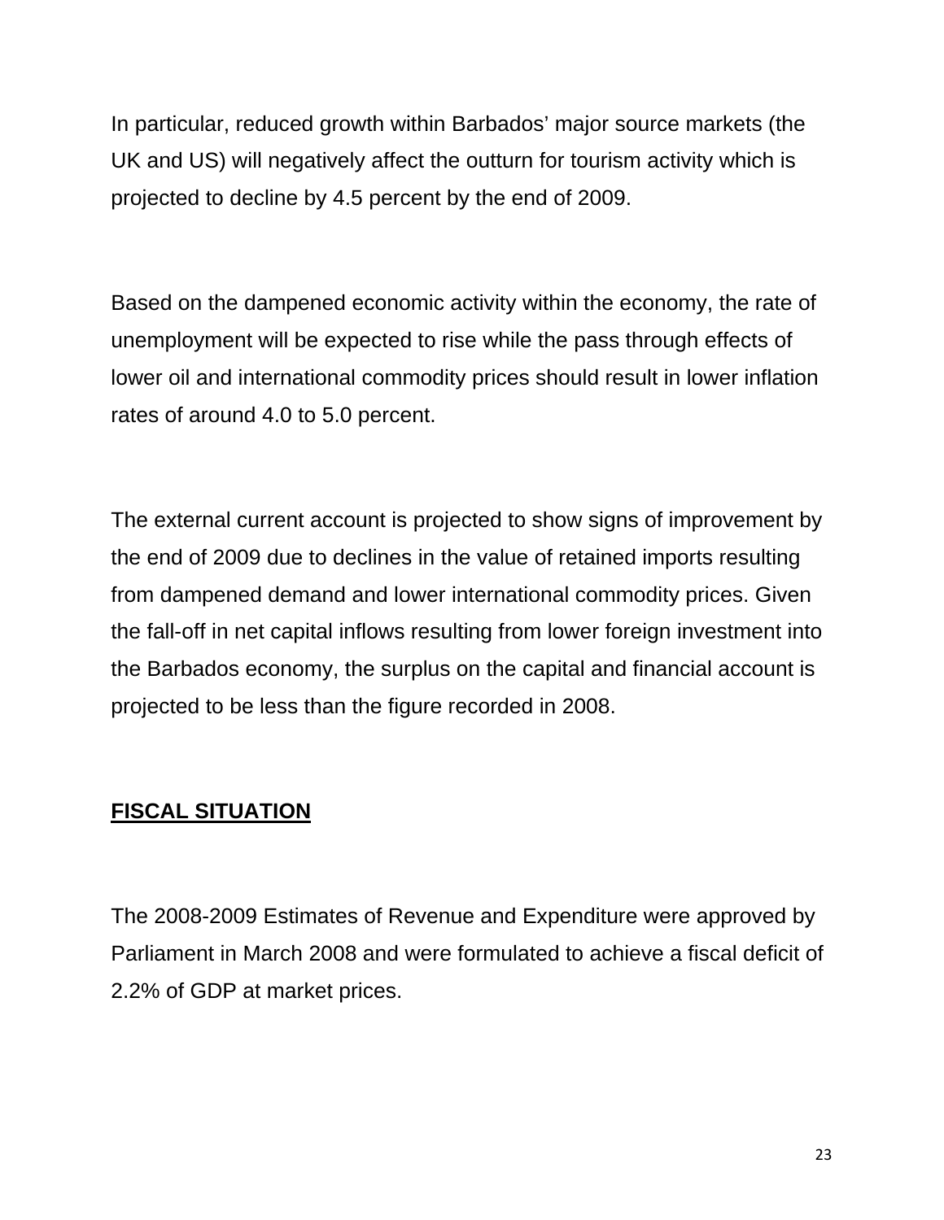In particular, reduced growth within Barbados' major source markets (the UK and US) will negatively affect the outturn for tourism activity which is projected to decline by 4.5 percent by the end of 2009.

Based on the dampened economic activity within the economy, the rate of unemployment will be expected to rise while the pass through effects of lower oil and international commodity prices should result in lower inflation rates of around 4.0 to 5.0 percent.

The external current account is projected to show signs of improvement by the end of 2009 due to declines in the value of retained imports resulting from dampened demand and lower international commodity prices. Given the fall-off in net capital inflows resulting from lower foreign investment into the Barbados economy, the surplus on the capital and financial account is projected to be less than the figure recorded in 2008.

## **FISCAL SITUATION**

The 2008-2009 Estimates of Revenue and Expenditure were approved by Parliament in March 2008 and were formulated to achieve a fiscal deficit of 2.2% of GDP at market prices.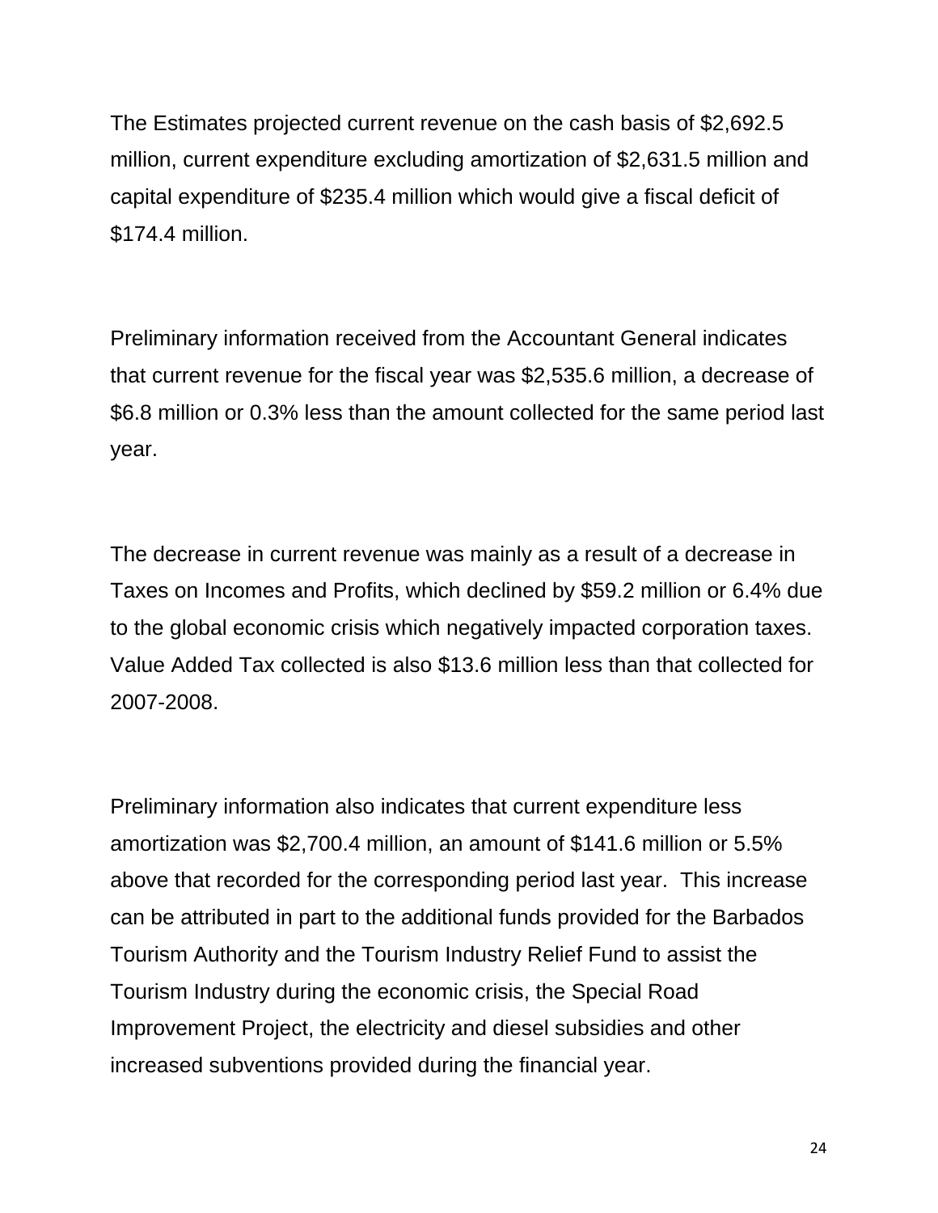The Estimates projected current revenue on the cash basis of $2,692.5 million, current expenditure excluding amortization of $2,631.5 million and capital expenditure of $235.4 million which would give a fiscal deficit of $174.4 million.

Preliminary information received from the Accountant General indicates that current revenue for the fiscal year was $2,535.6 million, a decrease of $6.8 million or 0.3% less than the amount collected for the same period last year.

The decrease in current revenue was mainly as a result of a decrease in Taxes on Incomes and Profits, which declined by $59.2 million or 6.4% due to the global economic crisis which negatively impacted corporation taxes. Value Added Tax collected is also $13.6 million less than that collected for 2007-2008.

Preliminary information also indicates that current expenditure less amortization was $2,700.4 million, an amount of $141.6 million or 5.5% above that recorded for the corresponding period last year. This increase can be attributed in part to the additional funds provided for the Barbados Tourism Authority and the Tourism Industry Relief Fund to assist the Tourism Industry during the economic crisis, the Special Road Improvement Project, the electricity and diesel subsidies and other increased subventions provided during the financial year.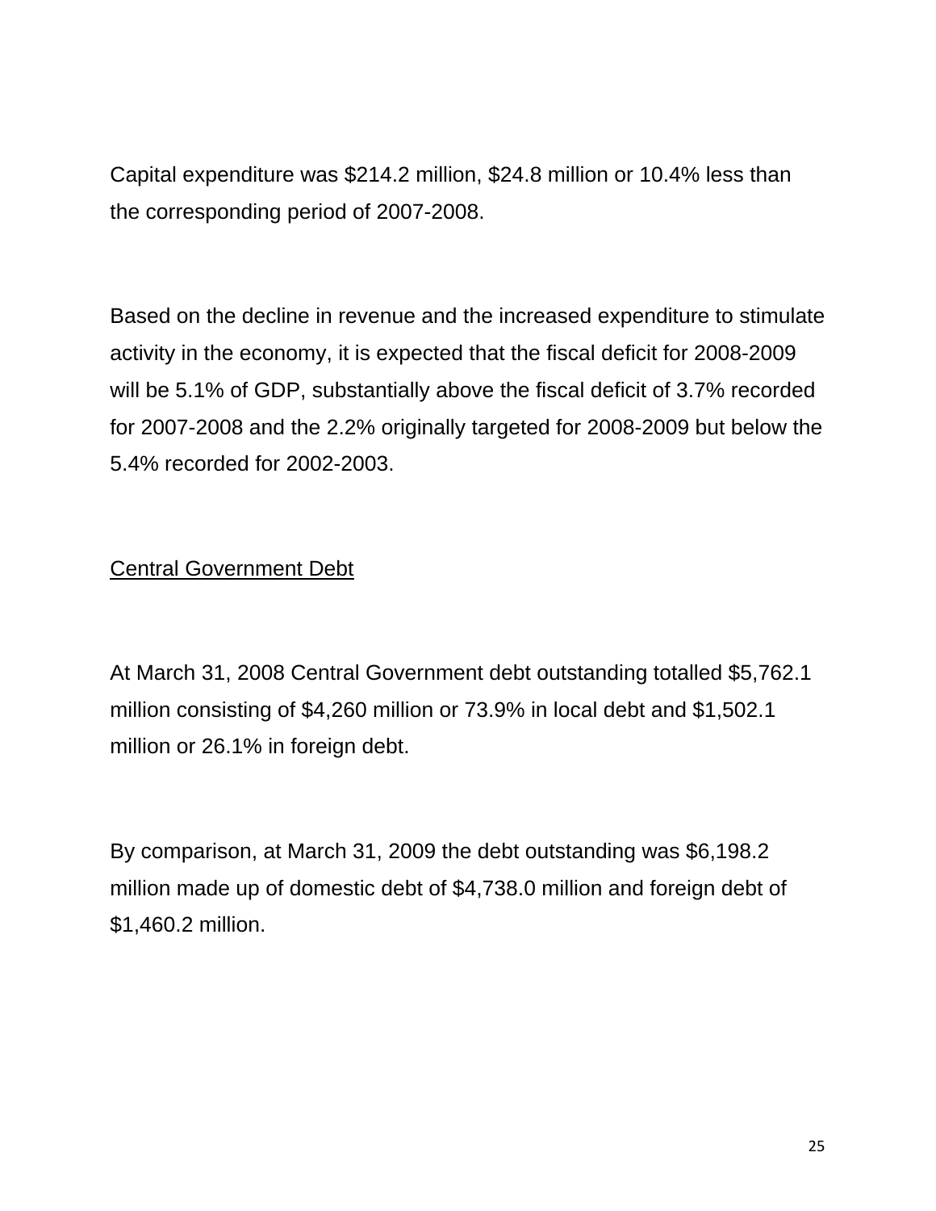Capital expenditure was $214.2 million, $24.8 million or 10.4% less than the corresponding period of 2007-2008.

Based on the decline in revenue and the increased expenditure to stimulate activity in the economy, it is expected that the fiscal deficit for 2008-2009 will be 5.1% of GDP, substantially above the fiscal deficit of 3.7% recorded for 2007-2008 and the 2.2% originally targeted for 2008-2009 but below the 5.4% recorded for 2002-2003.

<u>Central Government Debt</u>

At March 31, 2008 Central Government debt outstanding totalled $5,762.1 million consisting of $4,260 million or 73.9% in local debt and $1,502.1 million or 26.1% in foreign debt.

By comparison, at March 31, 2009 the debt outstanding was $6,198.2 million made up of domestic debt of $4,738.0 million and foreign debt of $1,460.2 million.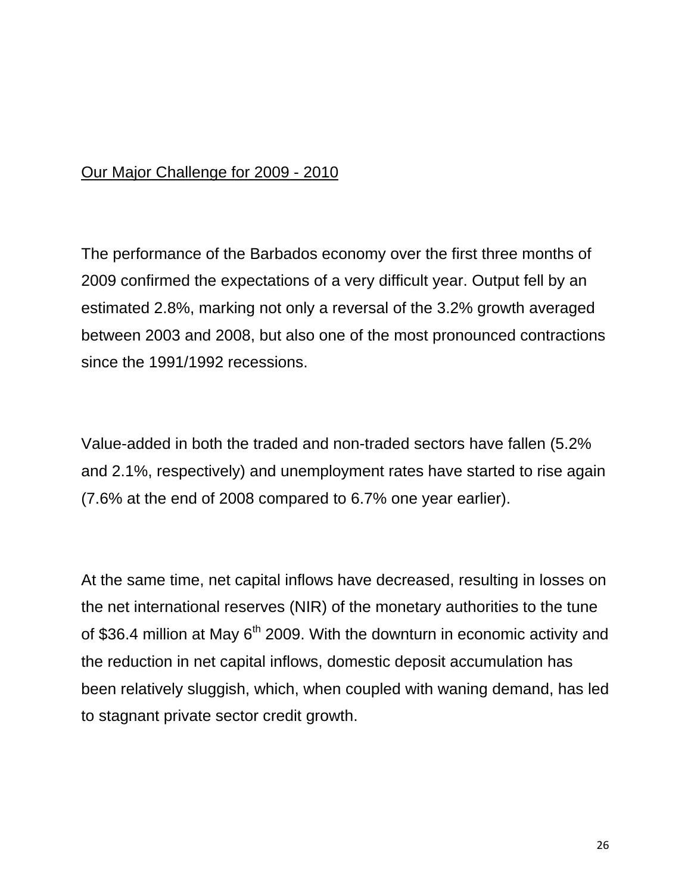## Our Major Challenge for 2009 - 2010

The performance of the Barbados economy over the first three months of 2009 confirmed the expectations of a very difficult year. Output fell by an estimated 2.8%, marking not only a reversal of the 3.2% growth averaged between 2003 and 2008, but also one of the most pronounced contractions since the 1991/1992 recessions.

Value-added in both the traded and non-traded sectors have fallen (5.2% and 2.1%, respectively) and unemployment rates have started to rise again (7.6% at the end of 2008 compared to 6.7% one year earlier).

At the same time, net capital inflows have decreased, resulting in losses on the net international reserves (NIR) of the monetary authorities to the tune of $36.4 million at May 6th 2009. With the downturn in economic activity and the reduction in net capital inflows, domestic deposit accumulation has been relatively sluggish, which, when coupled with waning demand, has led to stagnant private sector credit growth.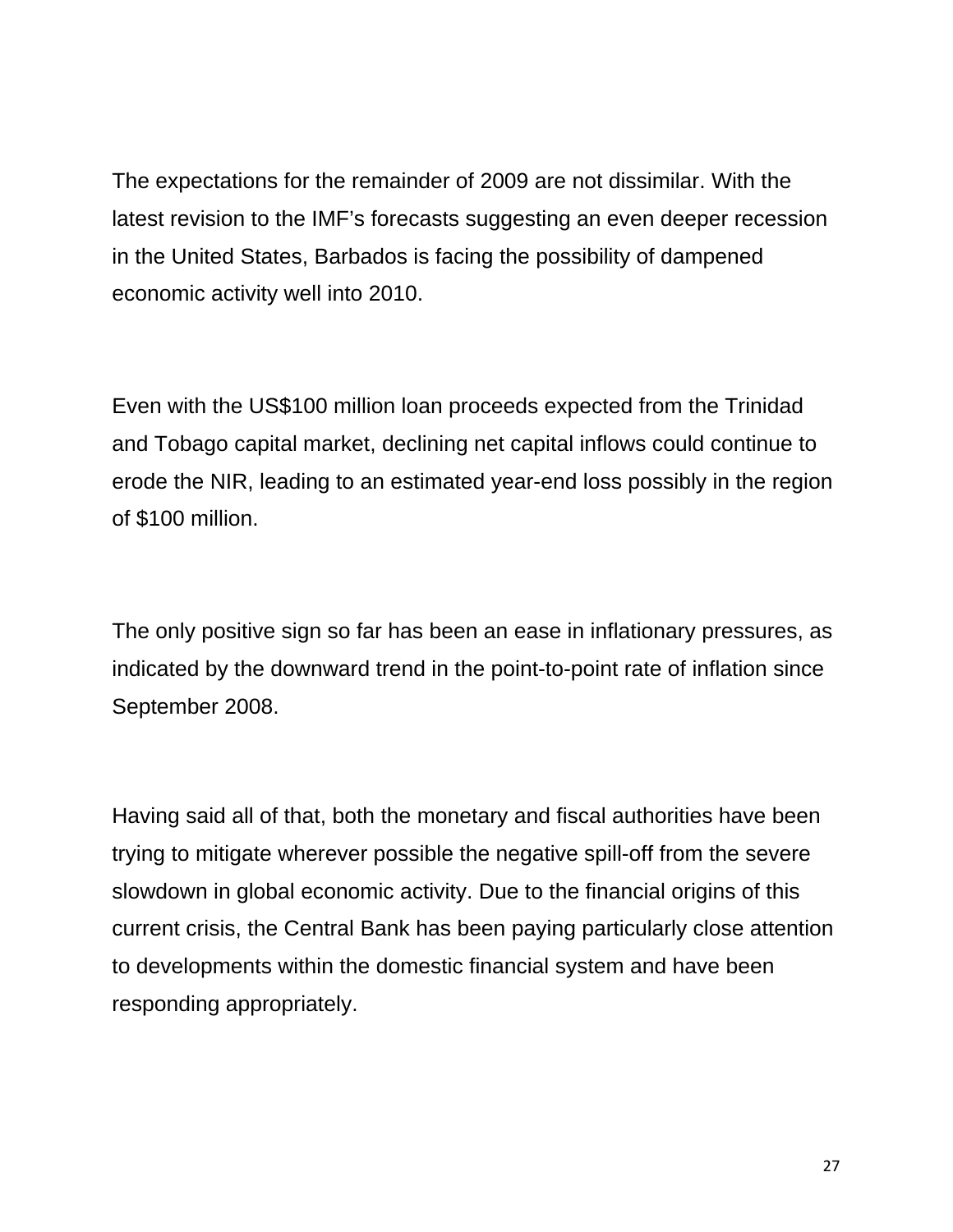The expectations for the remainder of 2009 are not dissimilar. With the latest revision to the IMF's forecasts suggesting an even deeper recession in the United States, Barbados is facing the possibility of dampened economic activity well into 2010.

Even with the US$100 million loan proceeds expected from the Trinidad and Tobago capital market, declining net capital inflows could continue to erode the NIR, leading to an estimated year-end loss possibly in the region of $100 million.

The only positive sign so far has been an ease in inflationary pressures, as indicated by the downward trend in the point-to-point rate of inflation since September 2008.

Having said all of that, both the monetary and fiscal authorities have been trying to mitigate wherever possible the negative spill-off from the severe slowdown in global economic activity. Due to the financial origins of this current crisis, the Central Bank has been paying particularly close attention to developments within the domestic financial system and have been responding appropriately.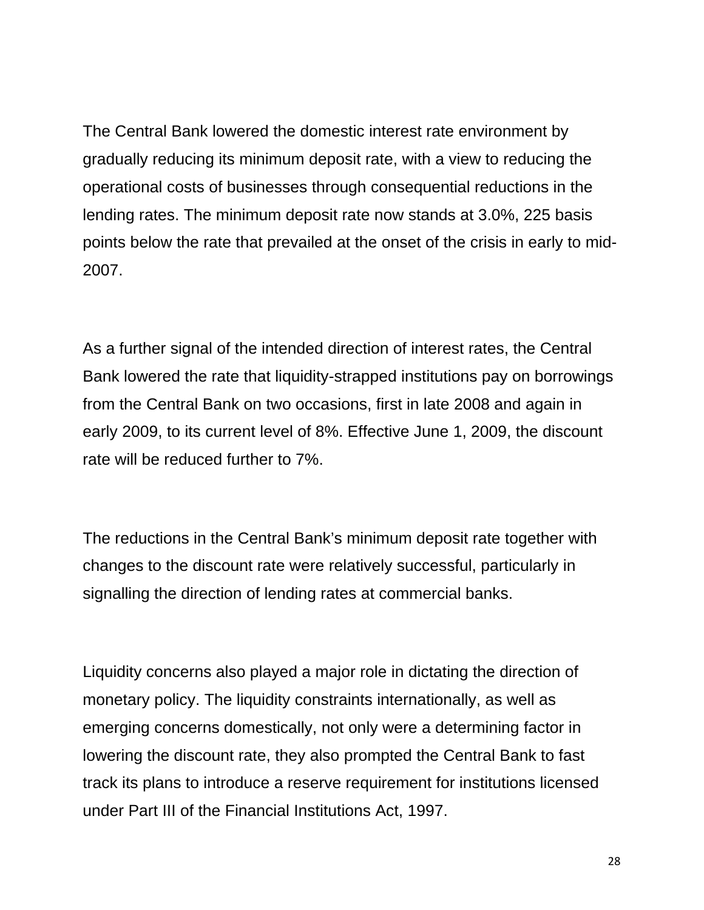The Central Bank lowered the domestic interest rate environment by gradually reducing its minimum deposit rate, with a view to reducing the operational costs of businesses through consequential reductions in the lending rates. The minimum deposit rate now stands at 3.0%, 225 basis points below the rate that prevailed at the onset of the crisis in early to mid-2007.

As a further signal of the intended direction of interest rates, the Central Bank lowered the rate that liquidity-strapped institutions pay on borrowings from the Central Bank on two occasions, first in late 2008 and again in early 2009, to its current level of 8%. Effective June 1, 2009, the discount rate will be reduced further to 7%.

The reductions in the Central Bank's minimum deposit rate together with changes to the discount rate were relatively successful, particularly in signalling the direction of lending rates at commercial banks.

Liquidity concerns also played a major role in dictating the direction of monetary policy. The liquidity constraints internationally, as well as emerging concerns domestically, not only were a determining factor in lowering the discount rate, they also prompted the Central Bank to fast track its plans to introduce a reserve requirement for institutions licensed under Part III of the Financial Institutions Act, 1997.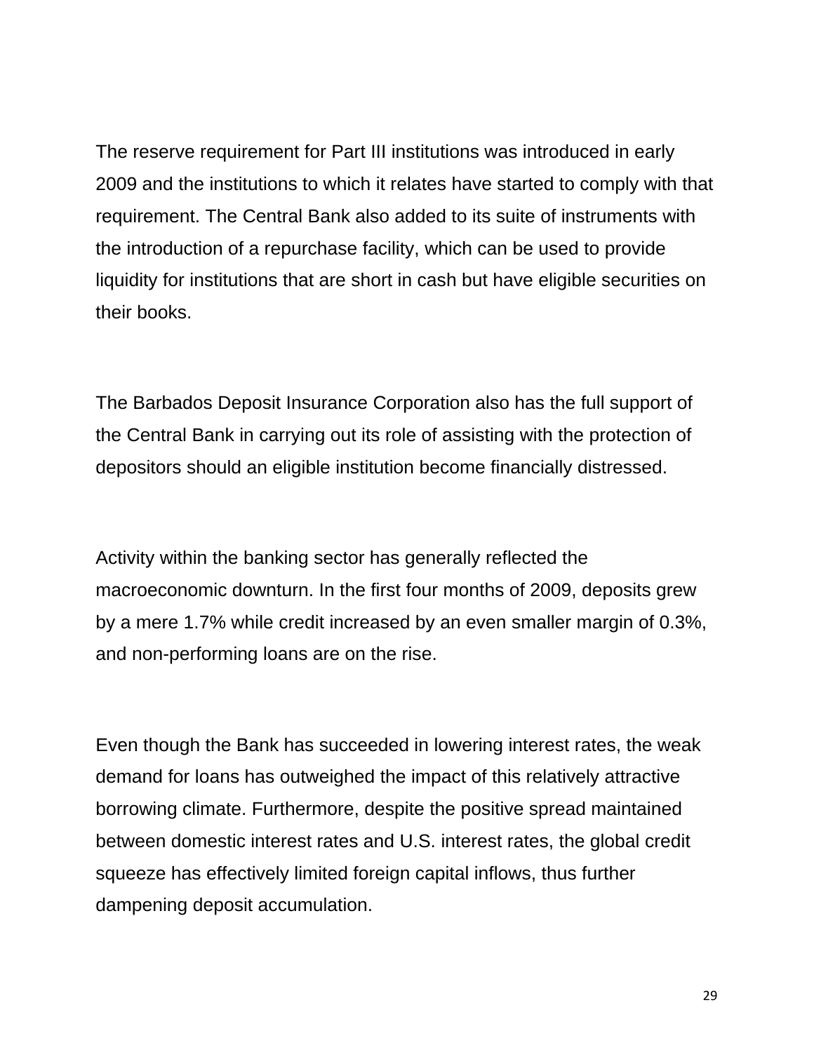The reserve requirement for Part III institutions was introduced in early 2009 and the institutions to which it relates have started to comply with that requirement. The Central Bank also added to its suite of instruments with the introduction of a repurchase facility, which can be used to provide liquidity for institutions that are short in cash but have eligible securities on their books.

The Barbados Deposit Insurance Corporation also has the full support of the Central Bank in carrying out its role of assisting with the protection of depositors should an eligible institution become financially distressed.

Activity within the banking sector has generally reflected the macroeconomic downturn. In the first four months of 2009, deposits grew by a mere 1.7% while credit increased by an even smaller margin of 0.3%, and non-performing loans are on the rise.

Even though the Bank has succeeded in lowering interest rates, the weak demand for loans has outweighed the impact of this relatively attractive borrowing climate. Furthermore, despite the positive spread maintained between domestic interest rates and U.S. interest rates, the global credit squeeze has effectively limited foreign capital inflows, thus further dampening deposit accumulation.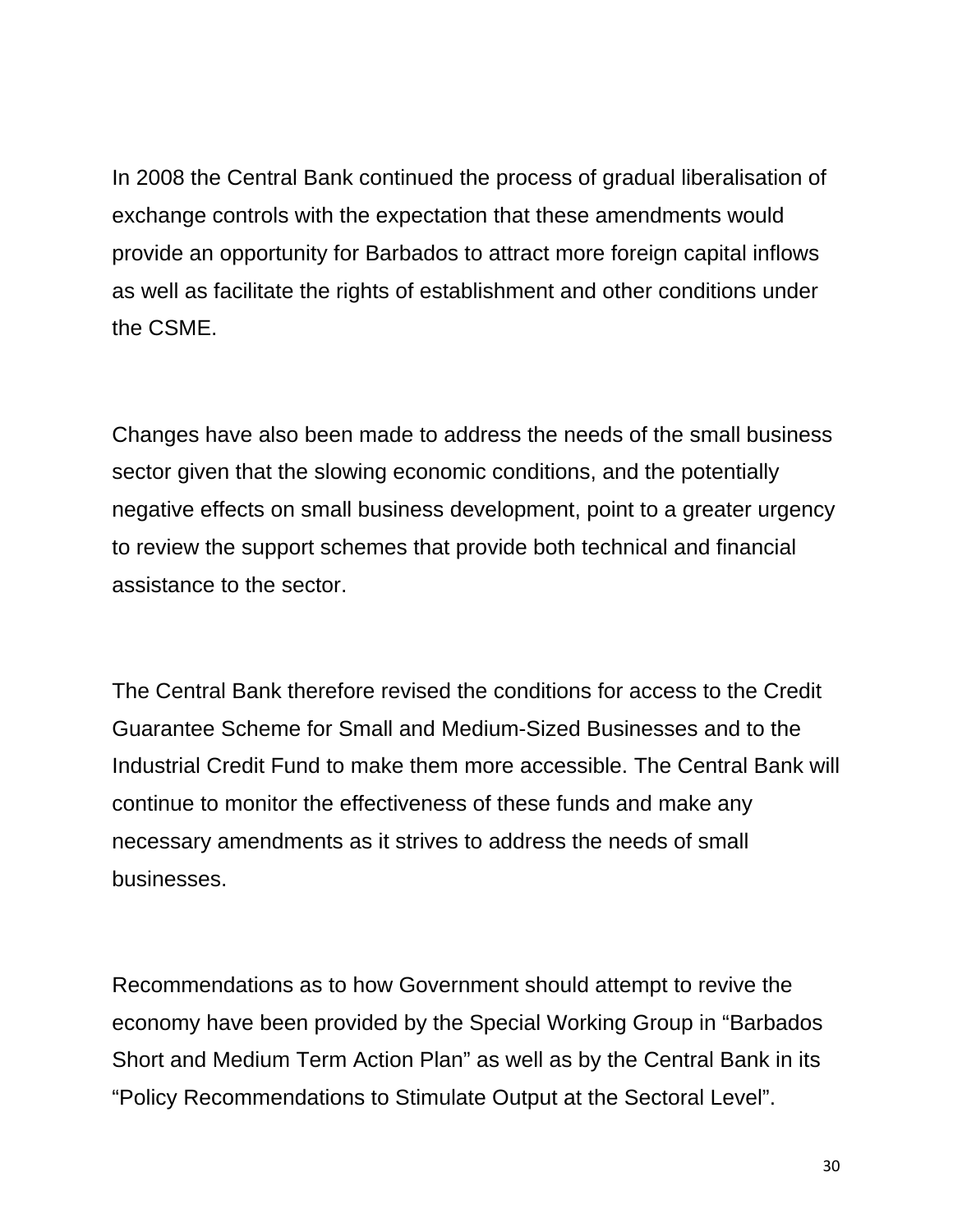In 2008 the Central Bank continued the process of gradual liberalisation of exchange controls with the expectation that these amendments would provide an opportunity for Barbados to attract more foreign capital inflows as well as facilitate the rights of establishment and other conditions under the CSME.

Changes have also been made to address the needs of the small business sector given that the slowing economic conditions, and the potentially negative effects on small business development, point to a greater urgency to review the support schemes that provide both technical and financial assistance to the sector.

The Central Bank therefore revised the conditions for access to the Credit Guarantee Scheme for Small and Medium-Sized Businesses and to the Industrial Credit Fund to make them more accessible. The Central Bank will continue to monitor the effectiveness of these funds and make any necessary amendments as it strives to address the needs of small businesses.

Recommendations as to how Government should attempt to revive the economy have been provided by the Special Working Group in “Barbados Short and Medium Term Action Plan” as well as by the Central Bank in its “Policy Recommendations to Stimulate Output at the Sectoral Level”.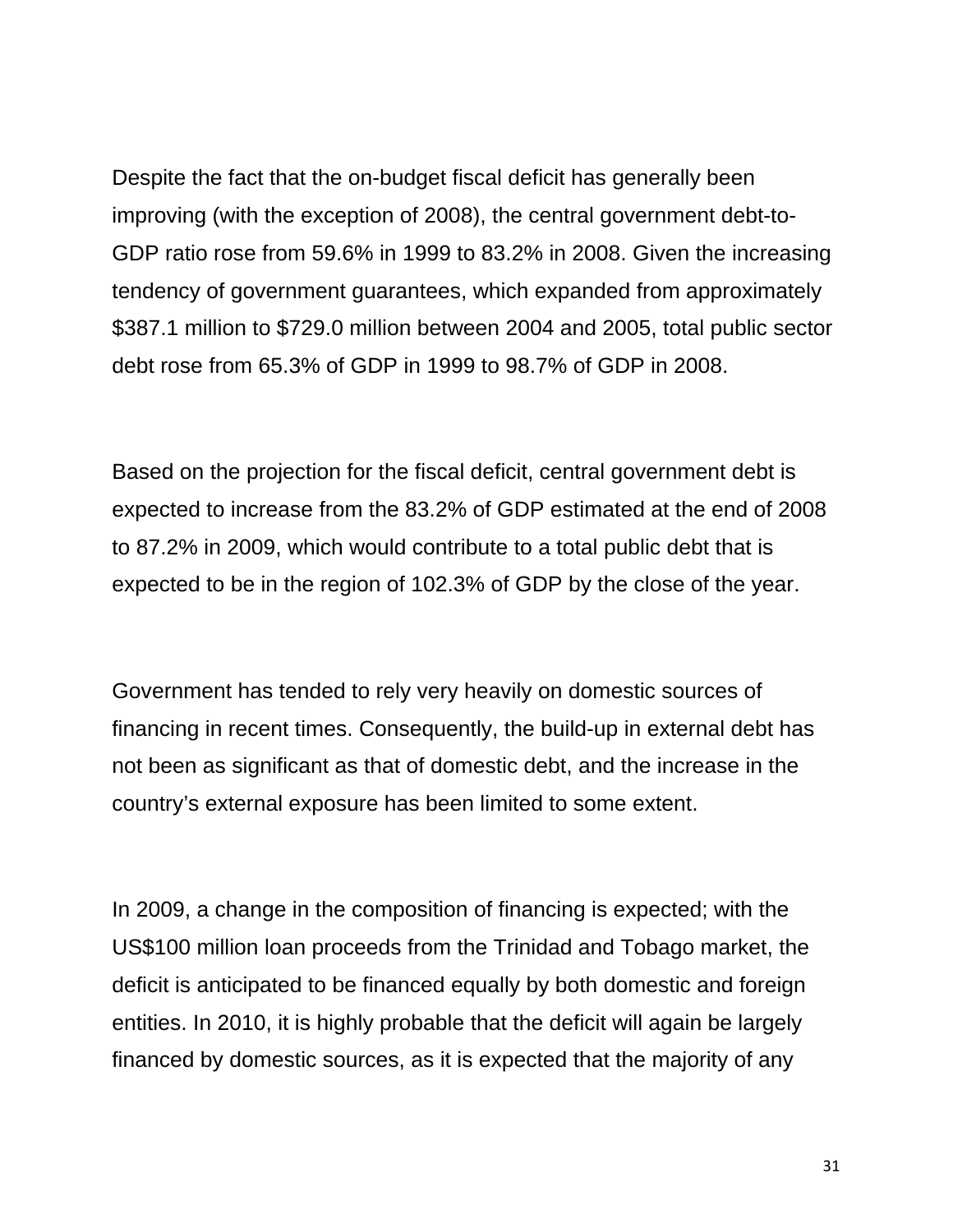Despite the fact that the on-budget fiscal deficit has generally been improving (with the exception of 2008), the central government debt-to-GDP ratio rose from 59.6% in 1999 to 83.2% in 2008. Given the increasing tendency of government guarantees, which expanded from approximately $387.1 million to $729.0 million between 2004 and 2005, total public sector debt rose from 65.3% of GDP in 1999 to 98.7% of GDP in 2008.

Based on the projection for the fiscal deficit, central government debt is expected to increase from the 83.2% of GDP estimated at the end of 2008 to 87.2% in 2009, which would contribute to a total public debt that is expected to be in the region of 102.3% of GDP by the close of the year.

Government has tended to rely very heavily on domestic sources of financing in recent times. Consequently, the build-up in external debt has not been as significant as that of domestic debt, and the increase in the country's external exposure has been limited to some extent.

In 2009, a change in the composition of financing is expected; with the US$100 million loan proceeds from the Trinidad and Tobago market, the deficit is anticipated to be financed equally by both domestic and foreign entities. In 2010, it is highly probable that the deficit will again be largely financed by domestic sources, as it is expected that the majority of any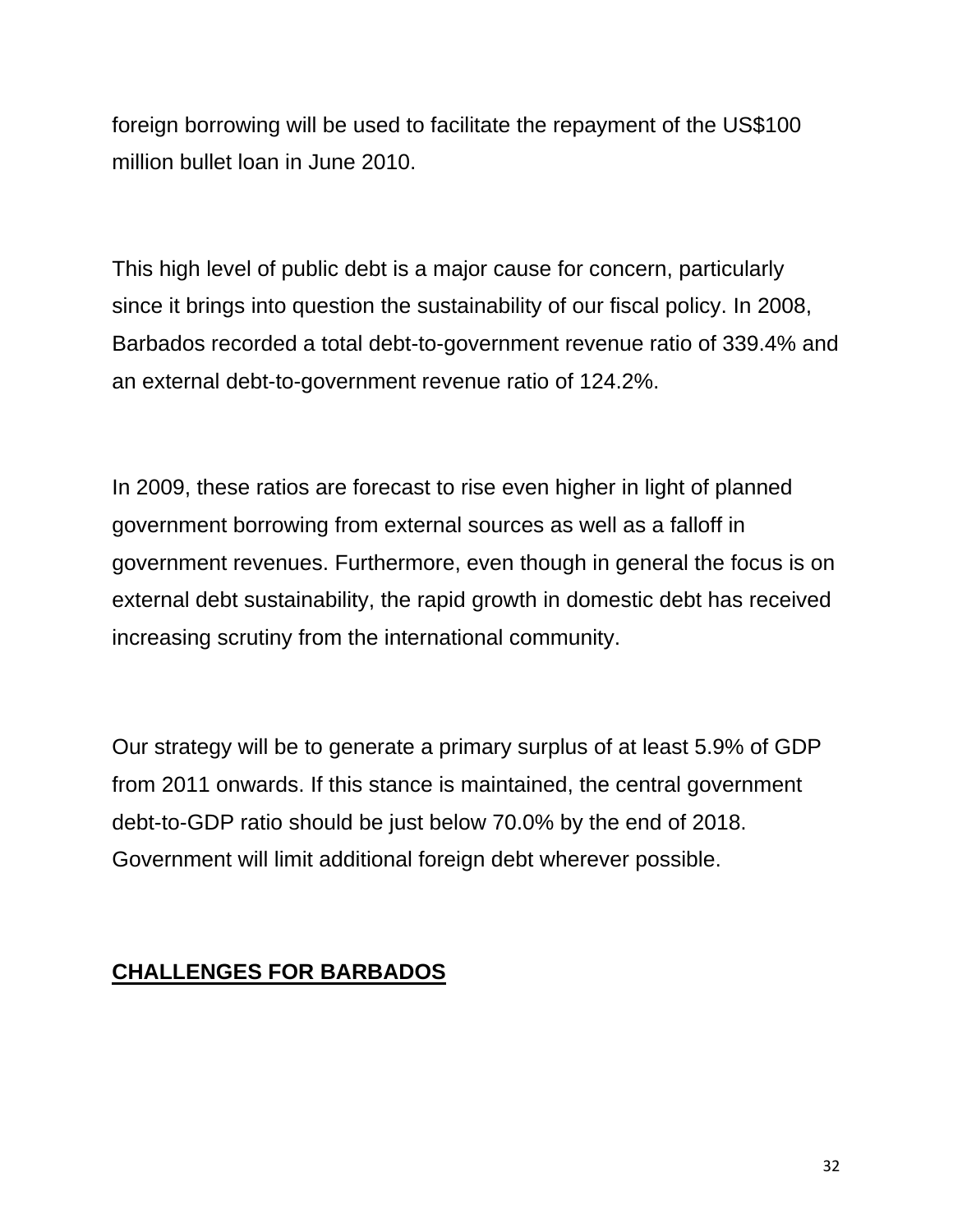foreign borrowing will be used to facilitate the repayment of the US$100 million bullet loan in June 2010.

This high level of public debt is a major cause for concern, particularly since it brings into question the sustainability of our fiscal policy. In 2008, Barbados recorded a total debt-to-government revenue ratio of 339.4% and an external debt-to-government revenue ratio of 124.2%.

In 2009, these ratios are forecast to rise even higher in light of planned government borrowing from external sources as well as a falloff in government revenues. Furthermore, even though in general the focus is on external debt sustainability, the rapid growth in domestic debt has received increasing scrutiny from the international community.

Our strategy will be to generate a primary surplus of at least 5.9% of GDP from 2011 onwards. If this stance is maintained, the central government debt-to-GDP ratio should be just below 70.0% by the end of 2018. Government will limit additional foreign debt wherever possible.

## CHALLENGES FOR BARBADOS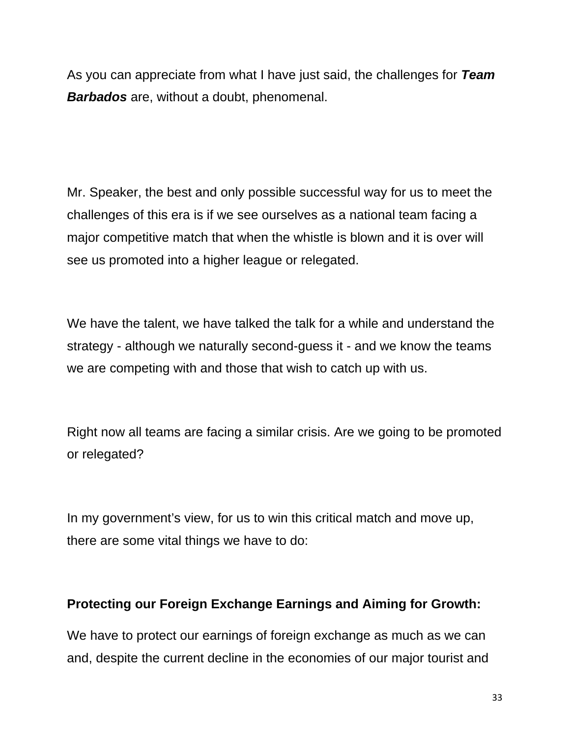As you can appreciate from what I have just said, the challenges for ***Team Barbados*** are, without a doubt, phenomenal.

Mr. Speaker, the best and only possible successful way for us to meet the challenges of this era is if we see ourselves as a national team facing a major competitive match that when the whistle is blown and it is over will see us promoted into a higher league or relegated.

We have the talent, we have talked the talk for a while and understand the strategy - although we naturally second-guess it - and we know the teams we are competing with and those that wish to catch up with us.

Right now all teams are facing a similar crisis. Are we going to be promoted or relegated?

In my government's view, for us to win this critical match and move up, there are some vital things we have to do:

**Protecting our Foreign Exchange Earnings and Aiming for Growth:**

We have to protect our earnings of foreign exchange as much as we can and, despite the current decline in the economies of our major tourist and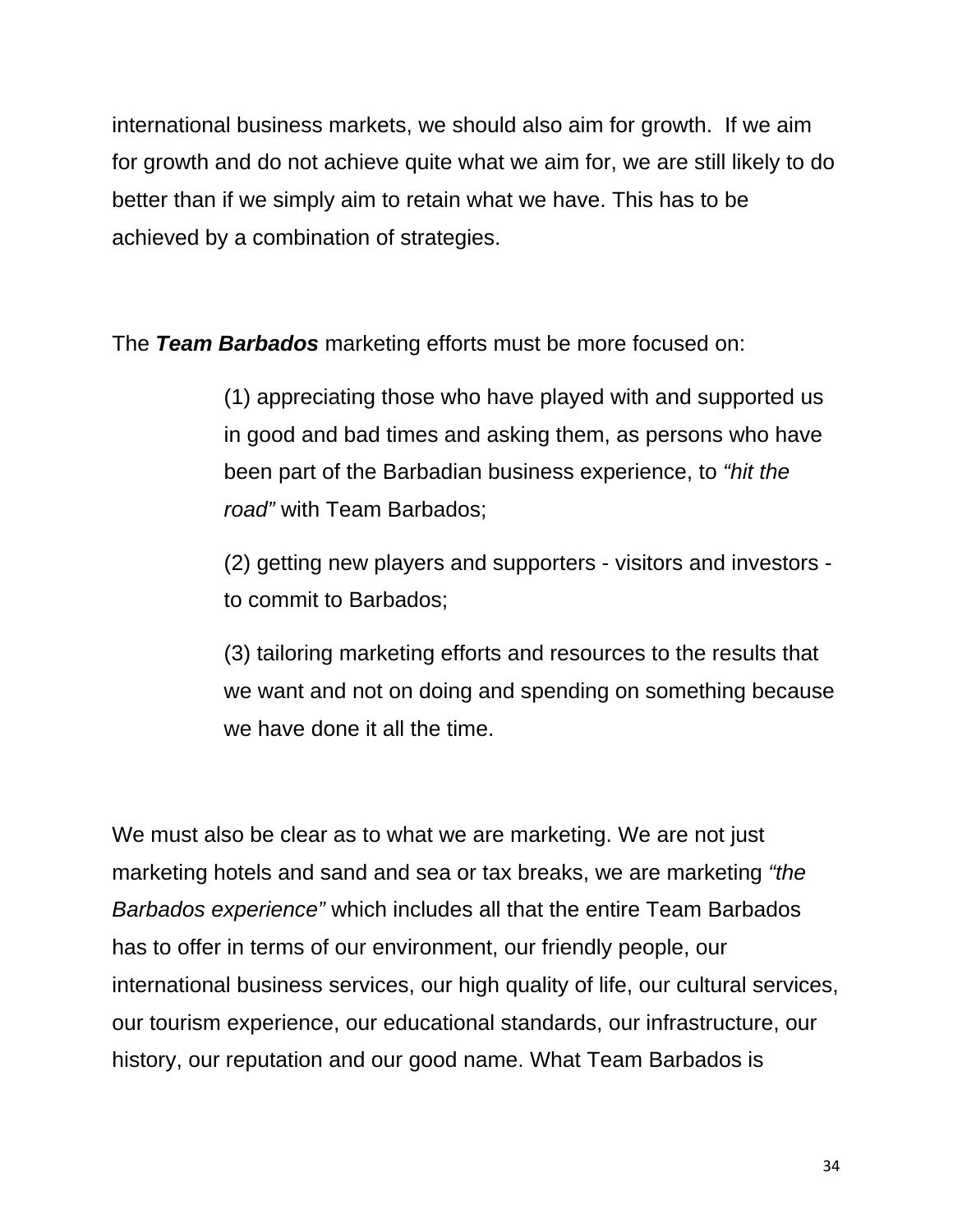international business markets, we should also aim for growth.  If we aim for growth and do not achieve quite what we aim for, we are still likely to do better than if we simply aim to retain what we have. This has to be achieved by a combination of strategies.

The ***Team Barbados*** marketing efforts must be more focused on:

> (1) appreciating those who have played with and supported us in good and bad times and asking them, as persons who have been part of the Barbadian business experience, to *"hit the road"* with Team Barbados;
>
> (2) getting new players and supporters - visitors and investors - to commit to Barbados;
>
> (3) tailoring marketing efforts and resources to the results that we want and not on doing and spending on something because we have done it all the time.

We must also be clear as to what we are marketing. We are not just marketing hotels and sand and sea or tax breaks, we are marketing *"the Barbados experience"* which includes all that the entire Team Barbados has to offer in terms of our environment, our friendly people, our international business services, our high quality of life, our cultural services, our tourism experience, our educational standards, our infrastructure, our history, our reputation and our good name. What Team Barbados is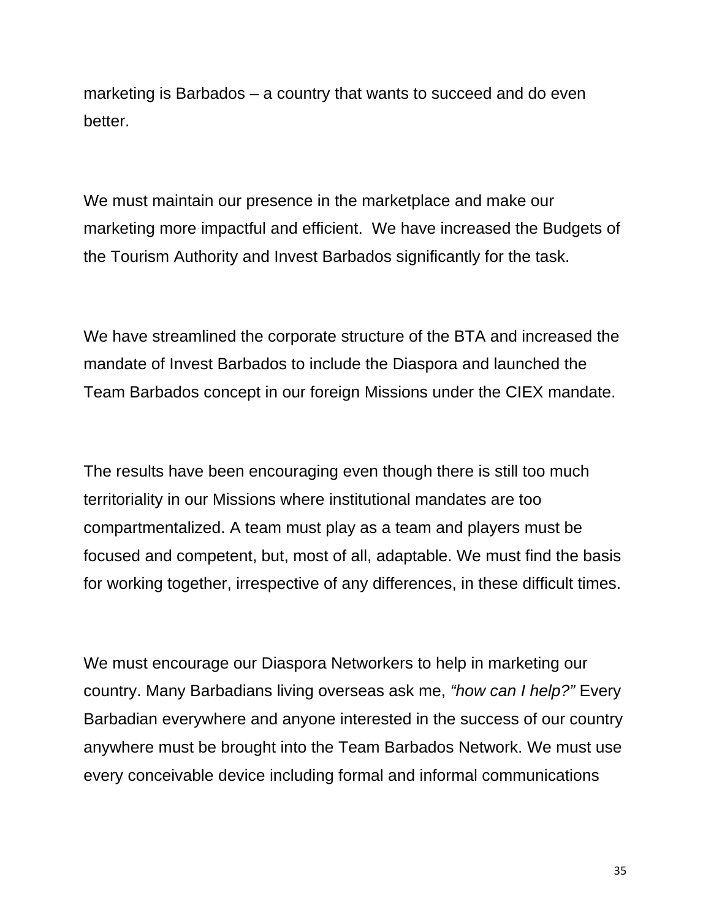marketing is Barbados – a country that wants to succeed and do even better.

We must maintain our presence in the marketplace and make our marketing more impactful and efficient. We have increased the Budgets of the Tourism Authority and Invest Barbados significantly for the task.

We have streamlined the corporate structure of the BTA and increased the mandate of Invest Barbados to include the Diaspora and launched the Team Barbados concept in our foreign Missions under the CIEX mandate.

The results have been encouraging even though there is still too much territoriality in our Missions where institutional mandates are too compartmentalized. A team must play as a team and players must be focused and competent, but, most of all, adaptable. We must find the basis for working together, irrespective of any differences, in these difficult times.

We must encourage our Diaspora Networkers to help in marketing our country. Many Barbadians living overseas ask me, *"how can I help?"* Every Barbadian everywhere and anyone interested in the success of our country anywhere must be brought into the Team Barbados Network. We must use every conceivable device including formal and informal communications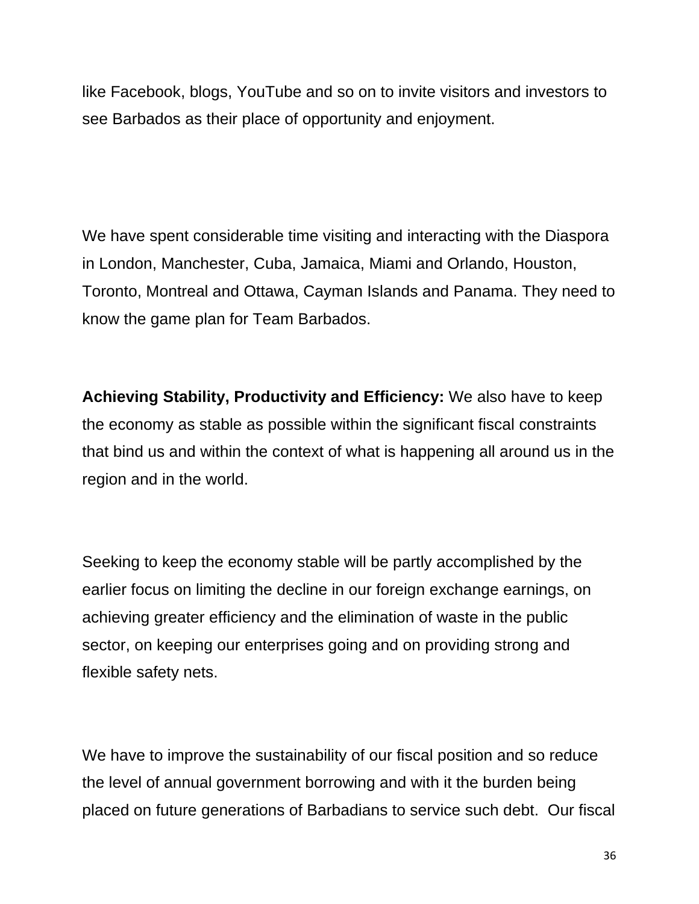like Facebook, blogs, YouTube and so on to invite visitors and investors to see Barbados as their place of opportunity and enjoyment.

We have spent considerable time visiting and interacting with the Diaspora in London, Manchester, Cuba, Jamaica, Miami and Orlando, Houston, Toronto, Montreal and Ottawa, Cayman Islands and Panama. They need to know the game plan for Team Barbados.

**Achieving Stability, Productivity and Efficiency:** We also have to keep the economy as stable as possible within the significant fiscal constraints that bind us and within the context of what is happening all around us in the region and in the world.

Seeking to keep the economy stable will be partly accomplished by the earlier focus on limiting the decline in our foreign exchange earnings, on achieving greater efficiency and the elimination of waste in the public sector, on keeping our enterprises going and on providing strong and flexible safety nets.

We have to improve the sustainability of our fiscal position and so reduce the level of annual government borrowing and with it the burden being placed on future generations of Barbadians to service such debt. Our fiscal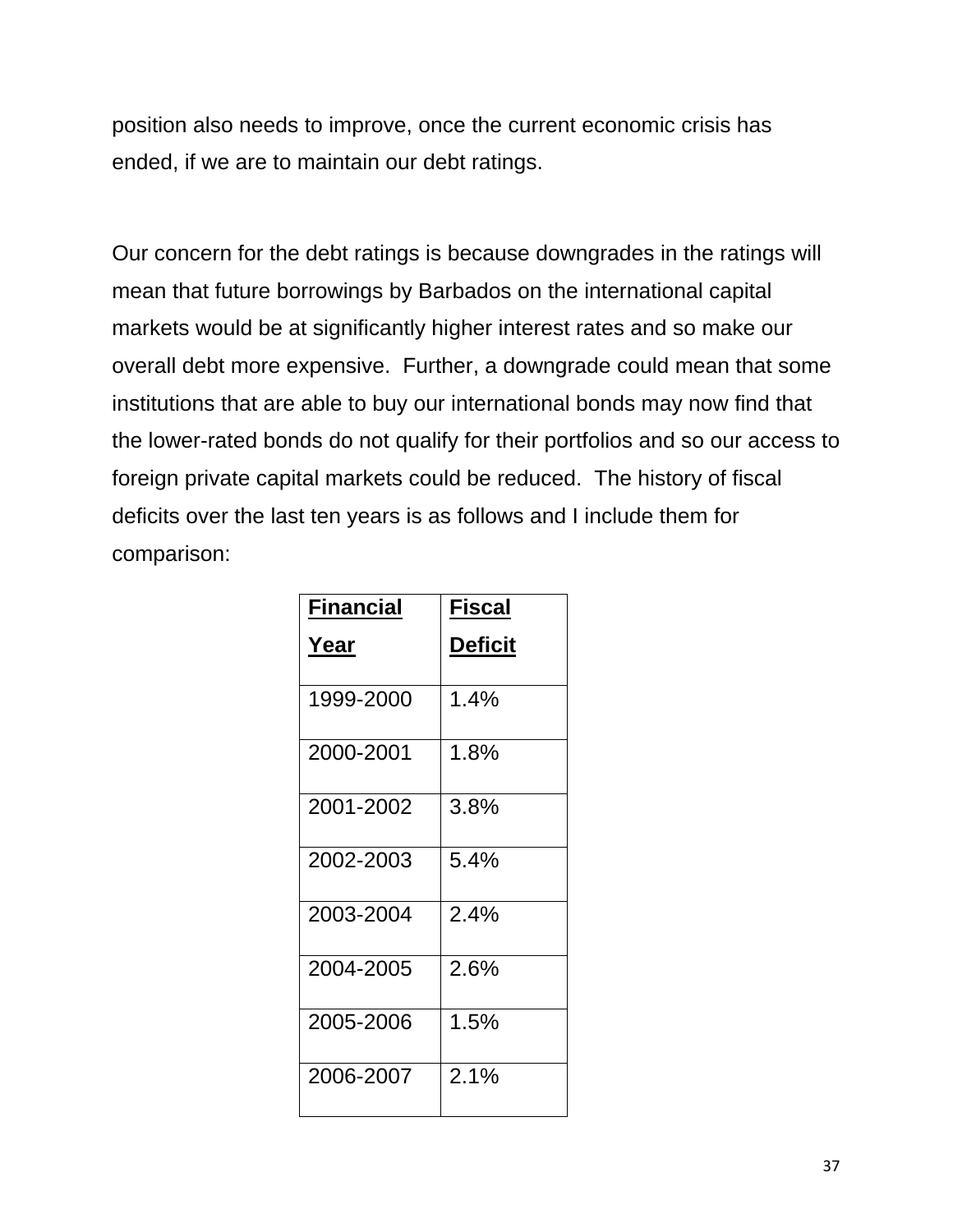position also needs to improve, once the current economic crisis has ended, if we are to maintain our debt ratings.

Our concern for the debt ratings is because downgrades in the ratings will mean that future borrowings by Barbados on the international capital markets would be at significantly higher interest rates and so make our overall debt more expensive. Further, a downgrade could mean that some institutions that are able to buy our international bonds may now find that the lower-rated bonds do not qualify for their portfolios and so our access to foreign private capital markets could be reduced. The history of fiscal deficits over the last ten years is as follows and I include them for comparison:

| **Financial Year** | **Fiscal Deficit** |
|---|---|
| 1999-2000 | 1.4% |
| 2000-2001 | 1.8% |
| 2001-2002 | 3.8% |
| 2002-2003 | 5.4% |
| 2003-2004 | 2.4% |
| 2004-2005 | 2.6% |
| 2005-2006 | 1.5% |
| 2006-2007 | 2.1% |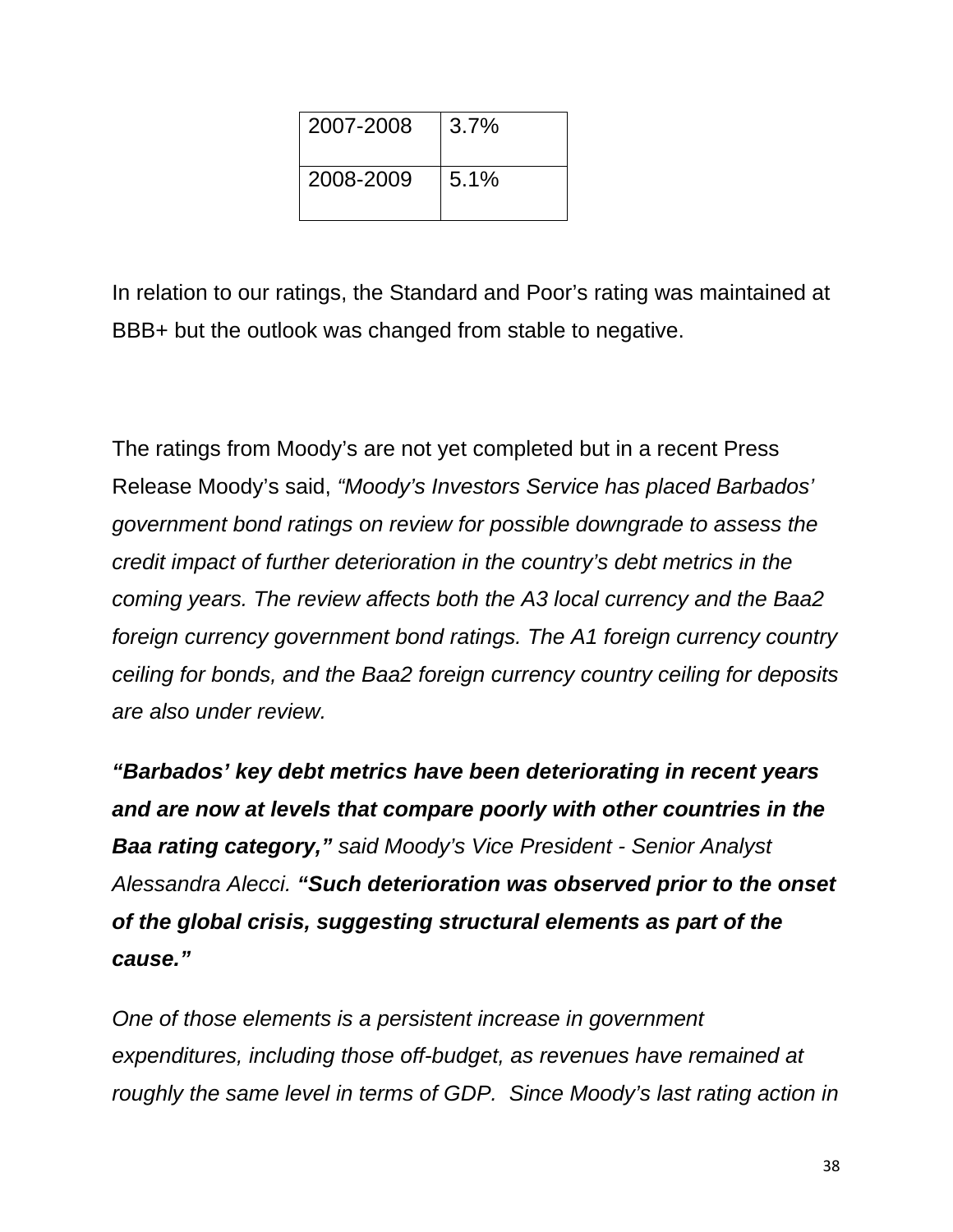| 2007-2008 | 3.7% |
| --- | --- |
| 2008-2009 | 5.1% |

In relation to our ratings, the Standard and Poor's rating was maintained at BBB+ but the outlook was changed from stable to negative.

The ratings from Moody's are not yet completed but in a recent Press Release Moody's said, *"Moody's Investors Service has placed Barbados' government bond ratings on review for possible downgrade to assess the credit impact of further deterioration in the country's debt metrics in the coming years. The review affects both the A3 local currency and the Baa2 foreign currency government bond ratings. The A1 foreign currency country ceiling for bonds, and the Baa2 foreign currency country ceiling for deposits are also under review.*

***"Barbados' key debt metrics have been deteriorating in recent years and are now at levels that compare poorly with other countries in the Baa rating category,"*** *said Moody's Vice President - Senior Analyst Alessandra Alecci.* ***"Such deterioration was observed prior to the onset of the global crisis, suggesting structural elements as part of the cause."***

*One of those elements is a persistent increase in government expenditures, including those off-budget, as revenues have remained at roughly the same level in terms of GDP. Since Moody's last rating action in*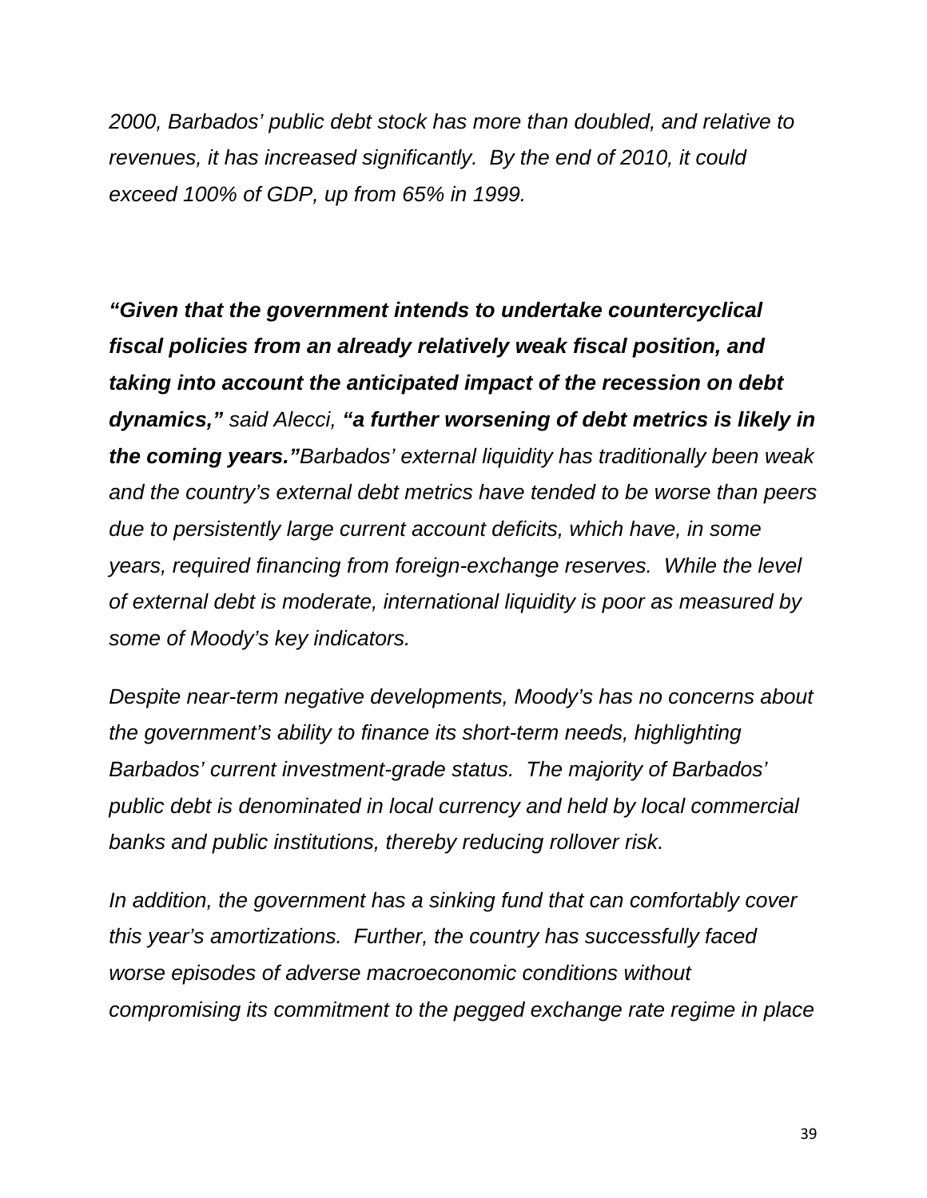*2000, Barbados' public debt stock has more than doubled, and relative to revenues, it has increased significantly. By the end of 2010, it could exceed 100% of GDP, up from 65% in 1999.*

***"Given that the government intends to undertake countercyclical fiscal policies from an already relatively weak fiscal position, and taking into account the anticipated impact of the recession on debt dynamics,"*** *said Alecci,* ***"a further worsening of debt metrics is likely in the coming years."****Barbados' external liquidity has traditionally been weak and the country's external debt metrics have tended to be worse than peers due to persistently large current account deficits, which have, in some years, required financing from foreign-exchange reserves. While the level of external debt is moderate, international liquidity is poor as measured by some of Moody's key indicators.*

*Despite near-term negative developments, Moody's has no concerns about the government's ability to finance its short-term needs, highlighting Barbados' current investment-grade status. The majority of Barbados' public debt is denominated in local currency and held by local commercial banks and public institutions, thereby reducing rollover risk.*

*In addition, the government has a sinking fund that can comfortably cover this year's amortizations. Further, the country has successfully faced worse episodes of adverse macroeconomic conditions without compromising its commitment to the pegged exchange rate regime in place*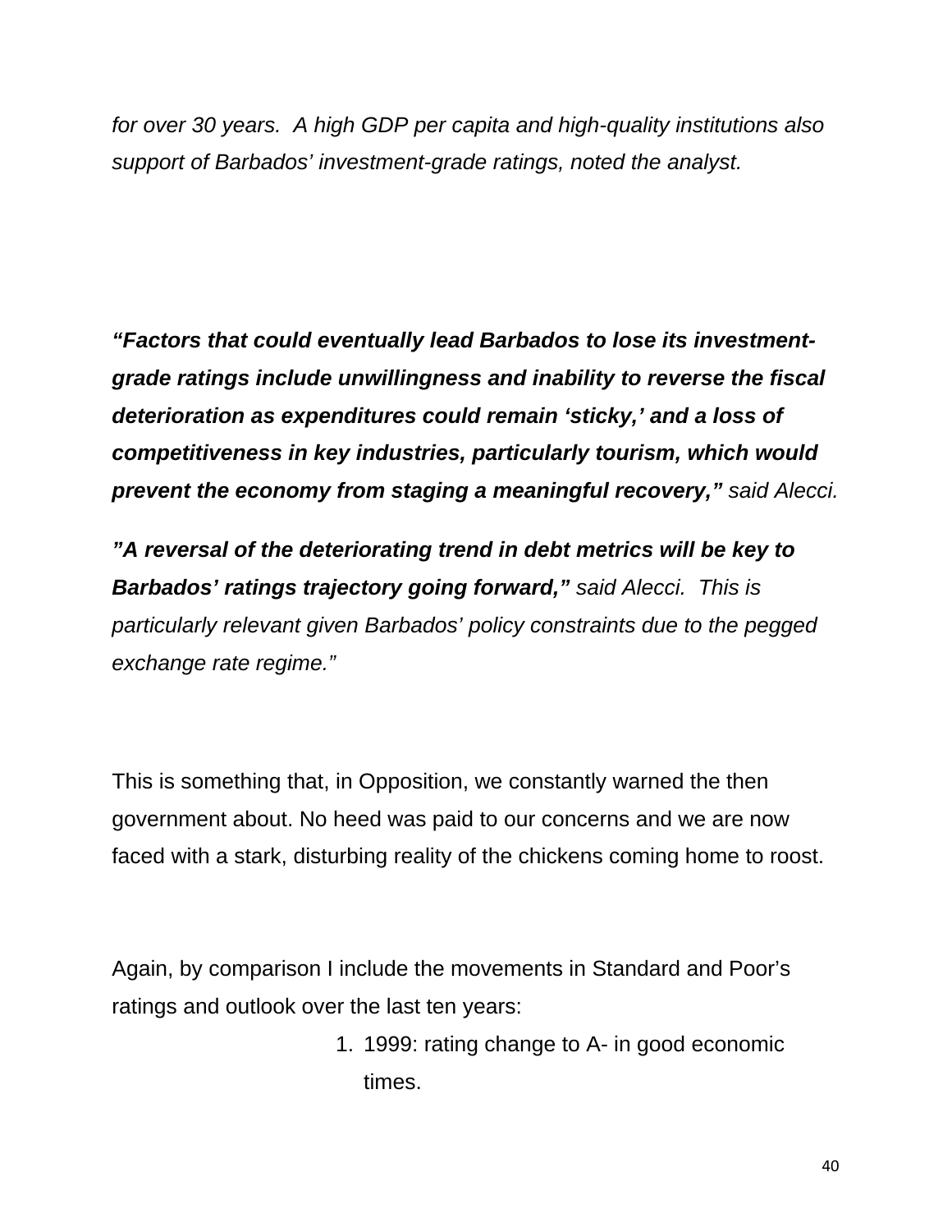*for over 30 years. A high GDP per capita and high-quality institutions also support of Barbados' investment-grade ratings, noted the analyst.*

***"Factors that could eventually lead Barbados to lose its investment-grade ratings include unwillingness and inability to reverse the fiscal deterioration as expenditures could remain 'sticky,' and a loss of competitiveness in key industries, particularly tourism, which would prevent the economy from staging a meaningful recovery,"*** *said Alecci.*

***"A reversal of the deteriorating trend in debt metrics will be key to Barbados' ratings trajectory going forward,"*** *said Alecci. This is particularly relevant given Barbados' policy constraints due to the pegged exchange rate regime."*

This is something that, in Opposition, we constantly warned the then government about. No heed was paid to our concerns and we are now faced with a stark, disturbing reality of the chickens coming home to roost.

Again, by comparison I include the movements in Standard and Poor's ratings and outlook over the last ten years:

1. 1999: rating change to A- in good economic times.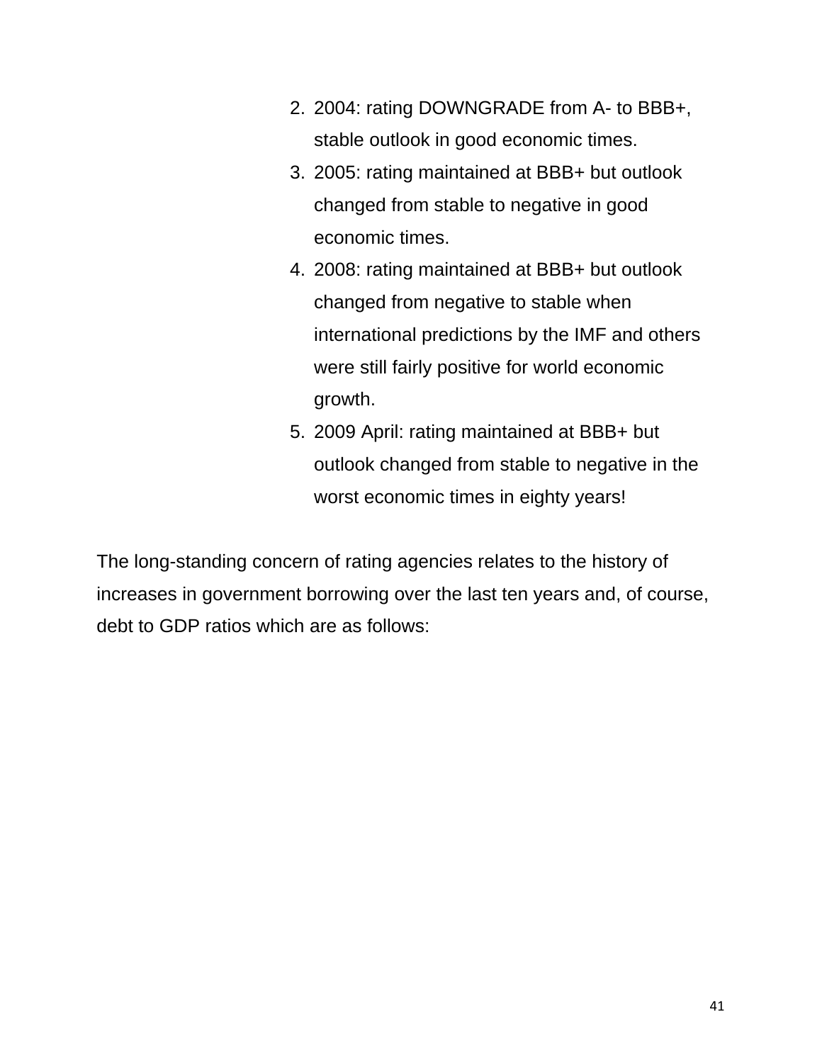2. 2004: rating DOWNGRADE from A- to BBB+, stable outlook in good economic times.
3. 2005: rating maintained at BBB+ but outlook changed from stable to negative in good economic times.
4. 2008: rating maintained at BBB+ but outlook changed from negative to stable when international predictions by the IMF and others were still fairly positive for world economic growth.
5. 2009 April: rating maintained at BBB+ but outlook changed from stable to negative in the worst economic times in eighty years!

The long-standing concern of rating agencies relates to the history of increases in government borrowing over the last ten years and, of course, debt to GDP ratios which are as follows: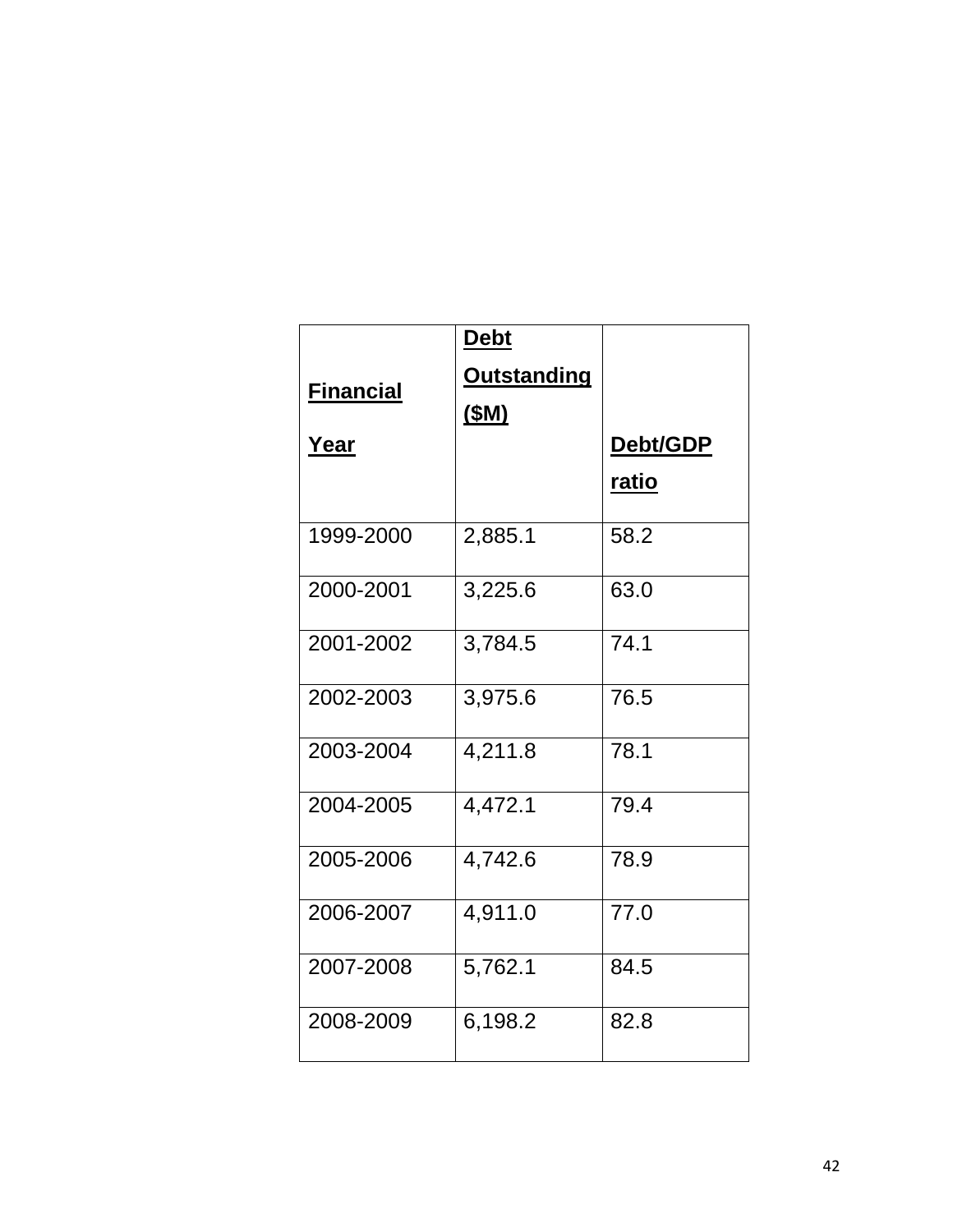| **Financial Year** | **Debt Outstanding ($M)** | **Debt/GDP ratio** |
| --- | --- | --- |
| 1999-2000 | 2,885.1 | 58.2 |
| 2000-2001 | 3,225.6 | 63.0 |
| 2001-2002 | 3,784.5 | 74.1 |
| 2002-2003 | 3,975.6 | 76.5 |
| 2003-2004 | 4,211.8 | 78.1 |
| 2004-2005 | 4,472.1 | 79.4 |
| 2005-2006 | 4,742.6 | 78.9 |
| 2006-2007 | 4,911.0 | 77.0 |
| 2007-2008 | 5,762.1 | 84.5 |
| 2008-2009 | 6,198.2 | 82.8 |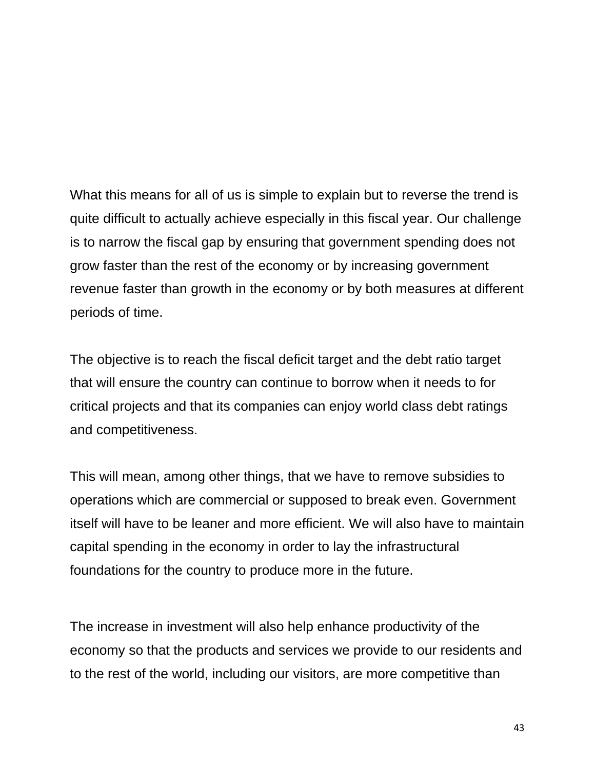What this means for all of us is simple to explain but to reverse the trend is quite difficult to actually achieve especially in this fiscal year. Our challenge is to narrow the fiscal gap by ensuring that government spending does not grow faster than the rest of the economy or by increasing government revenue faster than growth in the economy or by both measures at different periods of time.

The objective is to reach the fiscal deficit target and the debt ratio target that will ensure the country can continue to borrow when it needs to for critical projects and that its companies can enjoy world class debt ratings and competitiveness.

This will mean, among other things, that we have to remove subsidies to operations which are commercial or supposed to break even. Government itself will have to be leaner and more efficient. We will also have to maintain capital spending in the economy in order to lay the infrastructural foundations for the country to produce more in the future.

The increase in investment will also help enhance productivity of the economy so that the products and services we provide to our residents and to the rest of the world, including our visitors, are more competitive than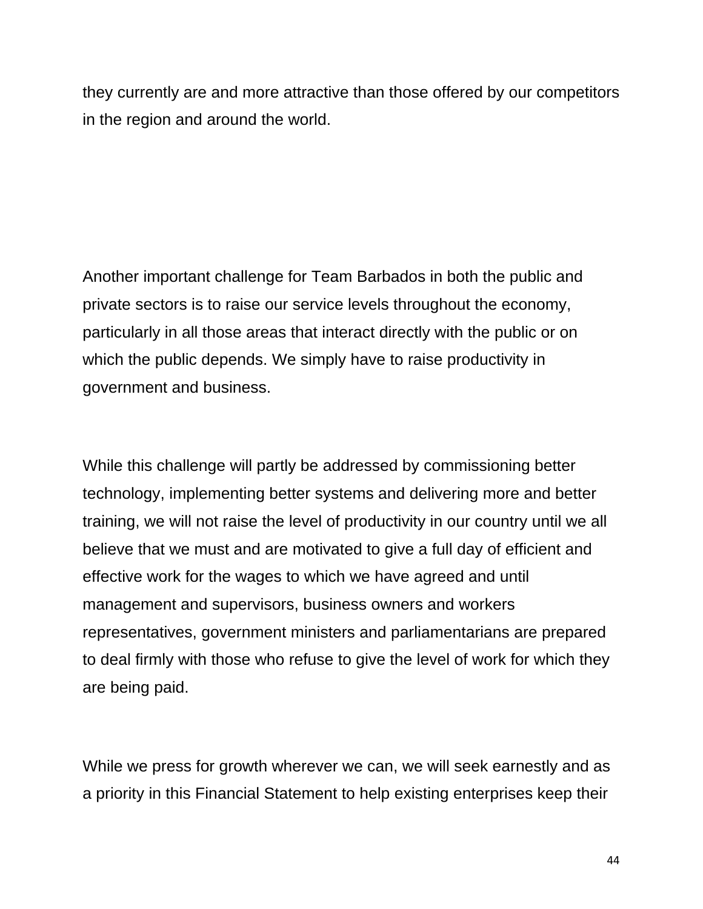they currently are and more attractive than those offered by our competitors in the region and around the world.

Another important challenge for Team Barbados in both the public and private sectors is to raise our service levels throughout the economy, particularly in all those areas that interact directly with the public or on which the public depends. We simply have to raise productivity in government and business.

While this challenge will partly be addressed by commissioning better technology, implementing better systems and delivering more and better training, we will not raise the level of productivity in our country until we all believe that we must and are motivated to give a full day of efficient and effective work for the wages to which we have agreed and until management and supervisors, business owners and workers representatives, government ministers and parliamentarians are prepared to deal firmly with those who refuse to give the level of work for which they are being paid.

While we press for growth wherever we can, we will seek earnestly and as a priority in this Financial Statement to help existing enterprises keep their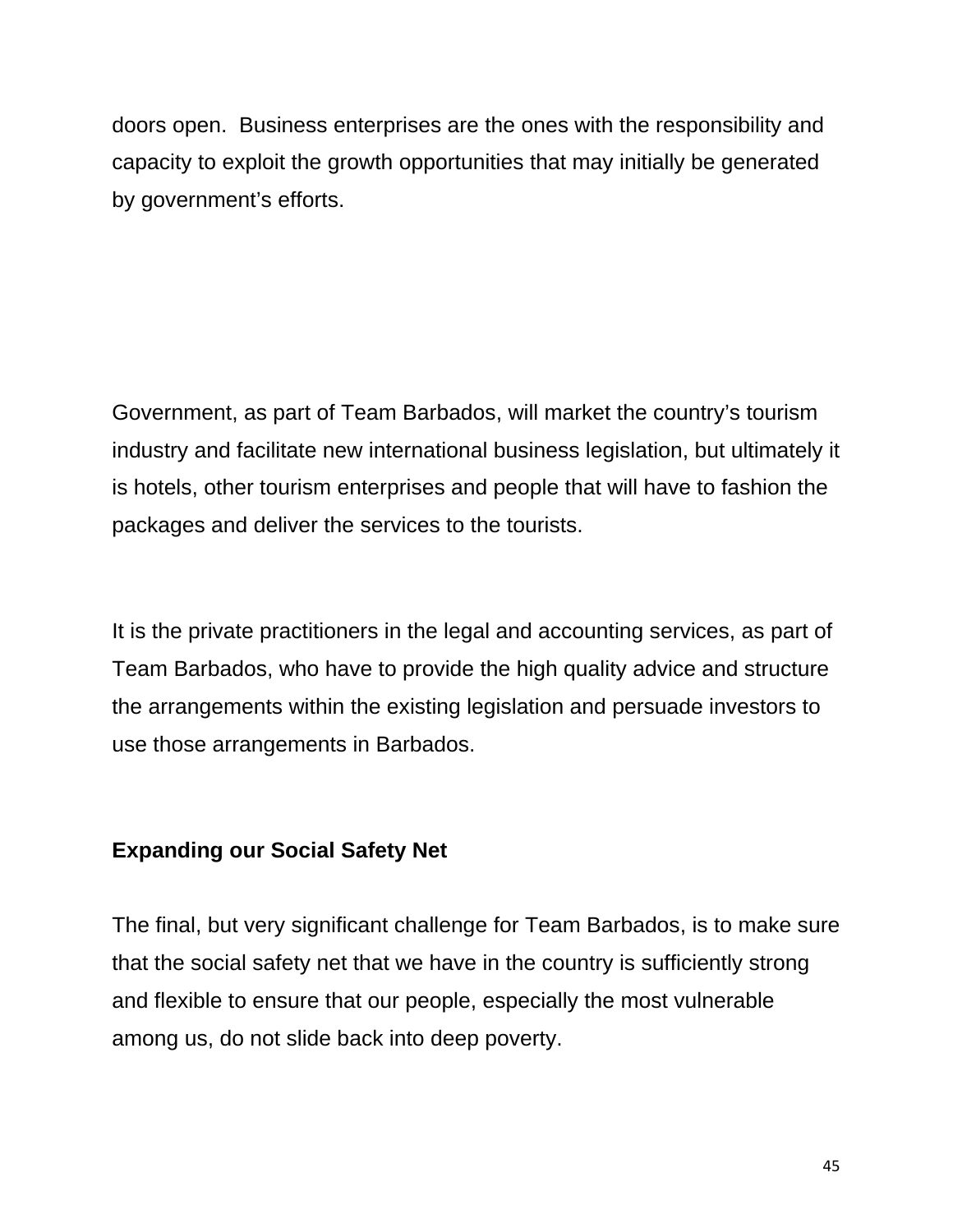doors open.  Business enterprises are the ones with the responsibility and capacity to exploit the growth opportunities that may initially be generated by government's efforts.

Government, as part of Team Barbados, will market the country's tourism industry and facilitate new international business legislation, but ultimately it is hotels, other tourism enterprises and people that will have to fashion the packages and deliver the services to the tourists.

It is the private practitioners in the legal and accounting services, as part of Team Barbados, who have to provide the high quality advice and structure the arrangements within the existing legislation and persuade investors to use those arrangements in Barbados.

**Expanding our Social Safety Net**

The final, but very significant challenge for Team Barbados, is to make sure that the social safety net that we have in the country is sufficiently strong and flexible to ensure that our people, especially the most vulnerable among us, do not slide back into deep poverty.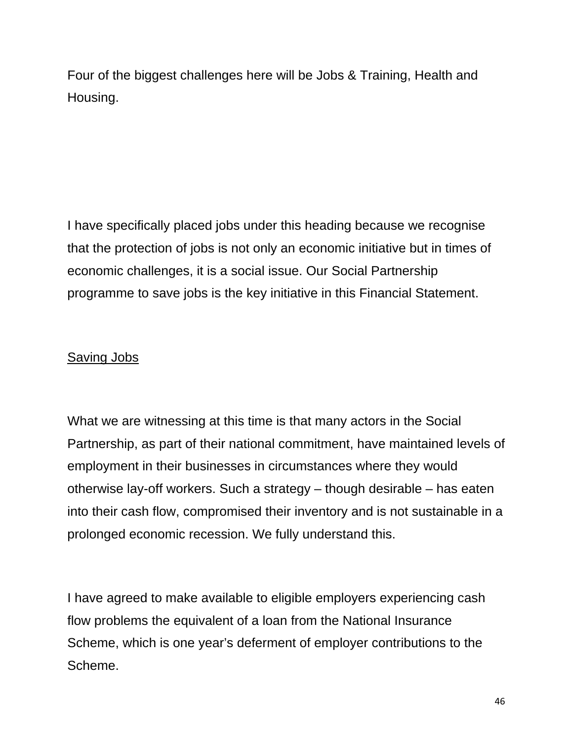Four of the biggest challenges here will be Jobs & Training, Health and Housing.

I have specifically placed jobs under this heading because we recognise that the protection of jobs is not only an economic initiative but in times of economic challenges, it is a social issue. Our Social Partnership programme to save jobs is the key initiative in this Financial Statement.

<u>Saving Jobs</u>

What we are witnessing at this time is that many actors in the Social Partnership, as part of their national commitment, have maintained levels of employment in their businesses in circumstances where they would otherwise lay-off workers. Such a strategy – though desirable – has eaten into their cash flow, compromised their inventory and is not sustainable in a prolonged economic recession. We fully understand this.

I have agreed to make available to eligible employers experiencing cash flow problems the equivalent of a loan from the National Insurance Scheme, which is one year's deferment of employer contributions to the Scheme.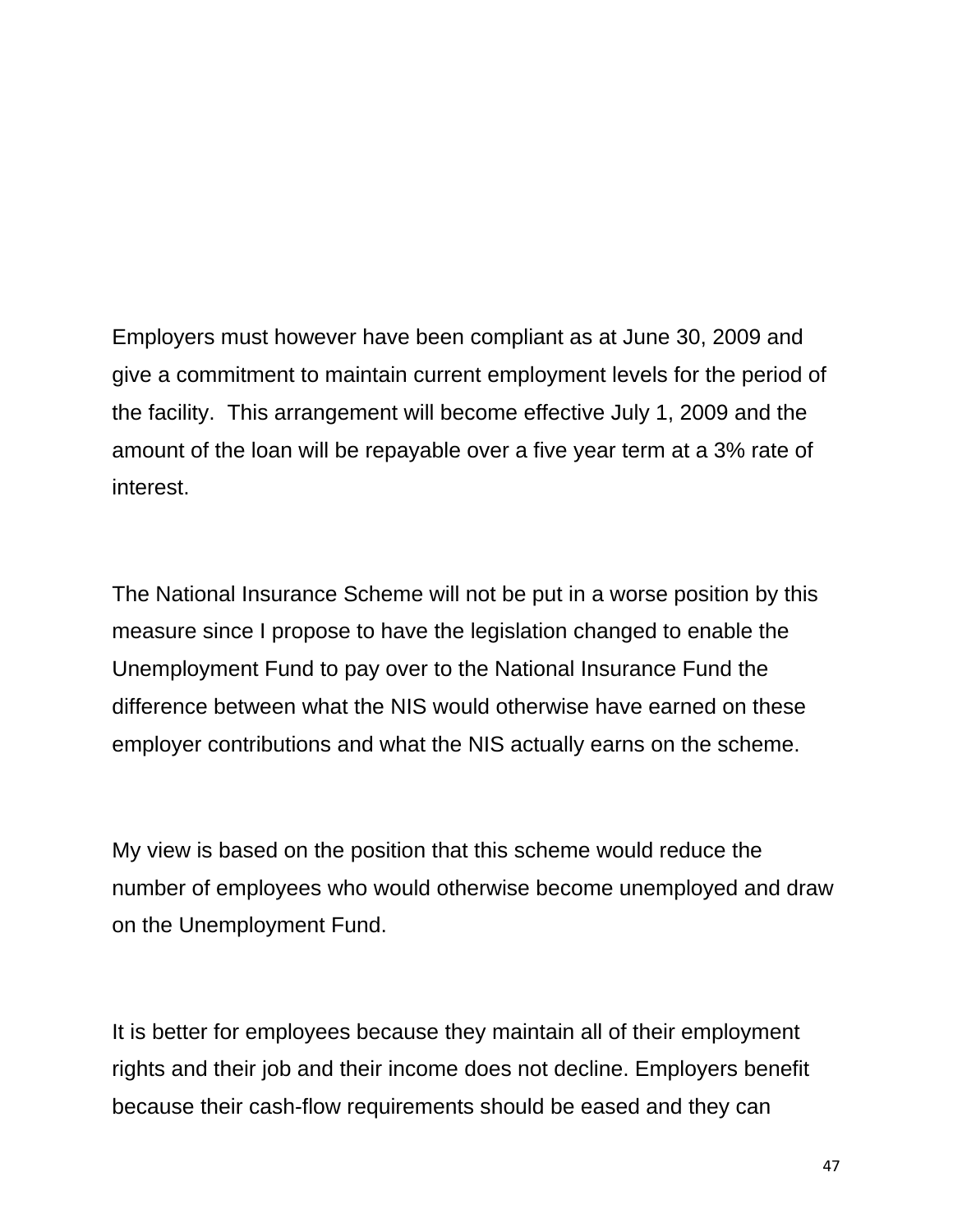Employers must however have been compliant as at June 30, 2009 and give a commitment to maintain current employment levels for the period of the facility.  This arrangement will become effective July 1, 2009 and the amount of the loan will be repayable over a five year term at a 3% rate of interest.

The National Insurance Scheme will not be put in a worse position by this measure since I propose to have the legislation changed to enable the Unemployment Fund to pay over to the National Insurance Fund the difference between what the NIS would otherwise have earned on these employer contributions and what the NIS actually earns on the scheme.

My view is based on the position that this scheme would reduce the number of employees who would otherwise become unemployed and draw on the Unemployment Fund.

It is better for employees because they maintain all of their employment rights and their job and their income does not decline. Employers benefit because their cash-flow requirements should be eased and they can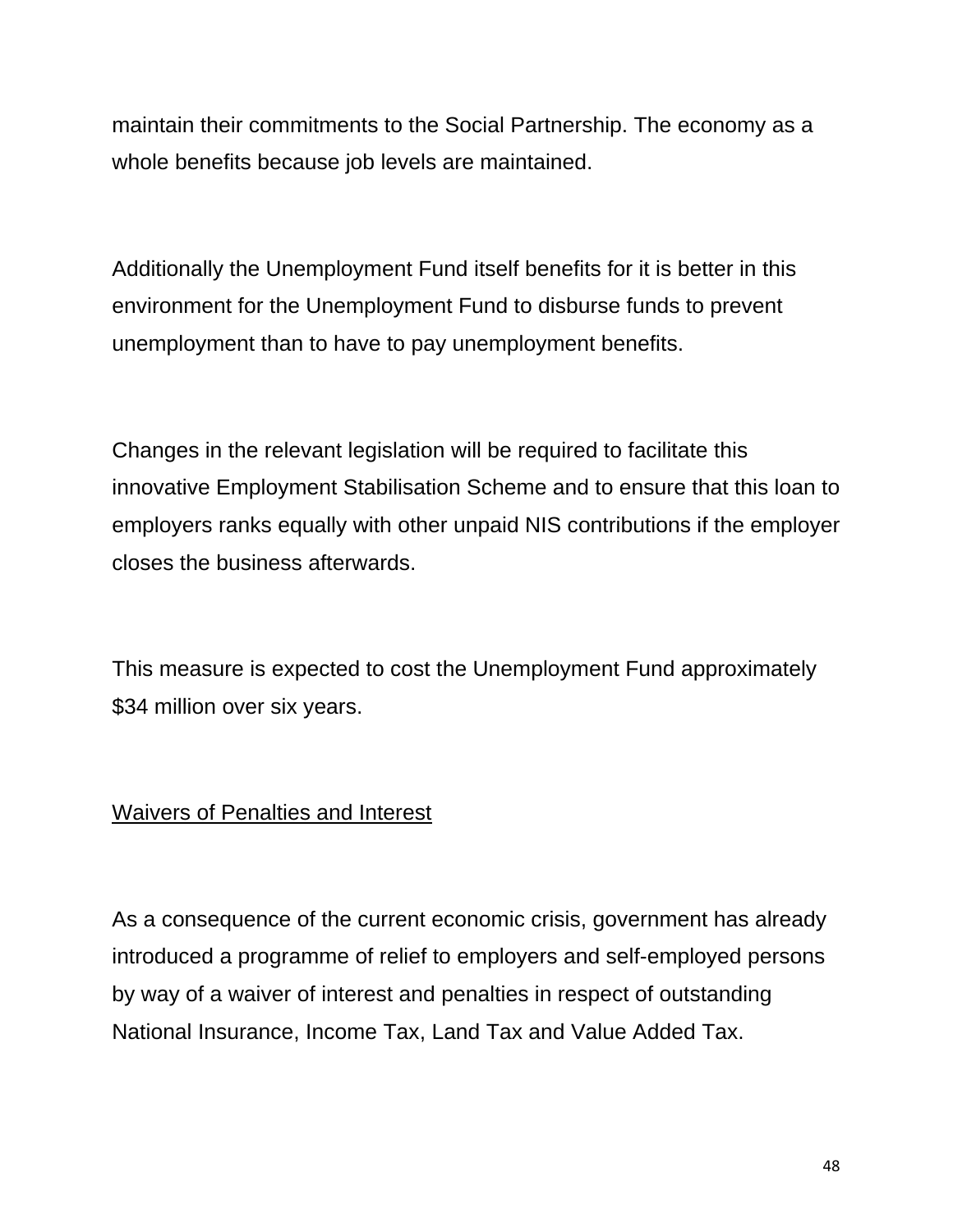maintain their commitments to the Social Partnership. The economy as a whole benefits because job levels are maintained.

Additionally the Unemployment Fund itself benefits for it is better in this environment for the Unemployment Fund to disburse funds to prevent unemployment than to have to pay unemployment benefits.

Changes in the relevant legislation will be required to facilitate this innovative Employment Stabilisation Scheme and to ensure that this loan to employers ranks equally with other unpaid NIS contributions if the employer closes the business afterwards.

This measure is expected to cost the Unemployment Fund approximately $34 million over six years.

<u>Waivers of Penalties and Interest</u>

As a consequence of the current economic crisis, government has already introduced a programme of relief to employers and self-employed persons by way of a waiver of interest and penalties in respect of outstanding National Insurance, Income Tax, Land Tax and Value Added Tax.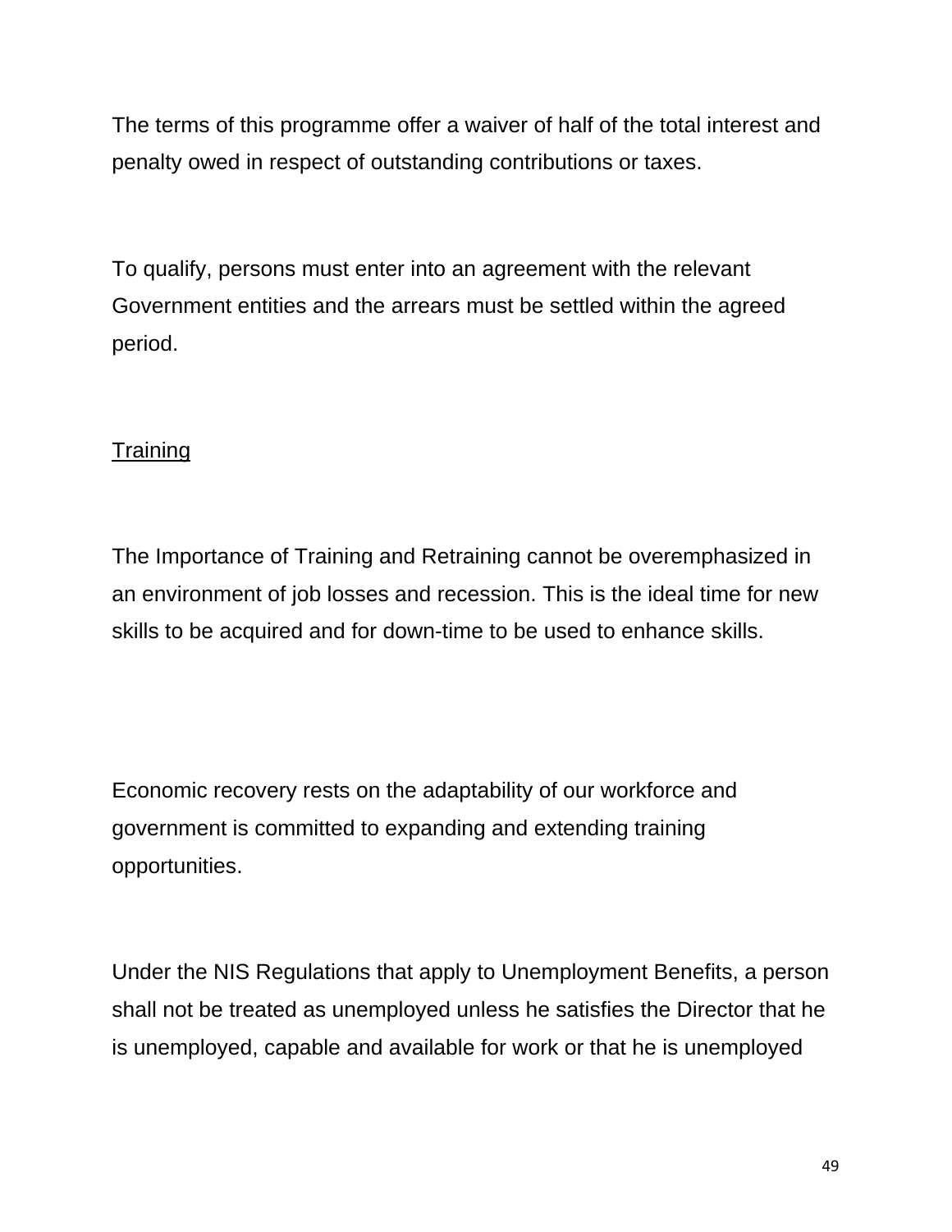The terms of this programme offer a waiver of half of the total interest and penalty owed in respect of outstanding contributions or taxes.

To qualify, persons must enter into an agreement with the relevant Government entities and the arrears must be settled within the agreed period.

Training

The Importance of Training and Retraining cannot be overemphasized in an environment of job losses and recession. This is the ideal time for new skills to be acquired and for down-time to be used to enhance skills.

Economic recovery rests on the adaptability of our workforce and government is committed to expanding and extending training opportunities.

Under the NIS Regulations that apply to Unemployment Benefits, a person shall not be treated as unemployed unless he satisfies the Director that he is unemployed, capable and available for work or that he is unemployed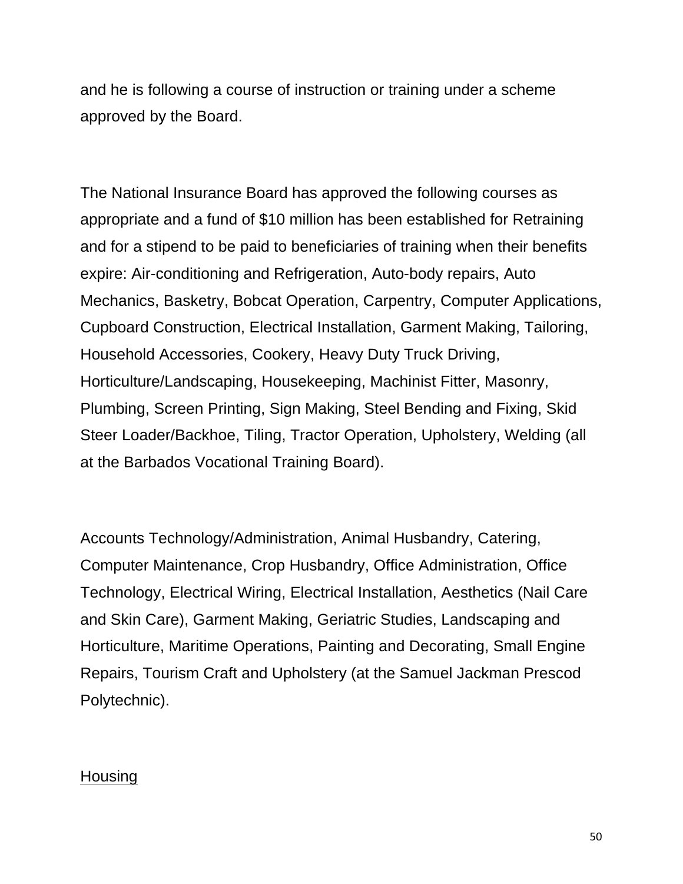and he is following a course of instruction or training under a scheme approved by the Board.

The National Insurance Board has approved the following courses as appropriate and a fund of $10 million has been established for Retraining and for a stipend to be paid to beneficiaries of training when their benefits expire: Air-conditioning and Refrigeration, Auto-body repairs, Auto Mechanics, Basketry, Bobcat Operation, Carpentry, Computer Applications, Cupboard Construction, Electrical Installation, Garment Making, Tailoring, Household Accessories, Cookery, Heavy Duty Truck Driving, Horticulture/Landscaping, Housekeeping, Machinist Fitter, Masonry, Plumbing, Screen Printing, Sign Making, Steel Bending and Fixing, Skid Steer Loader/Backhoe, Tiling, Tractor Operation, Upholstery, Welding (all at the Barbados Vocational Training Board).

Accounts Technology/Administration, Animal Husbandry, Catering, Computer Maintenance, Crop Husbandry, Office Administration, Office Technology, Electrical Wiring, Electrical Installation, Aesthetics (Nail Care and Skin Care), Garment Making, Geriatric Studies, Landscaping and Horticulture, Maritime Operations, Painting and Decorating, Small Engine Repairs, Tourism Craft and Upholstery (at the Samuel Jackman Prescod Polytechnic).

<u>Housing</u>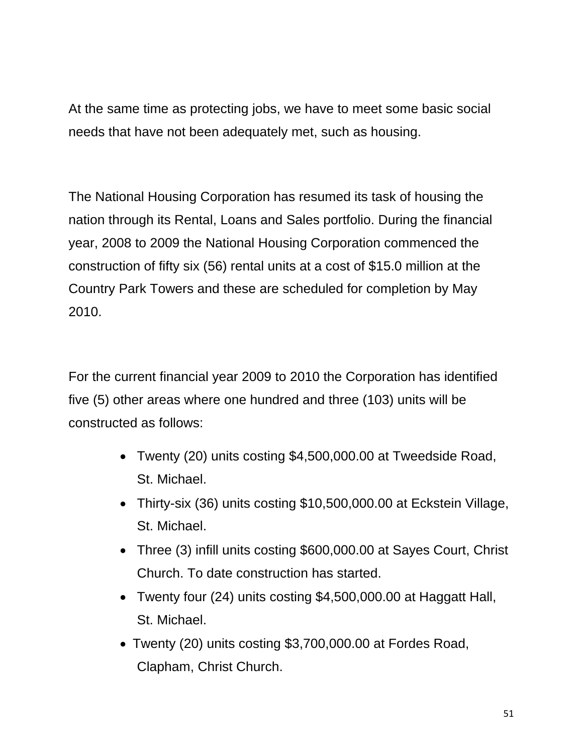At the same time as protecting jobs, we have to meet some basic social needs that have not been adequately met, such as housing.

The National Housing Corporation has resumed its task of housing the nation through its Rental, Loans and Sales portfolio. During the financial year, 2008 to 2009 the National Housing Corporation commenced the construction of fifty six (56) rental units at a cost of $15.0 million at the Country Park Towers and these are scheduled for completion by May 2010.

For the current financial year 2009 to 2010 the Corporation has identified five (5) other areas where one hundred and three (103) units will be constructed as follows:

- Twenty (20) units costing $4,500,000.00 at Tweedside Road, St. Michael.
- Thirty-six (36) units costing $10,500,000.00 at Eckstein Village, St. Michael.
- Three (3) infill units costing $600,000.00 at Sayes Court, Christ Church. To date construction has started.
- Twenty four (24) units costing $4,500,000.00 at Haggatt Hall, St. Michael.
- Twenty (20) units costing $3,700,000.00 at Fordes Road, Clapham, Christ Church.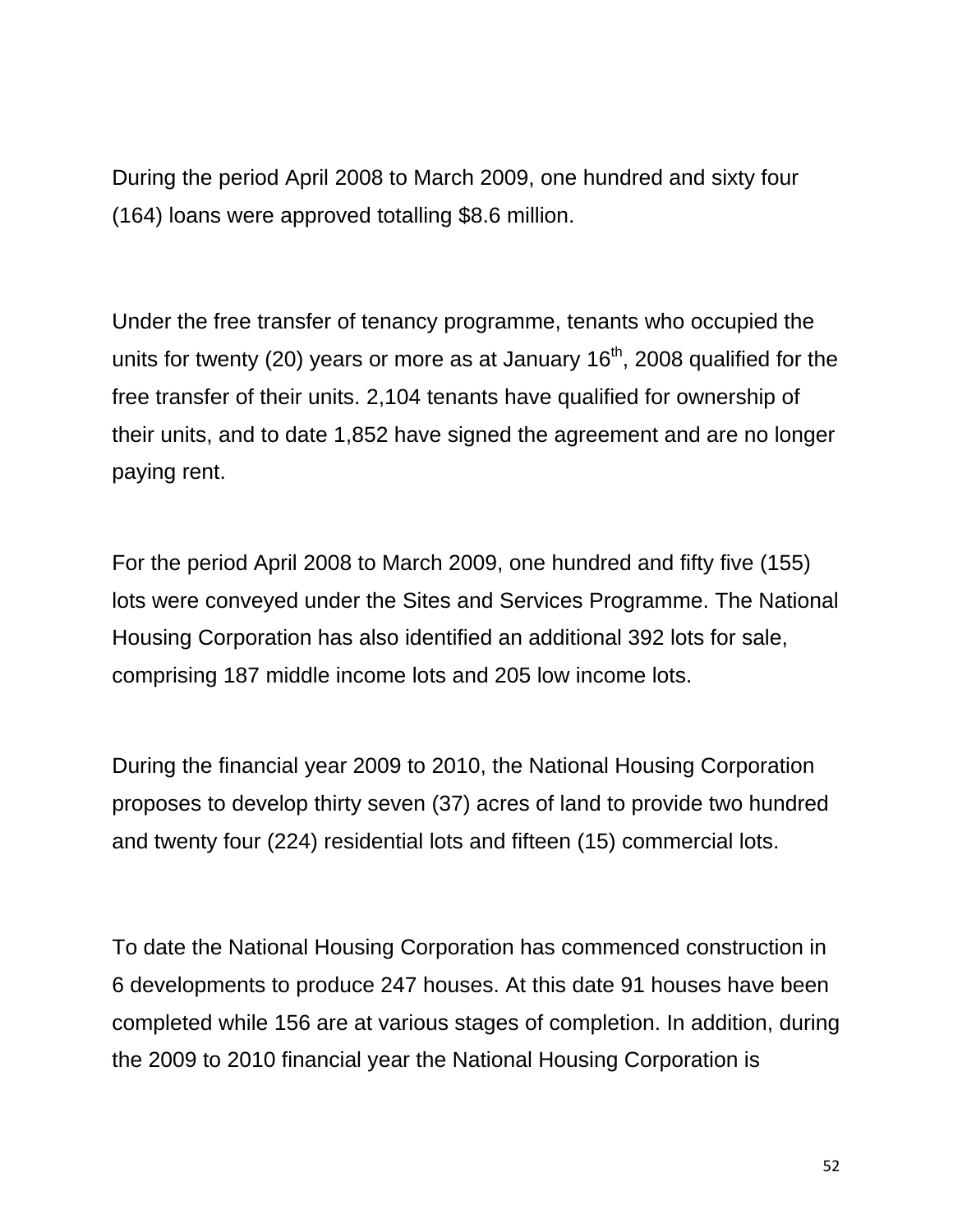During the period April 2008 to March 2009, one hundred and sixty four (164) loans were approved totalling $8.6 million.

Under the free transfer of tenancy programme, tenants who occupied the units for twenty (20) years or more as at January 16th, 2008 qualified for the free transfer of their units. 2,104 tenants have qualified for ownership of their units, and to date 1,852 have signed the agreement and are no longer paying rent.

For the period April 2008 to March 2009, one hundred and fifty five (155) lots were conveyed under the Sites and Services Programme. The National Housing Corporation has also identified an additional 392 lots for sale, comprising 187 middle income lots and 205 low income lots.

During the financial year 2009 to 2010, the National Housing Corporation proposes to develop thirty seven (37) acres of land to provide two hundred and twenty four (224) residential lots and fifteen (15) commercial lots.

To date the National Housing Corporation has commenced construction in 6 developments to produce 247 houses. At this date 91 houses have been completed while 156 are at various stages of completion. In addition, during the 2009 to 2010 financial year the National Housing Corporation is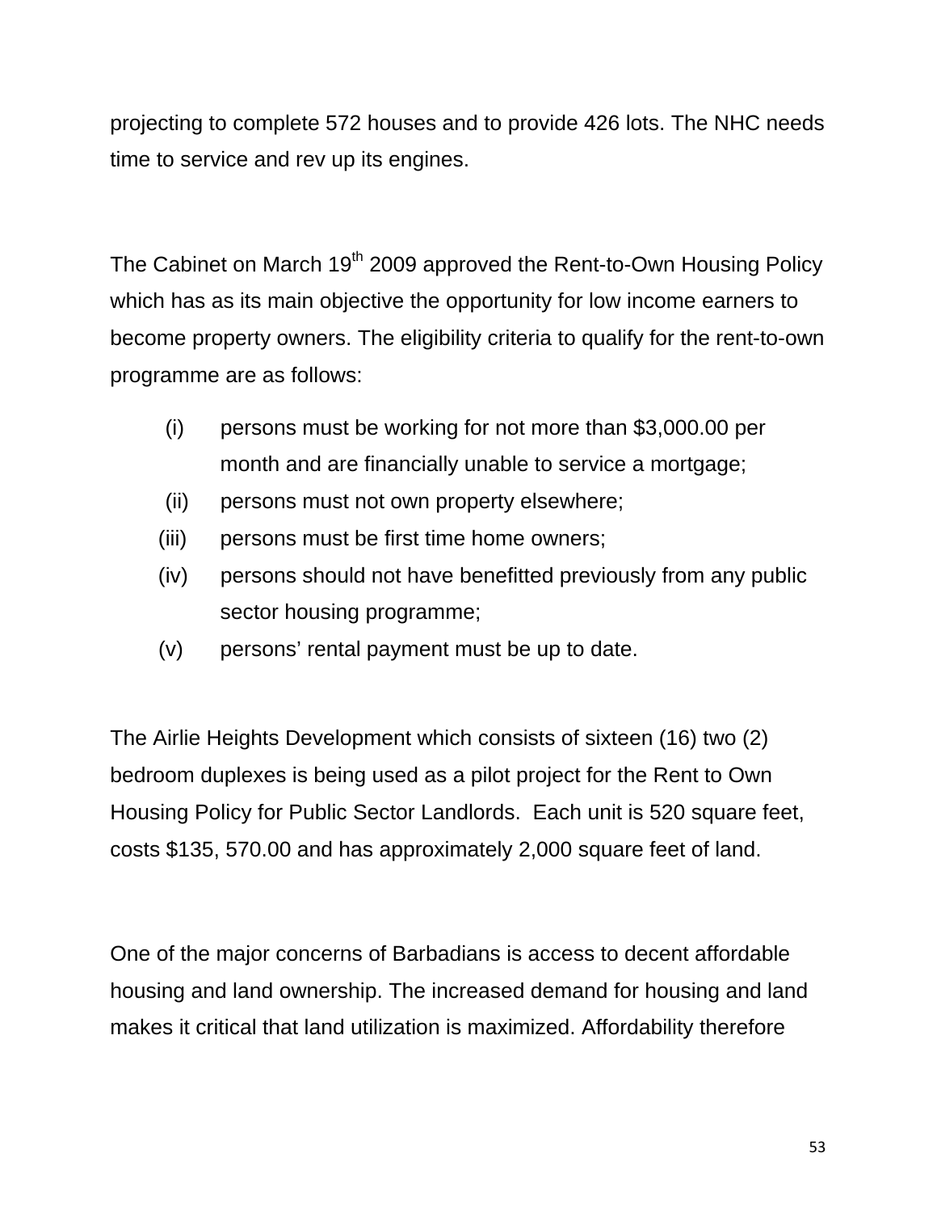projecting to complete 572 houses and to provide 426 lots. The NHC needs time to service and rev up its engines.

The Cabinet on March 19th 2009 approved the Rent-to-Own Housing Policy which has as its main objective the opportunity for low income earners to become property owners. The eligibility criteria to qualify for the rent-to-own programme are as follows:

(i) persons must be working for not more than $3,000.00 per month and are financially unable to service a mortgage;
(ii) persons must not own property elsewhere;
(iii) persons must be first time home owners;
(iv) persons should not have benefitted previously from any public sector housing programme;
(v) persons' rental payment must be up to date.

The Airlie Heights Development which consists of sixteen (16) two (2) bedroom duplexes is being used as a pilot project for the Rent to Own Housing Policy for Public Sector Landlords. Each unit is 520 square feet, costs $135, 570.00 and has approximately 2,000 square feet of land.

One of the major concerns of Barbadians is access to decent affordable housing and land ownership. The increased demand for housing and land makes it critical that land utilization is maximized. Affordability therefore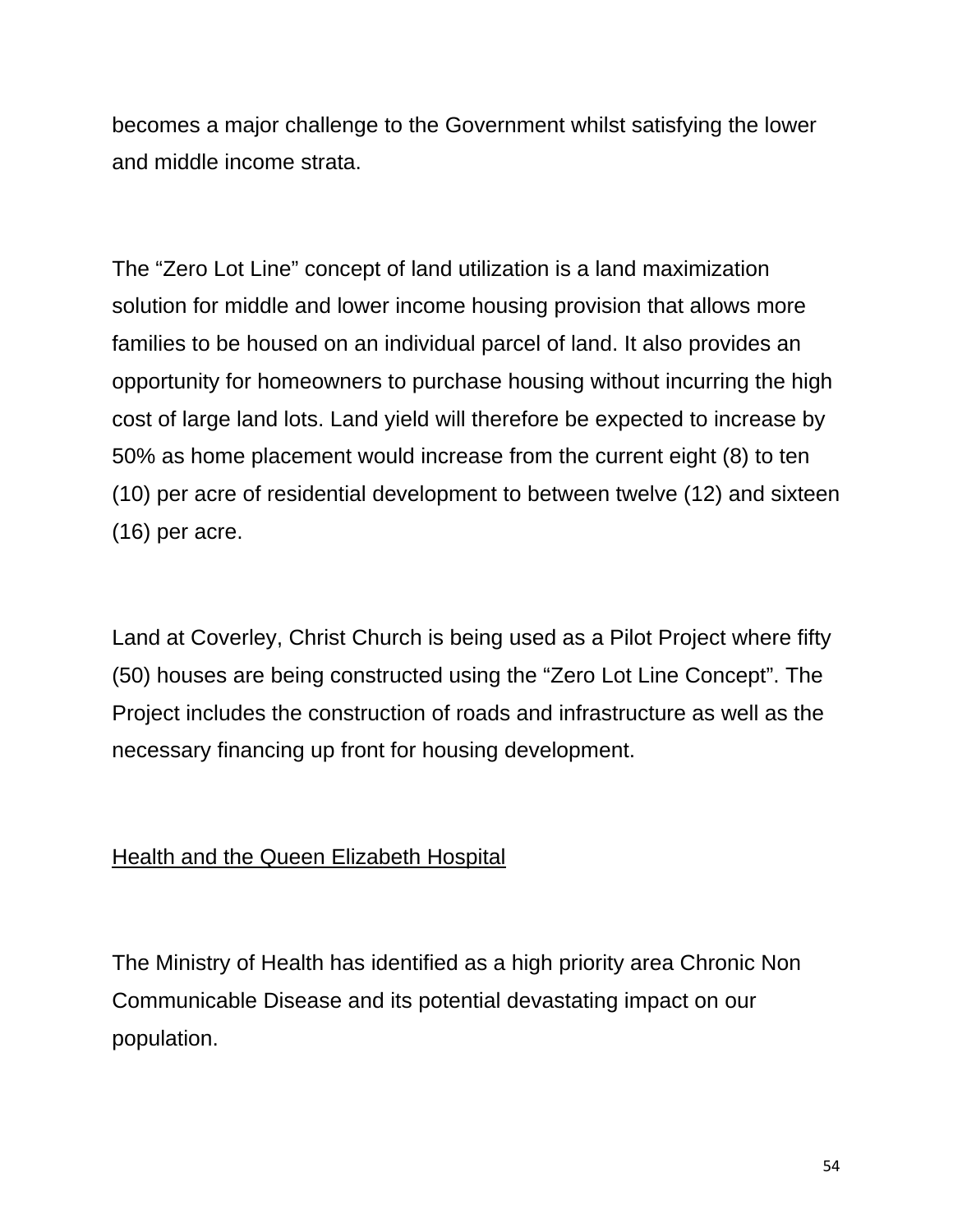becomes a major challenge to the Government whilst satisfying the lower and middle income strata.

The “Zero Lot Line” concept of land utilization is a land maximization solution for middle and lower income housing provision that allows more families to be housed on an individual parcel of land. It also provides an opportunity for homeowners to purchase housing without incurring the high cost of large land lots. Land yield will therefore be expected to increase by 50% as home placement would increase from the current eight (8) to ten (10) per acre of residential development to between twelve (12) and sixteen (16) per acre.

Land at Coverley, Christ Church is being used as a Pilot Project where fifty (50) houses are being constructed using the “Zero Lot Line Concept”. The Project includes the construction of roads and infrastructure as well as the necessary financing up front for housing development.

<u>Health and the Queen Elizabeth Hospital</u>

The Ministry of Health has identified as a high priority area Chronic Non Communicable Disease and its potential devastating impact on our population.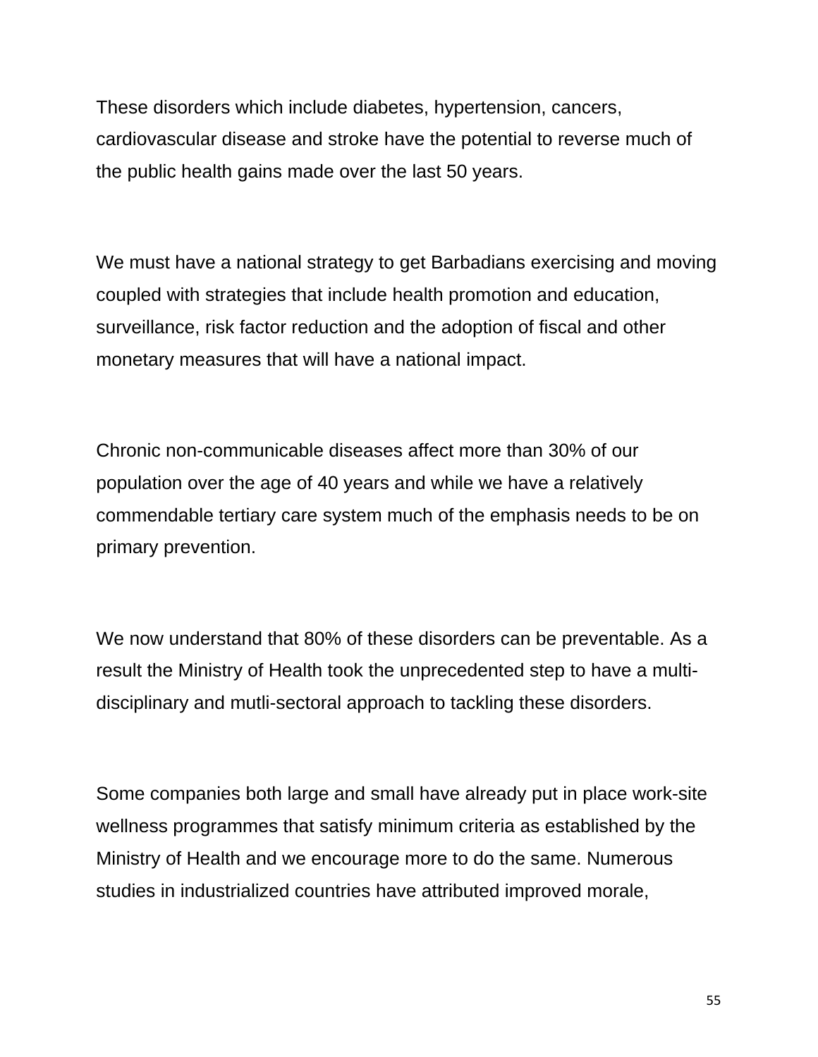These disorders which include diabetes, hypertension, cancers, cardiovascular disease and stroke have the potential to reverse much of the public health gains made over the last 50 years.

We must have a national strategy to get Barbadians exercising and moving coupled with strategies that include health promotion and education, surveillance, risk factor reduction and the adoption of fiscal and other monetary measures that will have a national impact.

Chronic non-communicable diseases affect more than 30% of our population over the age of 40 years and while we have a relatively commendable tertiary care system much of the emphasis needs to be on primary prevention.

We now understand that 80% of these disorders can be preventable. As a result the Ministry of Health took the unprecedented step to have a multi-disciplinary and mutli-sectoral approach to tackling these disorders.

Some companies both large and small have already put in place work-site wellness programmes that satisfy minimum criteria as established by the Ministry of Health and we encourage more to do the same. Numerous studies in industrialized countries have attributed improved morale,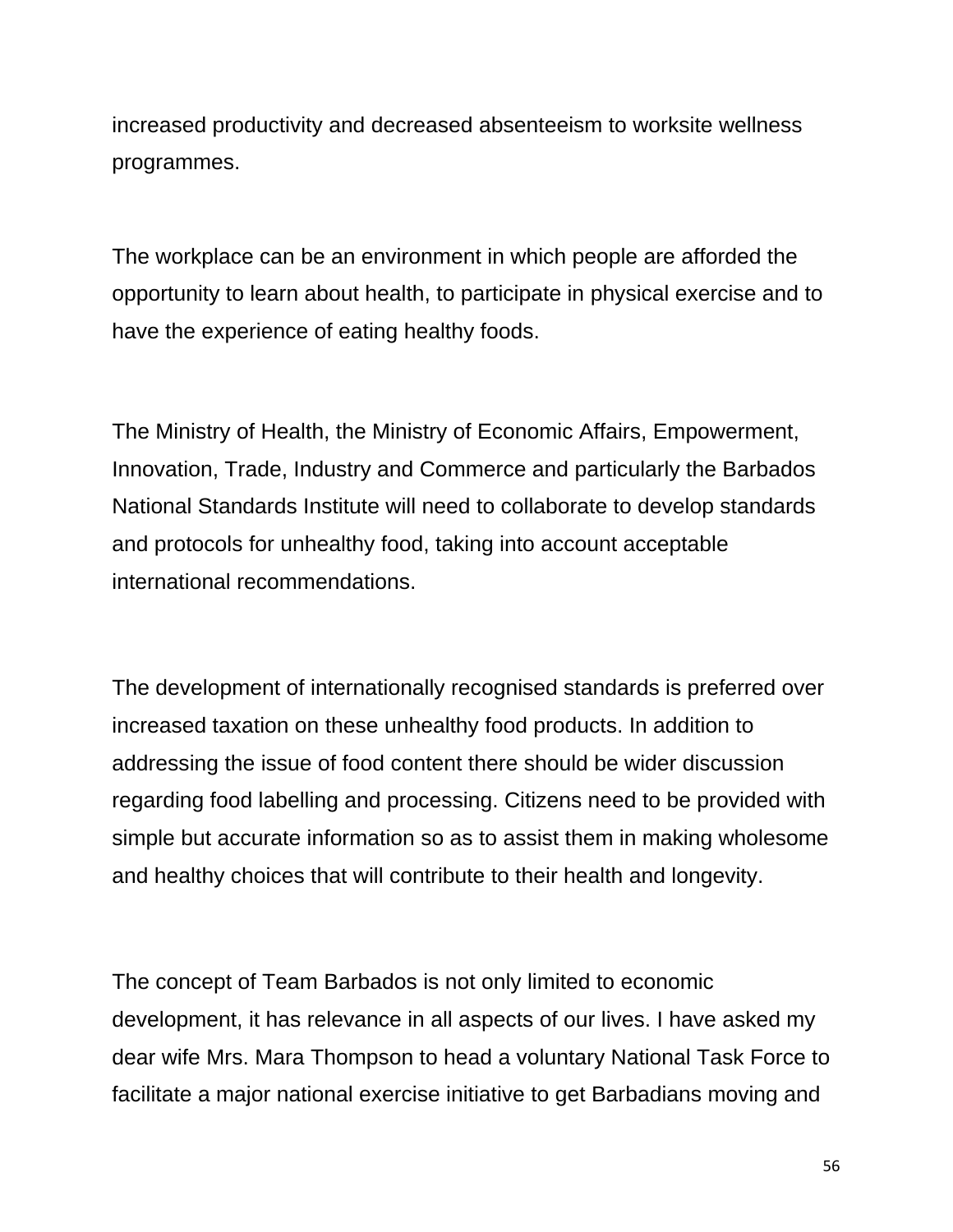increased productivity and decreased absenteeism to worksite wellness programmes.

The workplace can be an environment in which people are afforded the opportunity to learn about health, to participate in physical exercise and to have the experience of eating healthy foods.

The Ministry of Health, the Ministry of Economic Affairs, Empowerment, Innovation, Trade, Industry and Commerce and particularly the Barbados National Standards Institute will need to collaborate to develop standards and protocols for unhealthy food, taking into account acceptable international recommendations.

The development of internationally recognised standards is preferred over increased taxation on these unhealthy food products. In addition to addressing the issue of food content there should be wider discussion regarding food labelling and processing. Citizens need to be provided with simple but accurate information so as to assist them in making wholesome and healthy choices that will contribute to their health and longevity.

The concept of Team Barbados is not only limited to economic development, it has relevance in all aspects of our lives. I have asked my dear wife Mrs. Mara Thompson to head a voluntary National Task Force to facilitate a major national exercise initiative to get Barbadians moving and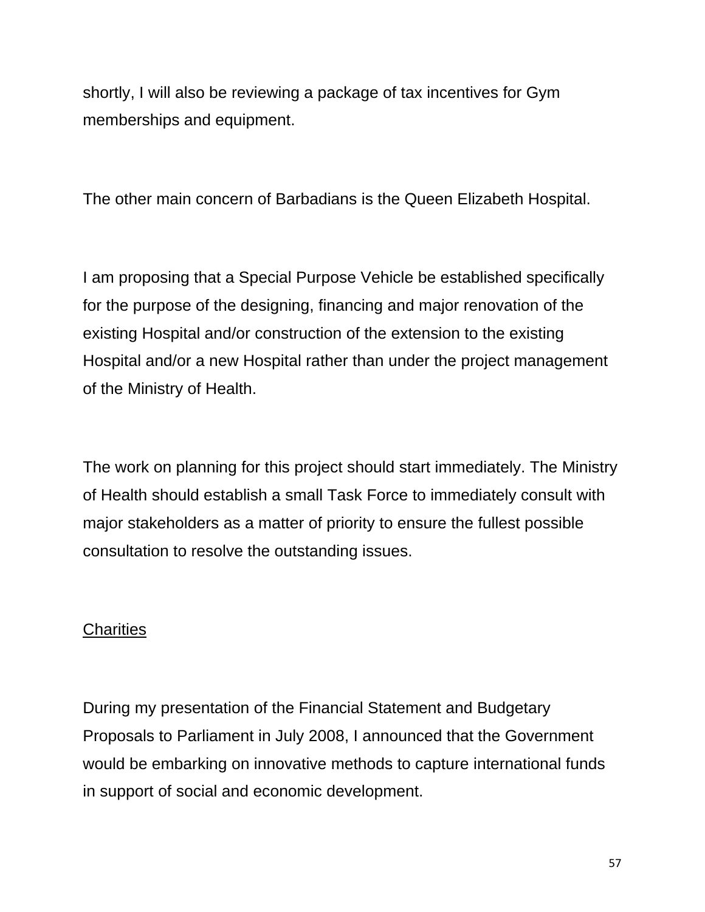shortly, I will also be reviewing a package of tax incentives for Gym memberships and equipment.

The other main concern of Barbadians is the Queen Elizabeth Hospital.

I am proposing that a Special Purpose Vehicle be established specifically for the purpose of the designing, financing and major renovation of the existing Hospital and/or construction of the extension to the existing Hospital and/or a new Hospital rather than under the project management of the Ministry of Health.

The work on planning for this project should start immediately. The Ministry of Health should establish a small Task Force to immediately consult with major stakeholders as a matter of priority to ensure the fullest possible consultation to resolve the outstanding issues.

<u>Charities</u>

During my presentation of the Financial Statement and Budgetary Proposals to Parliament in July 2008, I announced that the Government would be embarking on innovative methods to capture international funds in support of social and economic development.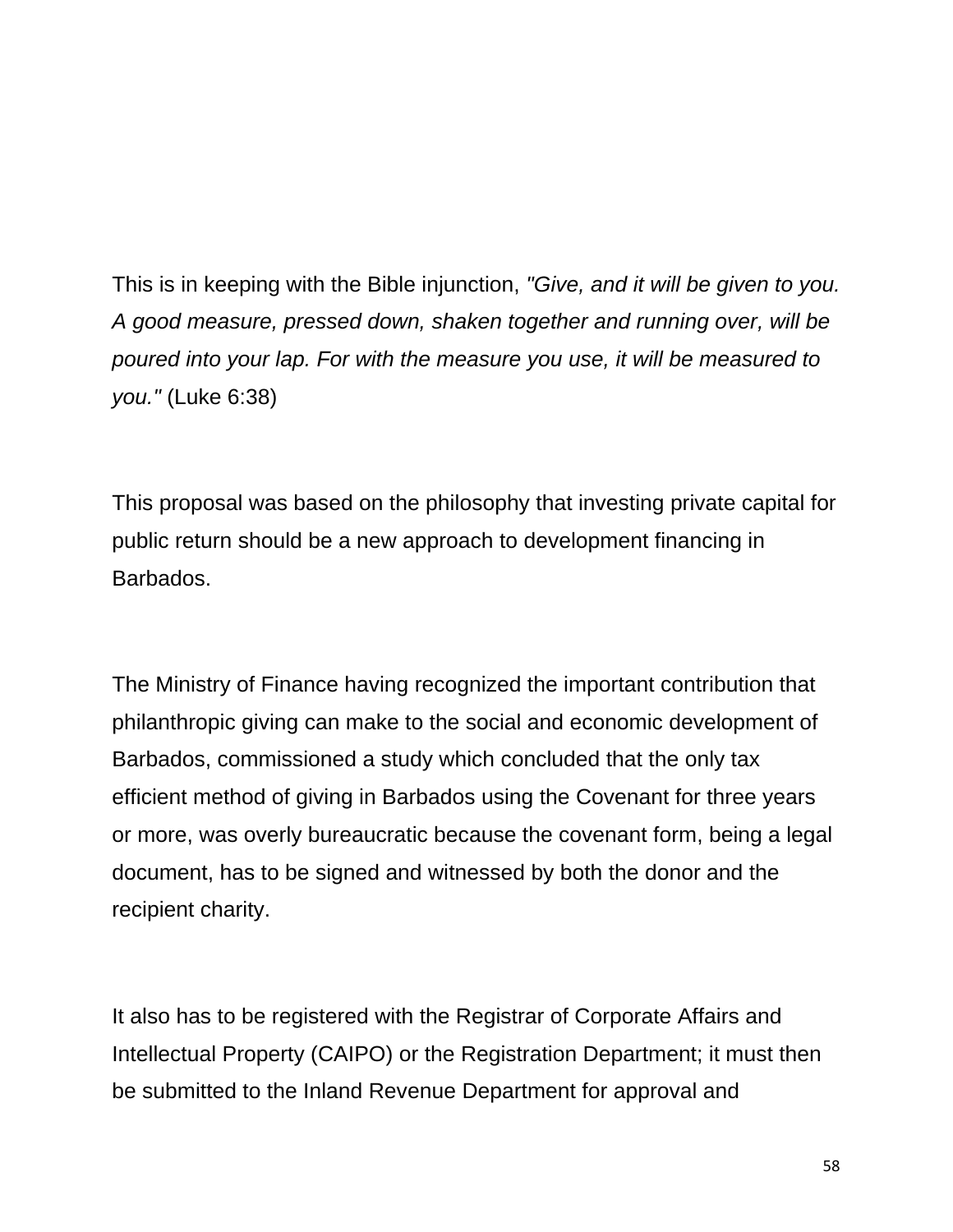This is in keeping with the Bible injunction, *"Give, and it will be given to you. A good measure, pressed down, shaken together and running over, will be poured into your lap. For with the measure you use, it will be measured to you."* (Luke 6:38)

This proposal was based on the philosophy that investing private capital for public return should be a new approach to development financing in Barbados.

The Ministry of Finance having recognized the important contribution that philanthropic giving can make to the social and economic development of Barbados, commissioned a study which concluded that the only tax efficient method of giving in Barbados using the Covenant for three years or more, was overly bureaucratic because the covenant form, being a legal document, has to be signed and witnessed by both the donor and the recipient charity.

It also has to be registered with the Registrar of Corporate Affairs and Intellectual Property (CAIPO) or the Registration Department; it must then be submitted to the Inland Revenue Department for approval and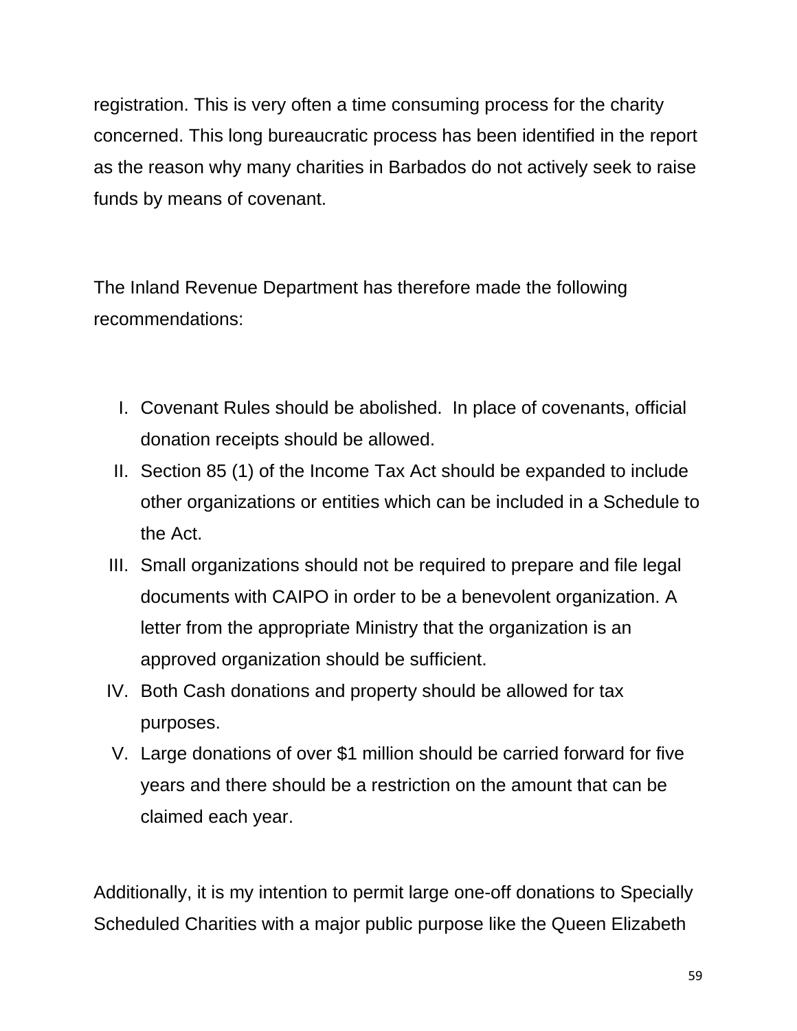registration. This is very often a time consuming process for the charity concerned. This long bureaucratic process has been identified in the report as the reason why many charities in Barbados do not actively seek to raise funds by means of covenant.

The Inland Revenue Department has therefore made the following recommendations:

I. Covenant Rules should be abolished. In place of covenants, official donation receipts should be allowed.
II. Section 85 (1) of the Income Tax Act should be expanded to include other organizations or entities which can be included in a Schedule to the Act.
III. Small organizations should not be required to prepare and file legal documents with CAIPO in order to be a benevolent organization. A letter from the appropriate Ministry that the organization is an approved organization should be sufficient.
IV. Both Cash donations and property should be allowed for tax purposes.
V. Large donations of over $1 million should be carried forward for five years and there should be a restriction on the amount that can be claimed each year.

Additionally, it is my intention to permit large one-off donations to Specially Scheduled Charities with a major public purpose like the Queen Elizabeth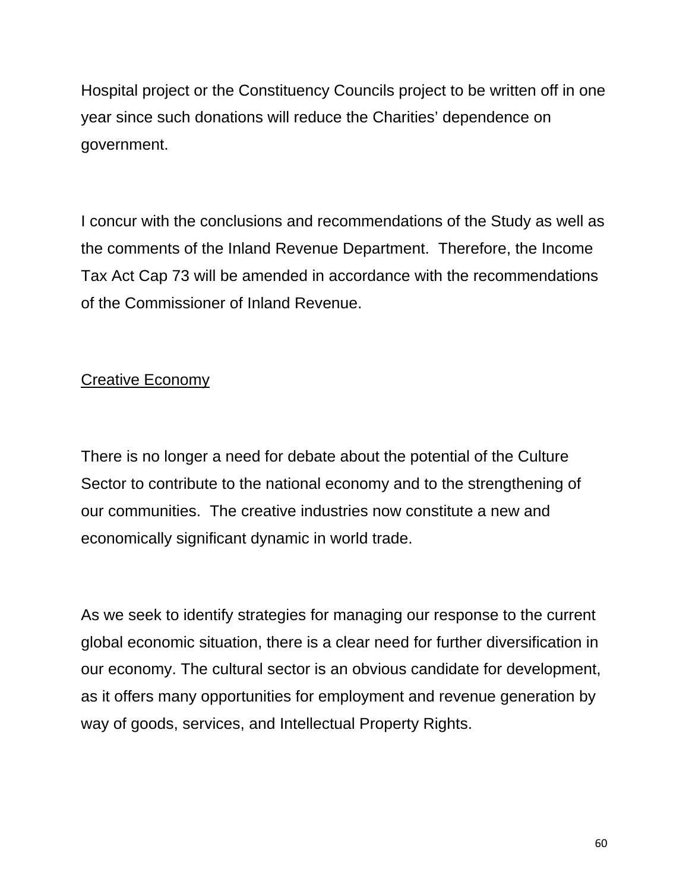Hospital project or the Constituency Councils project to be written off in one year since such donations will reduce the Charities' dependence on government.

I concur with the conclusions and recommendations of the Study as well as the comments of the Inland Revenue Department. Therefore, the Income Tax Act Cap 73 will be amended in accordance with the recommendations of the Commissioner of Inland Revenue.

<u>Creative Economy</u>

There is no longer a need for debate about the potential of the Culture Sector to contribute to the national economy and to the strengthening of our communities. The creative industries now constitute a new and economically significant dynamic in world trade.

As we seek to identify strategies for managing our response to the current global economic situation, there is a clear need for further diversification in our economy. The cultural sector is an obvious candidate for development, as it offers many opportunities for employment and revenue generation by way of goods, services, and Intellectual Property Rights.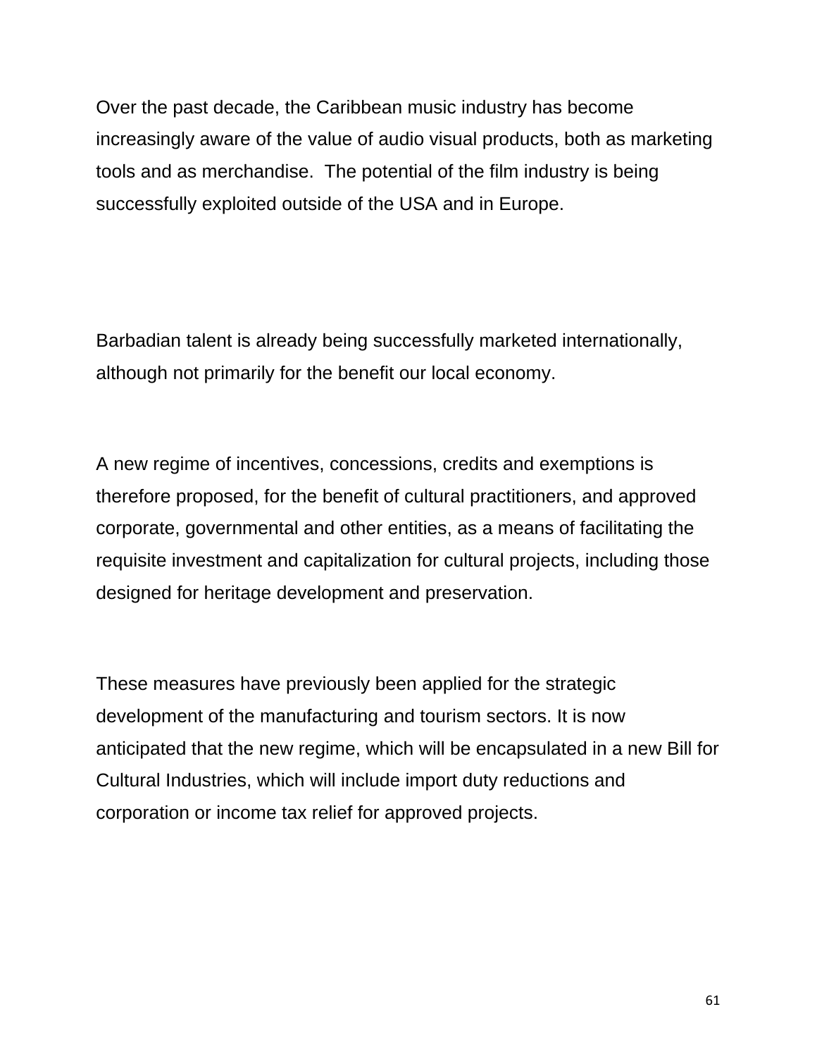Over the past decade, the Caribbean music industry has become increasingly aware of the value of audio visual products, both as marketing tools and as merchandise.  The potential of the film industry is being successfully exploited outside of the USA and in Europe.

Barbadian talent is already being successfully marketed internationally, although not primarily for the benefit our local economy.

A new regime of incentives, concessions, credits and exemptions is therefore proposed, for the benefit of cultural practitioners, and approved corporate, governmental and other entities, as a means of facilitating the requisite investment and capitalization for cultural projects, including those designed for heritage development and preservation.

These measures have previously been applied for the strategic development of the manufacturing and tourism sectors. It is now anticipated that the new regime, which will be encapsulated in a new Bill for Cultural Industries, which will include import duty reductions and corporation or income tax relief for approved projects.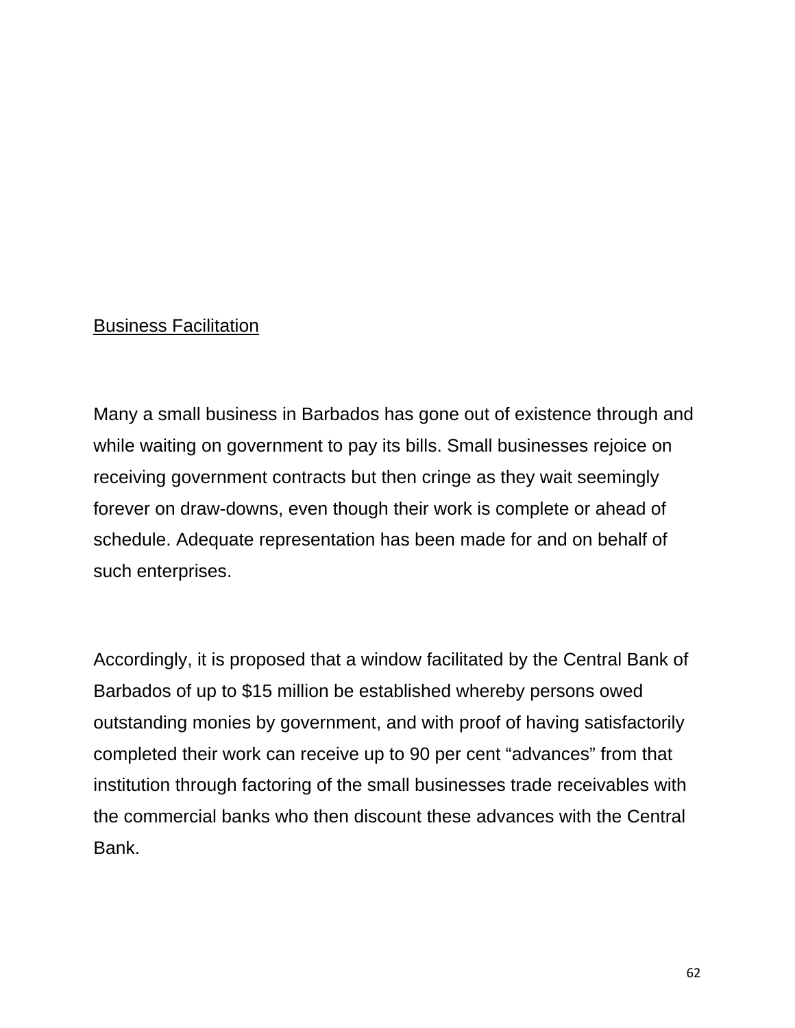## Business Facilitation

Many a small business in Barbados has gone out of existence through and while waiting on government to pay its bills. Small businesses rejoice on receiving government contracts but then cringe as they wait seemingly forever on draw-downs, even though their work is complete or ahead of schedule. Adequate representation has been made for and on behalf of such enterprises.

Accordingly, it is proposed that a window facilitated by the Central Bank of Barbados of up to $15 million be established whereby persons owed outstanding monies by government, and with proof of having satisfactorily completed their work can receive up to 90 per cent "advances" from that institution through factoring of the small businesses trade receivables with the commercial banks who then discount these advances with the Central Bank.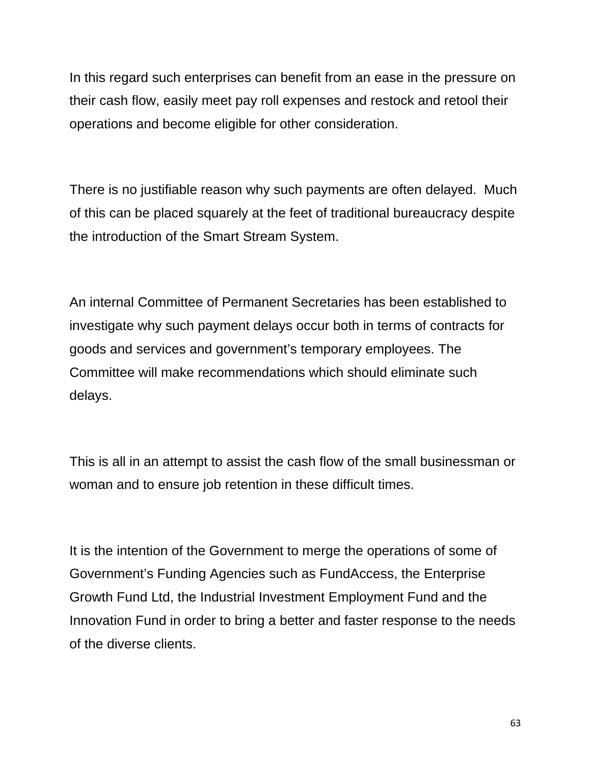In this regard such enterprises can benefit from an ease in the pressure on their cash flow, easily meet pay roll expenses and restock and retool their operations and become eligible for other consideration.

There is no justifiable reason why such payments are often delayed. Much of this can be placed squarely at the feet of traditional bureaucracy despite the introduction of the Smart Stream System.

An internal Committee of Permanent Secretaries has been established to investigate why such payment delays occur both in terms of contracts for goods and services and government's temporary employees. The Committee will make recommendations which should eliminate such delays.

This is all in an attempt to assist the cash flow of the small businessman or woman and to ensure job retention in these difficult times.

It is the intention of the Government to merge the operations of some of Government's Funding Agencies such as FundAccess, the Enterprise Growth Fund Ltd, the Industrial Investment Employment Fund and the Innovation Fund in order to bring a better and faster response to the needs of the diverse clients.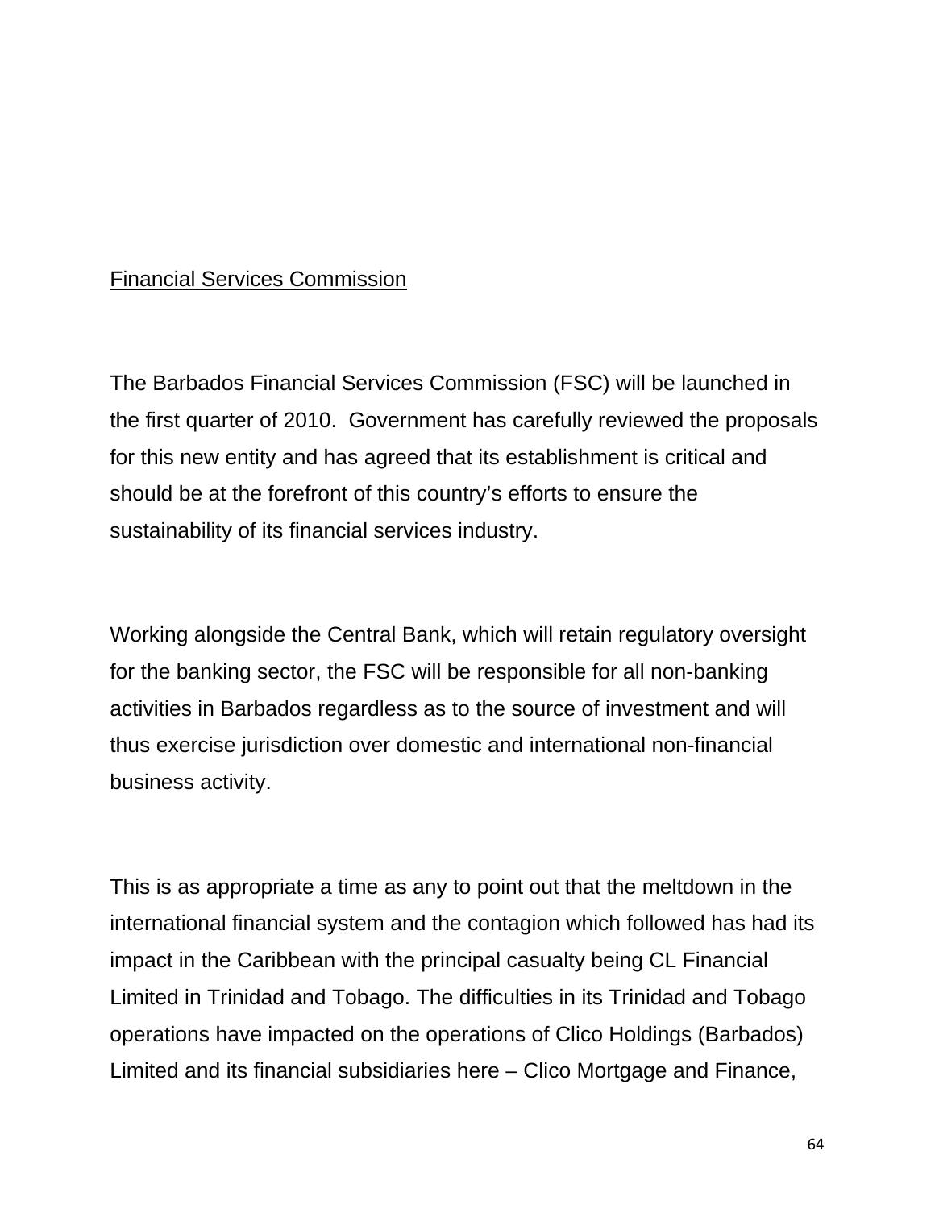Financial Services Commission

The Barbados Financial Services Commission (FSC) will be launched in the first quarter of 2010. Government has carefully reviewed the proposals for this new entity and has agreed that its establishment is critical and should be at the forefront of this country's efforts to ensure the sustainability of its financial services industry.

Working alongside the Central Bank, which will retain regulatory oversight for the banking sector, the FSC will be responsible for all non-banking activities in Barbados regardless as to the source of investment and will thus exercise jurisdiction over domestic and international non-financial business activity.

This is as appropriate a time as any to point out that the meltdown in the international financial system and the contagion which followed has had its impact in the Caribbean with the principal casualty being CL Financial Limited in Trinidad and Tobago. The difficulties in its Trinidad and Tobago operations have impacted on the operations of Clico Holdings (Barbados) Limited and its financial subsidiaries here – Clico Mortgage and Finance,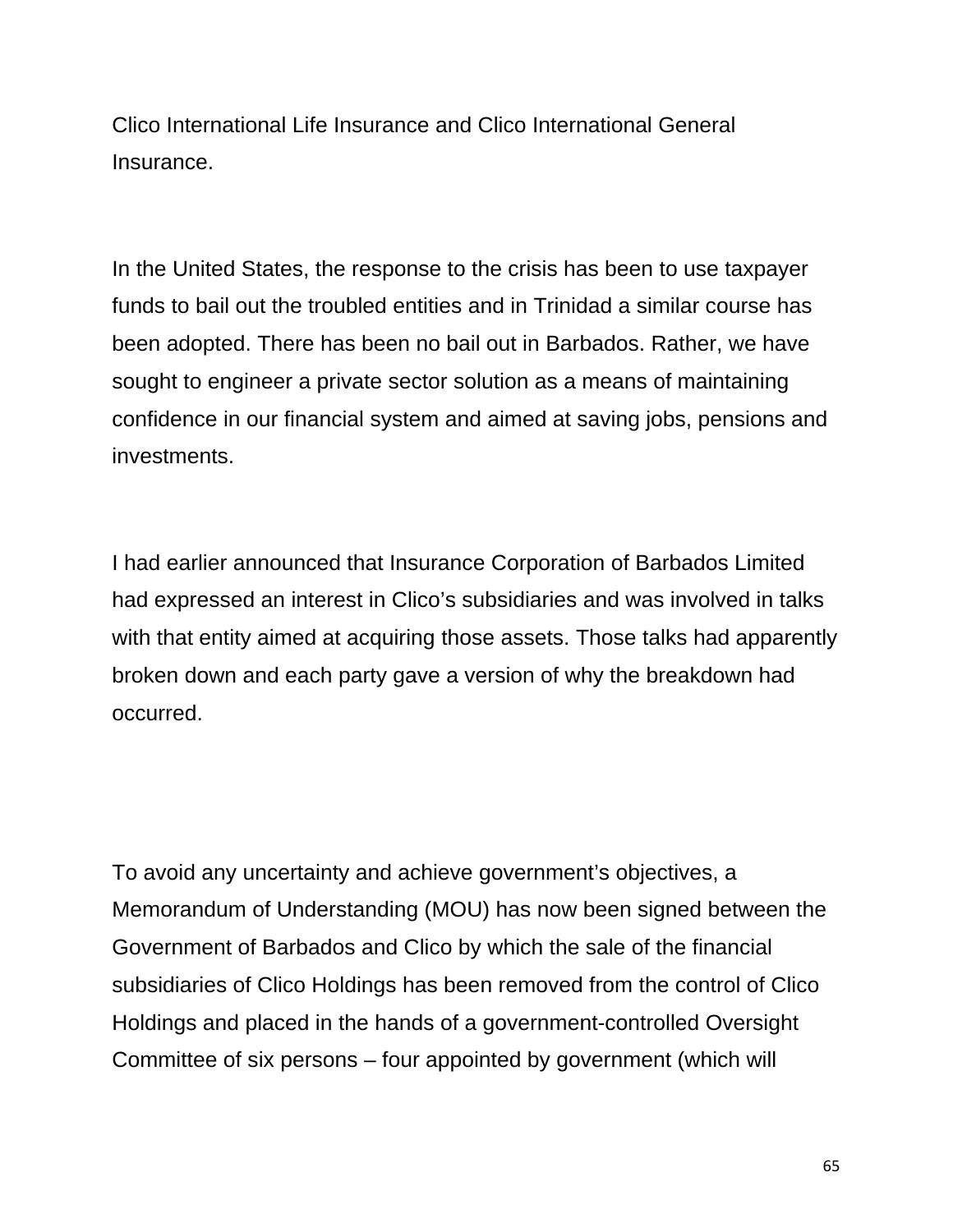Clico International Life Insurance and Clico International General Insurance.

In the United States, the response to the crisis has been to use taxpayer funds to bail out the troubled entities and in Trinidad a similar course has been adopted. There has been no bail out in Barbados. Rather, we have sought to engineer a private sector solution as a means of maintaining confidence in our financial system and aimed at saving jobs, pensions and investments.

I had earlier announced that Insurance Corporation of Barbados Limited had expressed an interest in Clico's subsidiaries and was involved in talks with that entity aimed at acquiring those assets. Those talks had apparently broken down and each party gave a version of why the breakdown had occurred.

To avoid any uncertainty and achieve government's objectives, a Memorandum of Understanding (MOU) has now been signed between the Government of Barbados and Clico by which the sale of the financial subsidiaries of Clico Holdings has been removed from the control of Clico Holdings and placed in the hands of a government-controlled Oversight Committee of six persons – four appointed by government (which will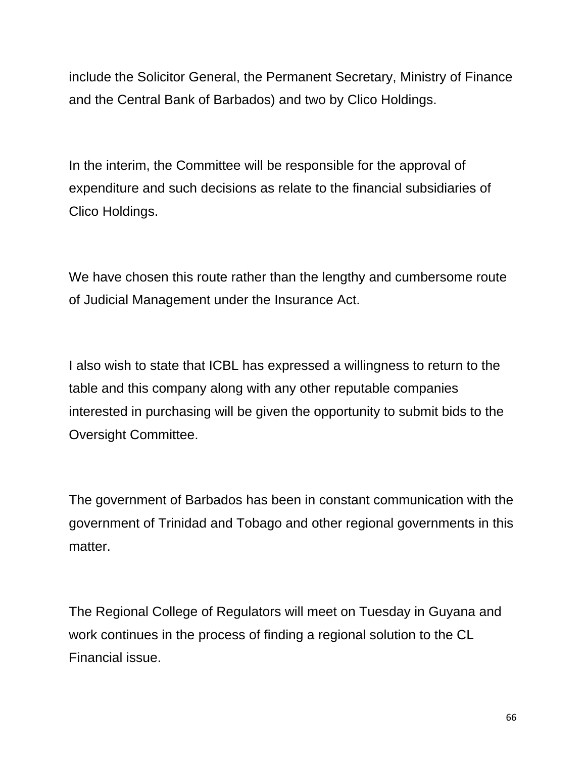include the Solicitor General, the Permanent Secretary, Ministry of Finance and the Central Bank of Barbados) and two by Clico Holdings.

In the interim, the Committee will be responsible for the approval of expenditure and such decisions as relate to the financial subsidiaries of Clico Holdings.

We have chosen this route rather than the lengthy and cumbersome route of Judicial Management under the Insurance Act.

I also wish to state that ICBL has expressed a willingness to return to the table and this company along with any other reputable companies interested in purchasing will be given the opportunity to submit bids to the Oversight Committee.

The government of Barbados has been in constant communication with the government of Trinidad and Tobago and other regional governments in this matter.

The Regional College of Regulators will meet on Tuesday in Guyana and work continues in the process of finding a regional solution to the CL Financial issue.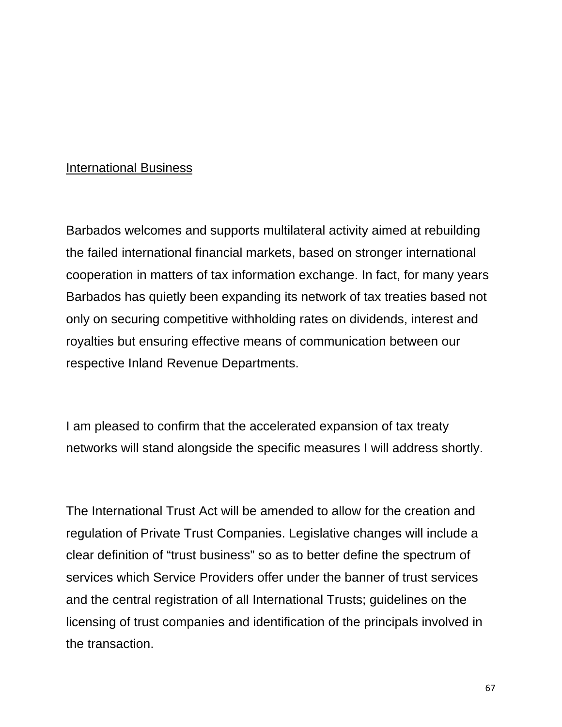International Business

Barbados welcomes and supports multilateral activity aimed at rebuilding the failed international financial markets, based on stronger international cooperation in matters of tax information exchange. In fact, for many years Barbados has quietly been expanding its network of tax treaties based not only on securing competitive withholding rates on dividends, interest and royalties but ensuring effective means of communication between our respective Inland Revenue Departments.

I am pleased to confirm that the accelerated expansion of tax treaty networks will stand alongside the specific measures I will address shortly.

The International Trust Act will be amended to allow for the creation and regulation of Private Trust Companies. Legislative changes will include a clear definition of "trust business" so as to better define the spectrum of services which Service Providers offer under the banner of trust services and the central registration of all International Trusts; guidelines on the licensing of trust companies and identification of the principals involved in the transaction.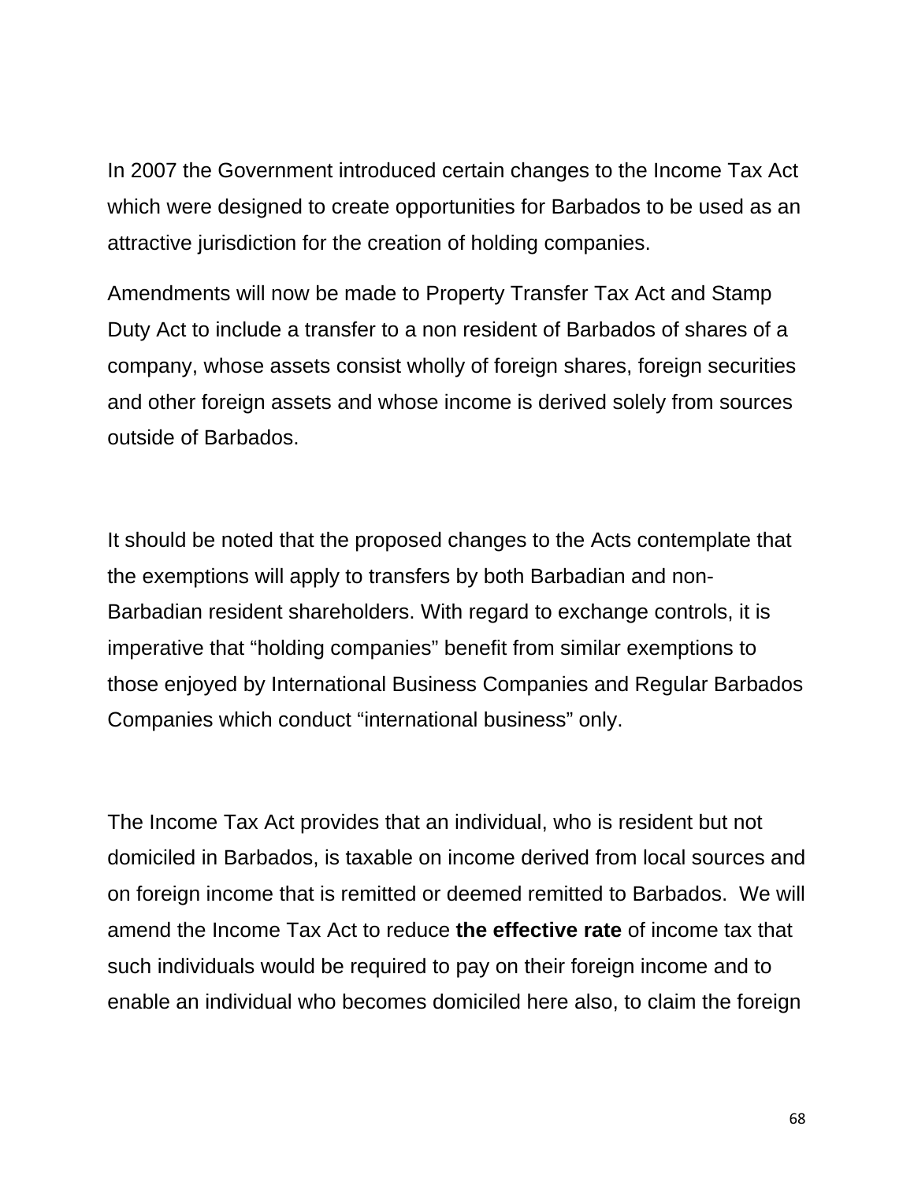In 2007 the Government introduced certain changes to the Income Tax Act which were designed to create opportunities for Barbados to be used as an attractive jurisdiction for the creation of holding companies.

Amendments will now be made to Property Transfer Tax Act and Stamp Duty Act to include a transfer to a non resident of Barbados of shares of a company, whose assets consist wholly of foreign shares, foreign securities and other foreign assets and whose income is derived solely from sources outside of Barbados.

It should be noted that the proposed changes to the Acts contemplate that the exemptions will apply to transfers by both Barbadian and non-Barbadian resident shareholders. With regard to exchange controls, it is imperative that "holding companies" benefit from similar exemptions to those enjoyed by International Business Companies and Regular Barbados Companies which conduct "international business" only.

The Income Tax Act provides that an individual, who is resident but not domiciled in Barbados, is taxable on income derived from local sources and on foreign income that is remitted or deemed remitted to Barbados. We will amend the Income Tax Act to reduce **the effective rate** of income tax that such individuals would be required to pay on their foreign income and to enable an individual who becomes domiciled here also, to claim the foreign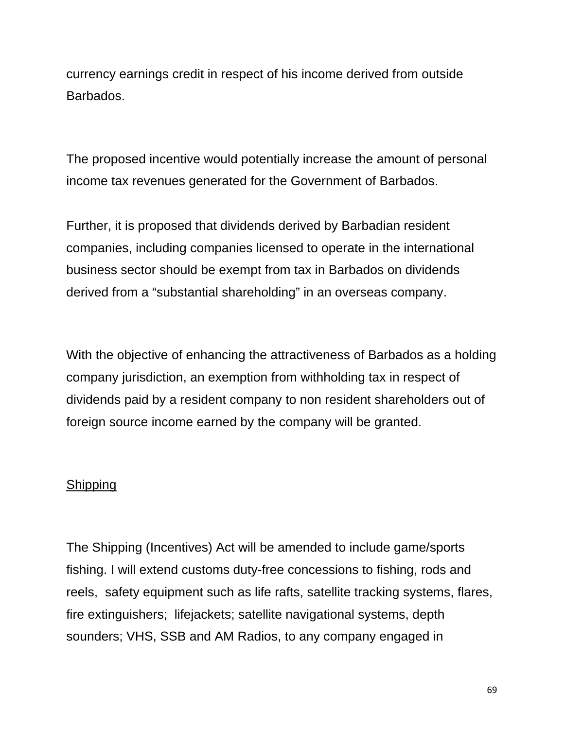currency earnings credit in respect of his income derived from outside Barbados.

The proposed incentive would potentially increase the amount of personal income tax revenues generated for the Government of Barbados.

Further, it is proposed that dividends derived by Barbadian resident companies, including companies licensed to operate in the international business sector should be exempt from tax in Barbados on dividends derived from a “substantial shareholding” in an overseas company.

With the objective of enhancing the attractiveness of Barbados as a holding company jurisdiction, an exemption from withholding tax in respect of dividends paid by a resident company to non resident shareholders out of foreign source income earned by the company will be granted.

<u>Shipping</u>

The Shipping (Incentives) Act will be amended to include game/sports fishing. I will extend customs duty-free concessions to fishing, rods and reels, safety equipment such as life rafts, satellite tracking systems, flares, fire extinguishers; lifejackets; satellite navigational systems, depth sounders; VHS, SSB and AM Radios, to any company engaged in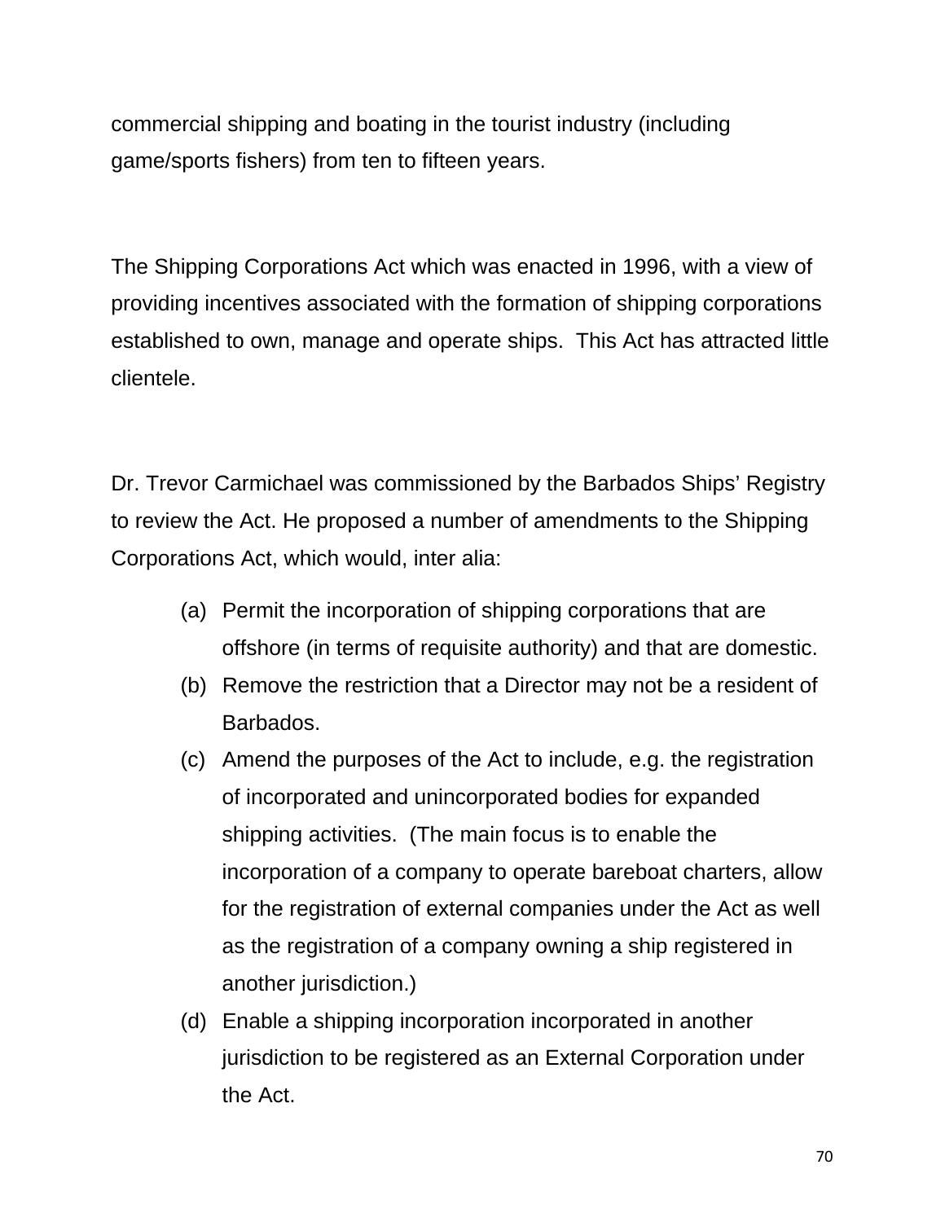commercial shipping and boating in the tourist industry (including game/sports fishers) from ten to fifteen years.

The Shipping Corporations Act which was enacted in 1996, with a view of providing incentives associated with the formation of shipping corporations established to own, manage and operate ships. This Act has attracted little clientele.

Dr. Trevor Carmichael was commissioned by the Barbados Ships' Registry to review the Act. He proposed a number of amendments to the Shipping Corporations Act, which would, inter alia:

(a) Permit the incorporation of shipping corporations that are offshore (in terms of requisite authority) and that are domestic.
(b) Remove the restriction that a Director may not be a resident of Barbados.
(c) Amend the purposes of the Act to include, e.g. the registration of incorporated and unincorporated bodies for expanded shipping activities. (The main focus is to enable the incorporation of a company to operate bareboat charters, allow for the registration of external companies under the Act as well as the registration of a company owning a ship registered in another jurisdiction.)
(d) Enable a shipping incorporation incorporated in another jurisdiction to be registered as an External Corporation under the Act.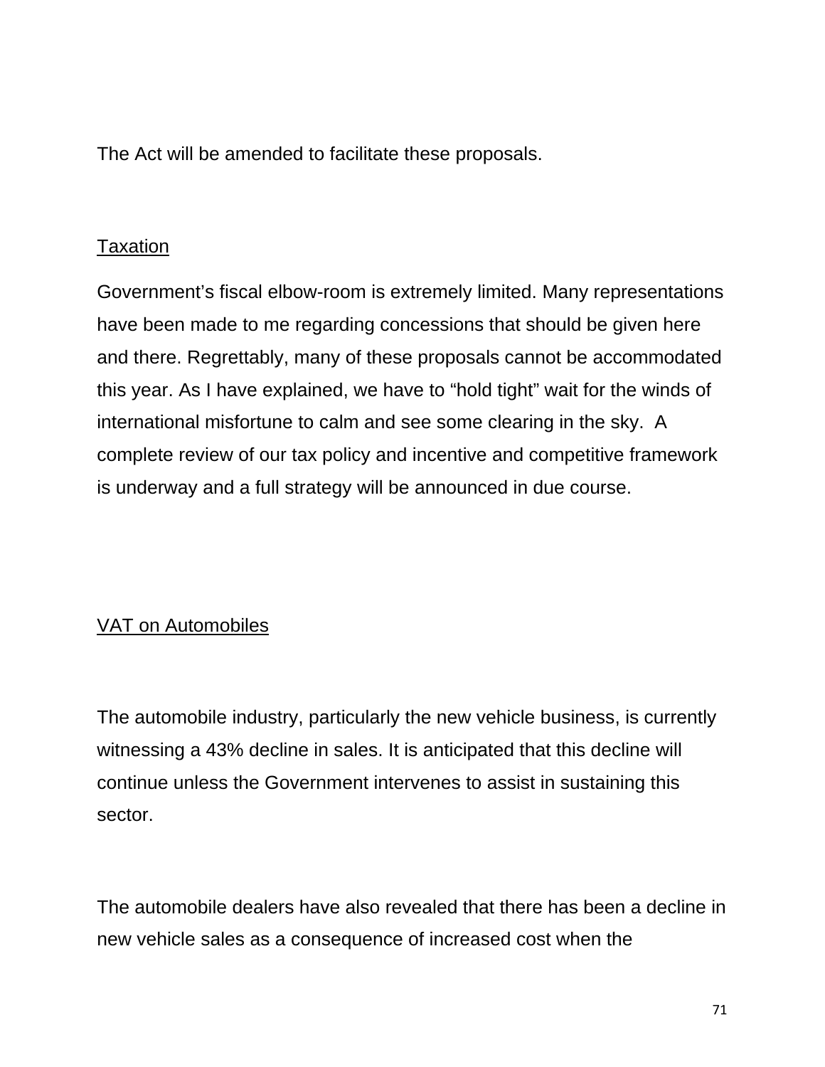The Act will be amended to facilitate these proposals.

Taxation

Government's fiscal elbow-room is extremely limited. Many representations have been made to me regarding concessions that should be given here and there. Regrettably, many of these proposals cannot be accommodated this year. As I have explained, we have to "hold tight" wait for the winds of international misfortune to calm and see some clearing in the sky. A complete review of our tax policy and incentive and competitive framework is underway and a full strategy will be announced in due course.

VAT on Automobiles

The automobile industry, particularly the new vehicle business, is currently witnessing a 43% decline in sales. It is anticipated that this decline will continue unless the Government intervenes to assist in sustaining this sector.

The automobile dealers have also revealed that there has been a decline in new vehicle sales as a consequence of increased cost when the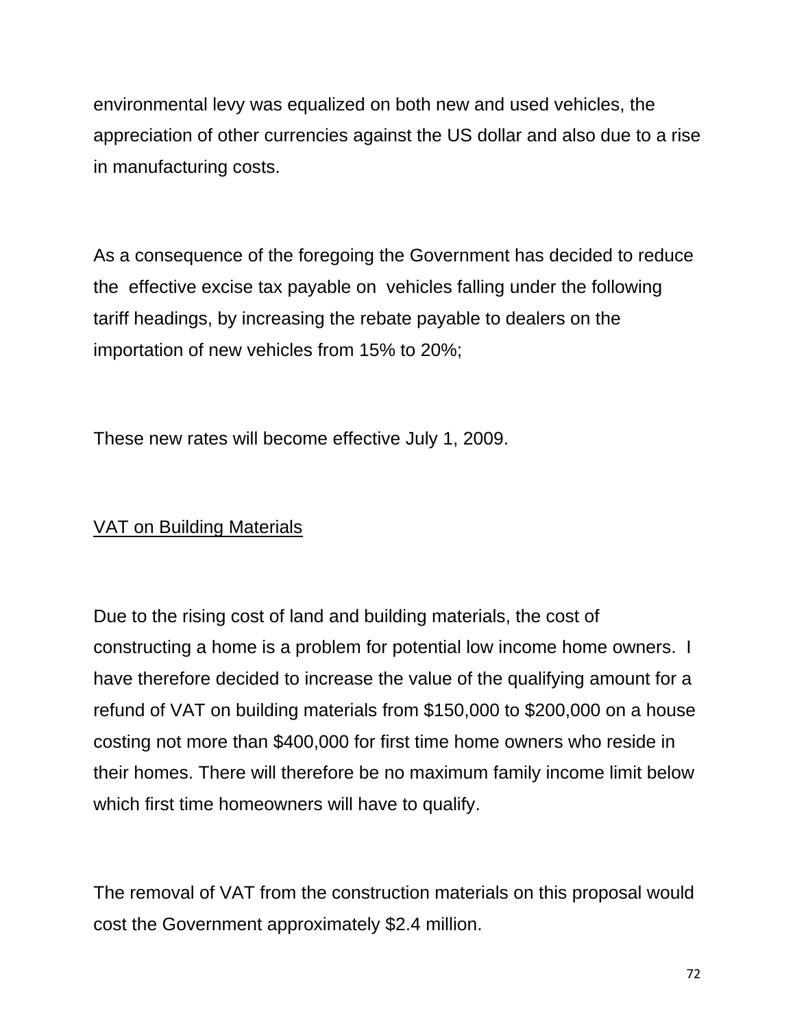environmental levy was equalized on both new and used vehicles, the appreciation of other currencies against the US dollar and also due to a rise in manufacturing costs.

As a consequence of the foregoing the Government has decided to reduce the effective excise tax payable on vehicles falling under the following tariff headings, by increasing the rebate payable to dealers on the importation of new vehicles from 15% to 20%;

These new rates will become effective July 1, 2009.

<u>VAT on Building Materials</u>

Due to the rising cost of land and building materials, the cost of constructing a home is a problem for potential low income home owners. I have therefore decided to increase the value of the qualifying amount for a refund of VAT on building materials from $150,000 to $200,000 on a house costing not more than $400,000 for first time home owners who reside in their homes. There will therefore be no maximum family income limit below which first time homeowners will have to qualify.

The removal of VAT from the construction materials on this proposal would cost the Government approximately $2.4 million.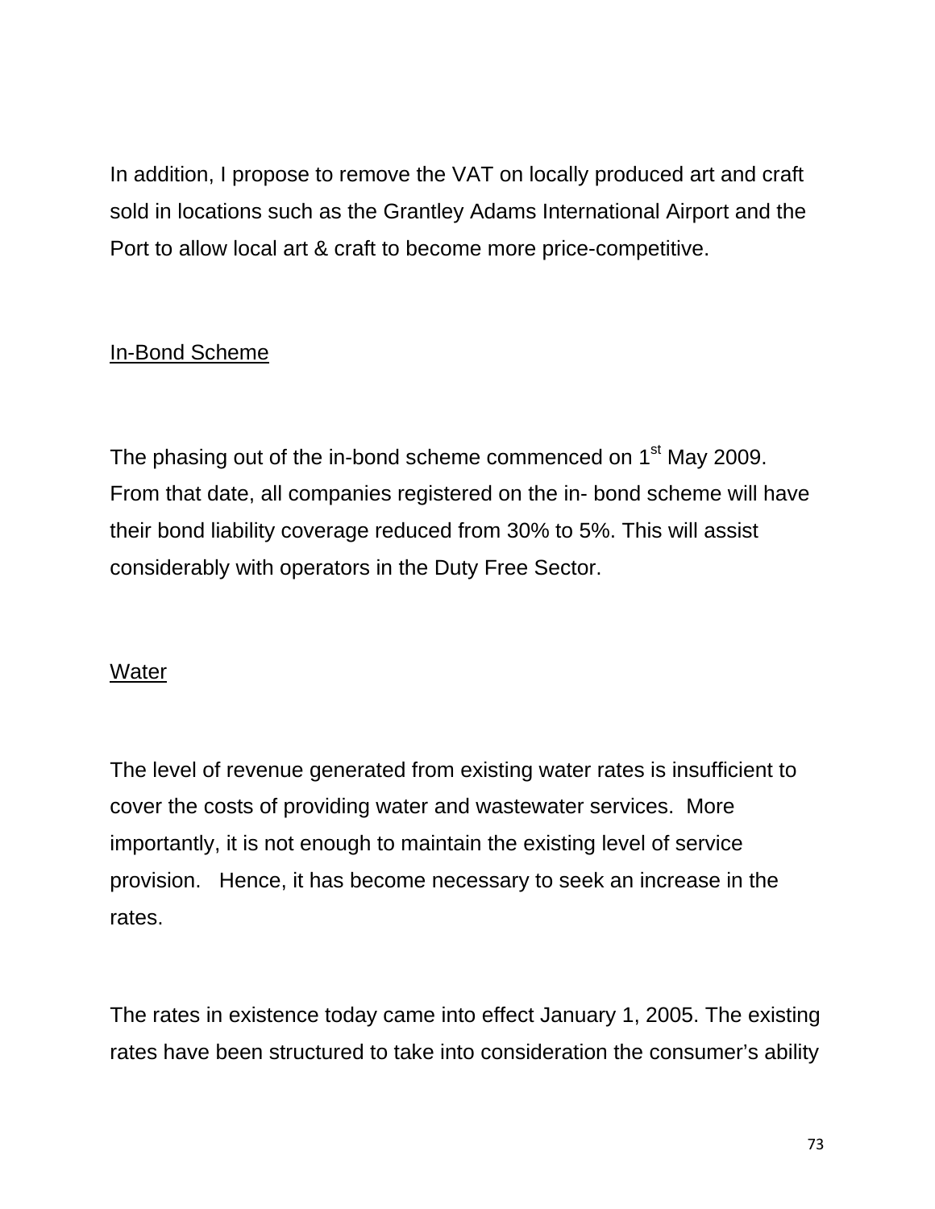In addition, I propose to remove the VAT on locally produced art and craft sold in locations such as the Grantley Adams International Airport and the Port to allow local art & craft to become more price-competitive.

## In-Bond Scheme

The phasing out of the in-bond scheme commenced on 1st May 2009. From that date, all companies registered on the in- bond scheme will have their bond liability coverage reduced from 30% to 5%. This will assist considerably with operators in the Duty Free Sector.

## Water

The level of revenue generated from existing water rates is insufficient to cover the costs of providing water and wastewater services. More importantly, it is not enough to maintain the existing level of service provision. Hence, it has become necessary to seek an increase in the rates.

The rates in existence today came into effect January 1, 2005. The existing rates have been structured to take into consideration the consumer's ability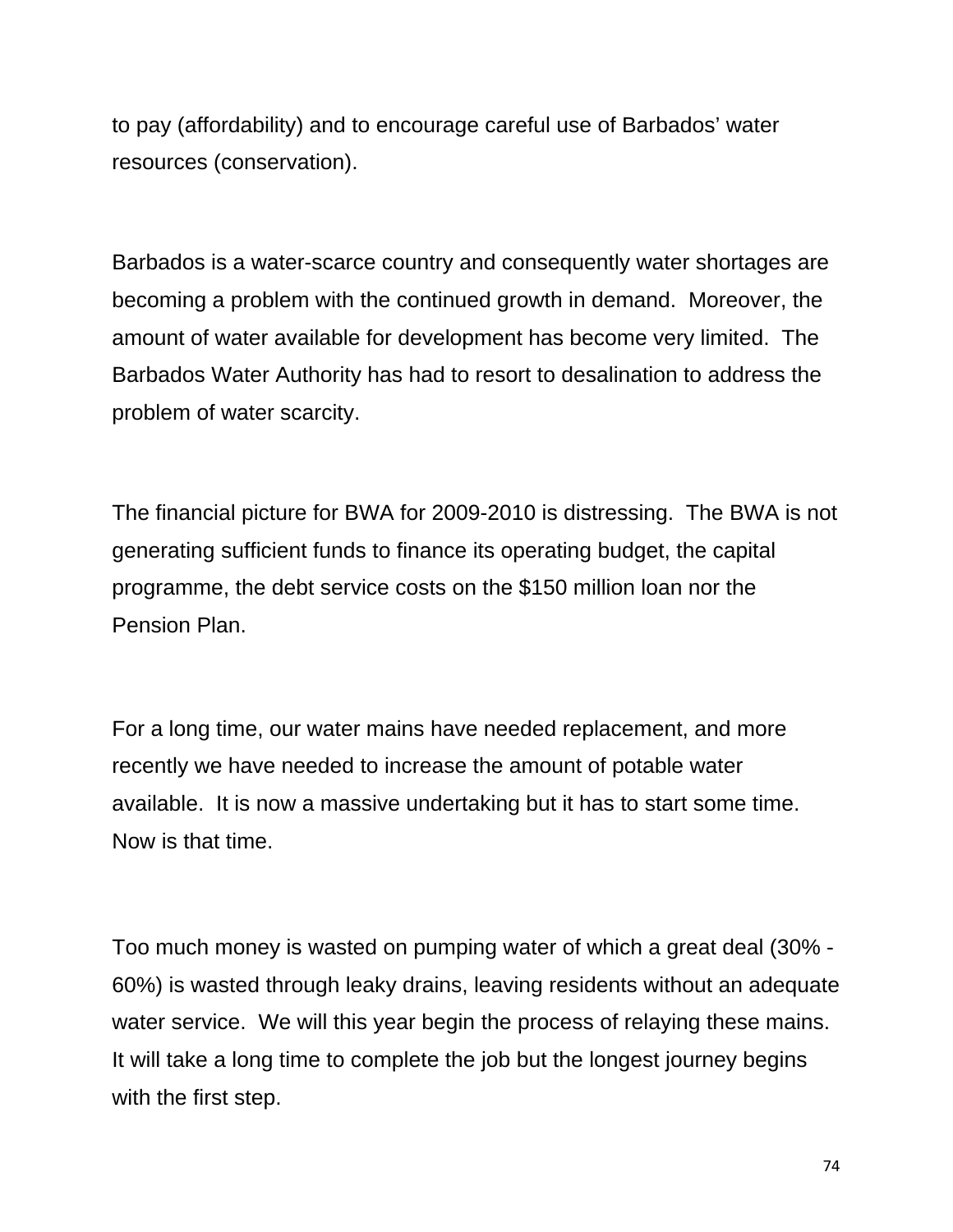to pay (affordability) and to encourage careful use of Barbados' water resources (conservation).

Barbados is a water-scarce country and consequently water shortages are becoming a problem with the continued growth in demand. Moreover, the amount of water available for development has become very limited. The Barbados Water Authority has had to resort to desalination to address the problem of water scarcity.

The financial picture for BWA for 2009-2010 is distressing. The BWA is not generating sufficient funds to finance its operating budget, the capital programme, the debt service costs on the $150 million loan nor the Pension Plan.

For a long time, our water mains have needed replacement, and more recently we have needed to increase the amount of potable water available. It is now a massive undertaking but it has to start some time. Now is that time.

Too much money is wasted on pumping water of which a great deal (30% - 60%) is wasted through leaky drains, leaving residents without an adequate water service. We will this year begin the process of relaying these mains. It will take a long time to complete the job but the longest journey begins with the first step.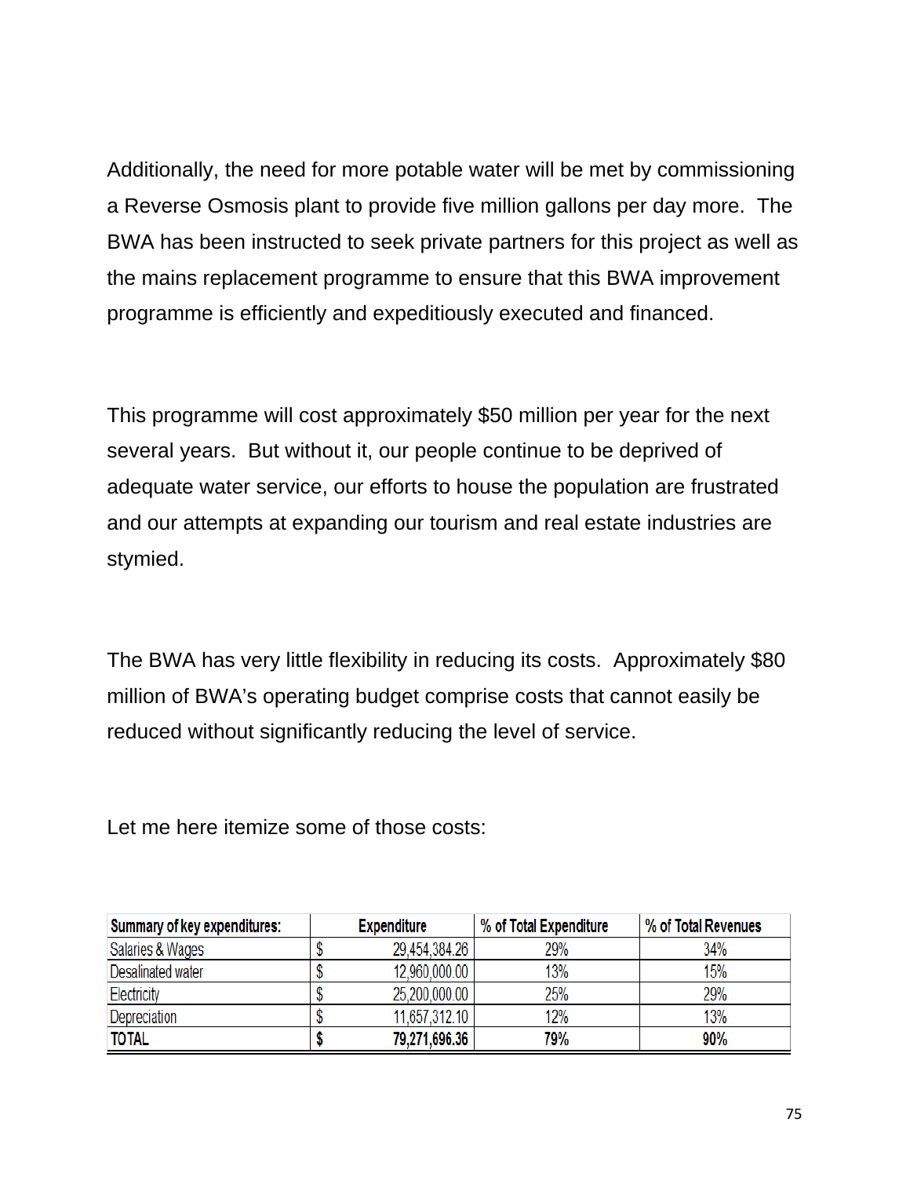Additionally, the need for more potable water will be met by commissioning a Reverse Osmosis plant to provide five million gallons per day more. The BWA has been instructed to seek private partners for this project as well as the mains replacement programme to ensure that this BWA improvement programme is efficiently and expeditiously executed and financed.

This programme will cost approximately $50 million per year for the next several years. But without it, our people continue to be deprived of adequate water service, our efforts to house the population are frustrated and our attempts at expanding our tourism and real estate industries are stymied.

The BWA has very little flexibility in reducing its costs. Approximately $80 million of BWA's operating budget comprise costs that cannot easily be reduced without significantly reducing the level of service.

Let me here itemize some of those costs:

| Summary of key expenditures: | Expenditure | % of Total Expenditure | % of Total Revenues |
|---|---|---|---|
| Salaries & Wages | $ 29,454,384.26 | 29% | 34% |
| Desalinated water | $ 12,960,000.00 | 13% | 15% |
| Electricity | $ 25,200,000.00 | 25% | 29% |
| Depreciation | $ 11,657,312.10 | 12% | 13% |
| **TOTAL** | **$ 79,271,696.36** | **79%** | **90%** |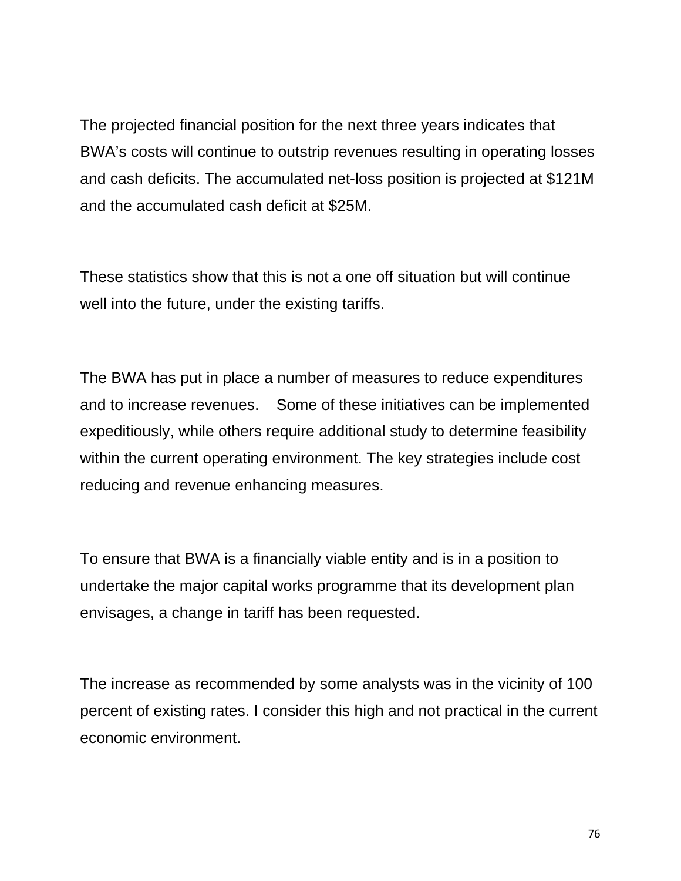The projected financial position for the next three years indicates that BWA's costs will continue to outstrip revenues resulting in operating losses and cash deficits. The accumulated net-loss position is projected at $121M and the accumulated cash deficit at $25M.

These statistics show that this is not a one off situation but will continue well into the future, under the existing tariffs.

The BWA has put in place a number of measures to reduce expenditures and to increase revenues. Some of these initiatives can be implemented expeditiously, while others require additional study to determine feasibility within the current operating environment. The key strategies include cost reducing and revenue enhancing measures.

To ensure that BWA is a financially viable entity and is in a position to undertake the major capital works programme that its development plan envisages, a change in tariff has been requested.

The increase as recommended by some analysts was in the vicinity of 100 percent of existing rates. I consider this high and not practical in the current economic environment.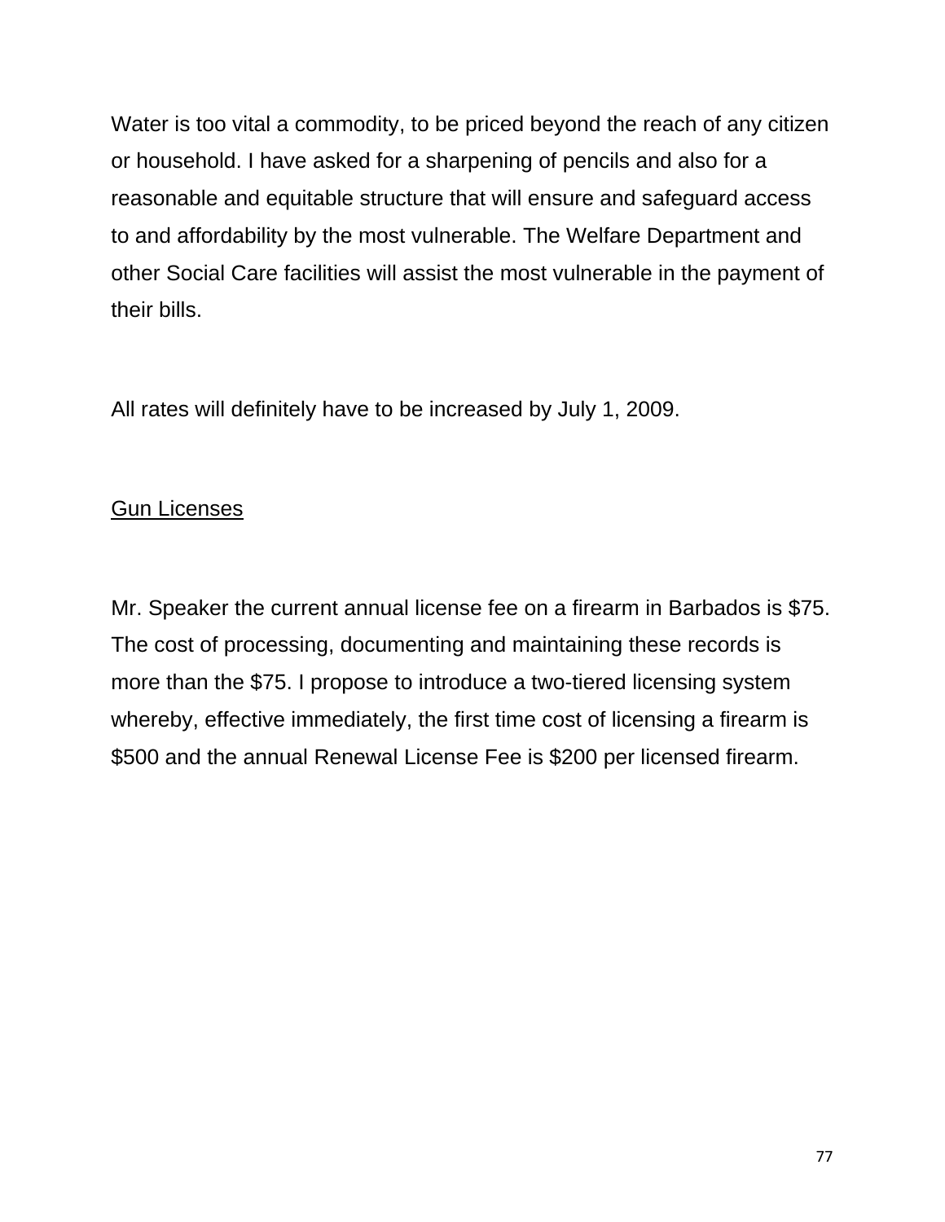Water is too vital a commodity, to be priced beyond the reach of any citizen or household. I have asked for a sharpening of pencils and also for a reasonable and equitable structure that will ensure and safeguard access to and affordability by the most vulnerable. The Welfare Department and other Social Care facilities will assist the most vulnerable in the payment of their bills.

All rates will definitely have to be increased by July 1, 2009.

<u>Gun Licenses</u>

Mr. Speaker the current annual license fee on a firearm in Barbados is $75. The cost of processing, documenting and maintaining these records is more than the $75. I propose to introduce a two-tiered licensing system whereby, effective immediately, the first time cost of licensing a firearm is $500 and the annual Renewal License Fee is $200 per licensed firearm.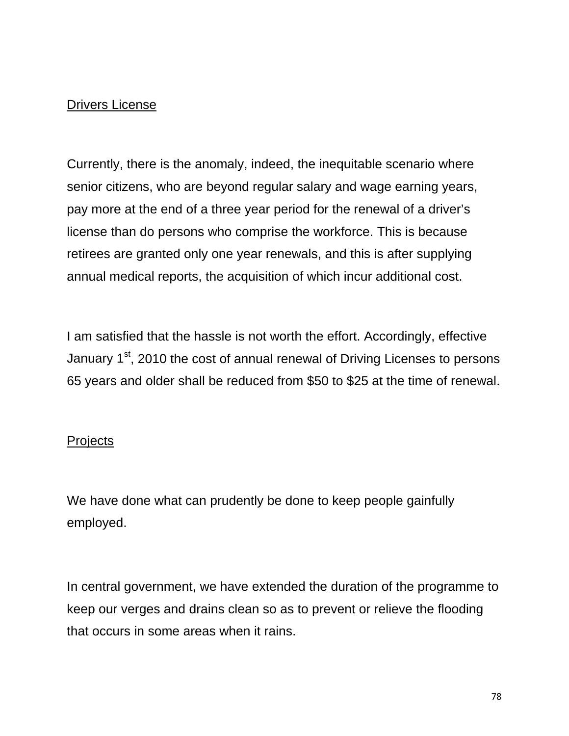<u>Drivers License</u>

Currently, there is the anomaly, indeed, the inequitable scenario where senior citizens, who are beyond regular salary and wage earning years, pay more at the end of a three year period for the renewal of a driver's license than do persons who comprise the workforce. This is because retirees are granted only one year renewals, and this is after supplying annual medical reports, the acquisition of which incur additional cost.

I am satisfied that the hassle is not worth the effort. Accordingly, effective January 1st, 2010 the cost of annual renewal of Driving Licenses to persons 65 years and older shall be reduced from $50 to $25 at the time of renewal.

<u>Projects</u>

We have done what can prudently be done to keep people gainfully employed.

In central government, we have extended the duration of the programme to keep our verges and drains clean so as to prevent or relieve the flooding that occurs in some areas when it rains.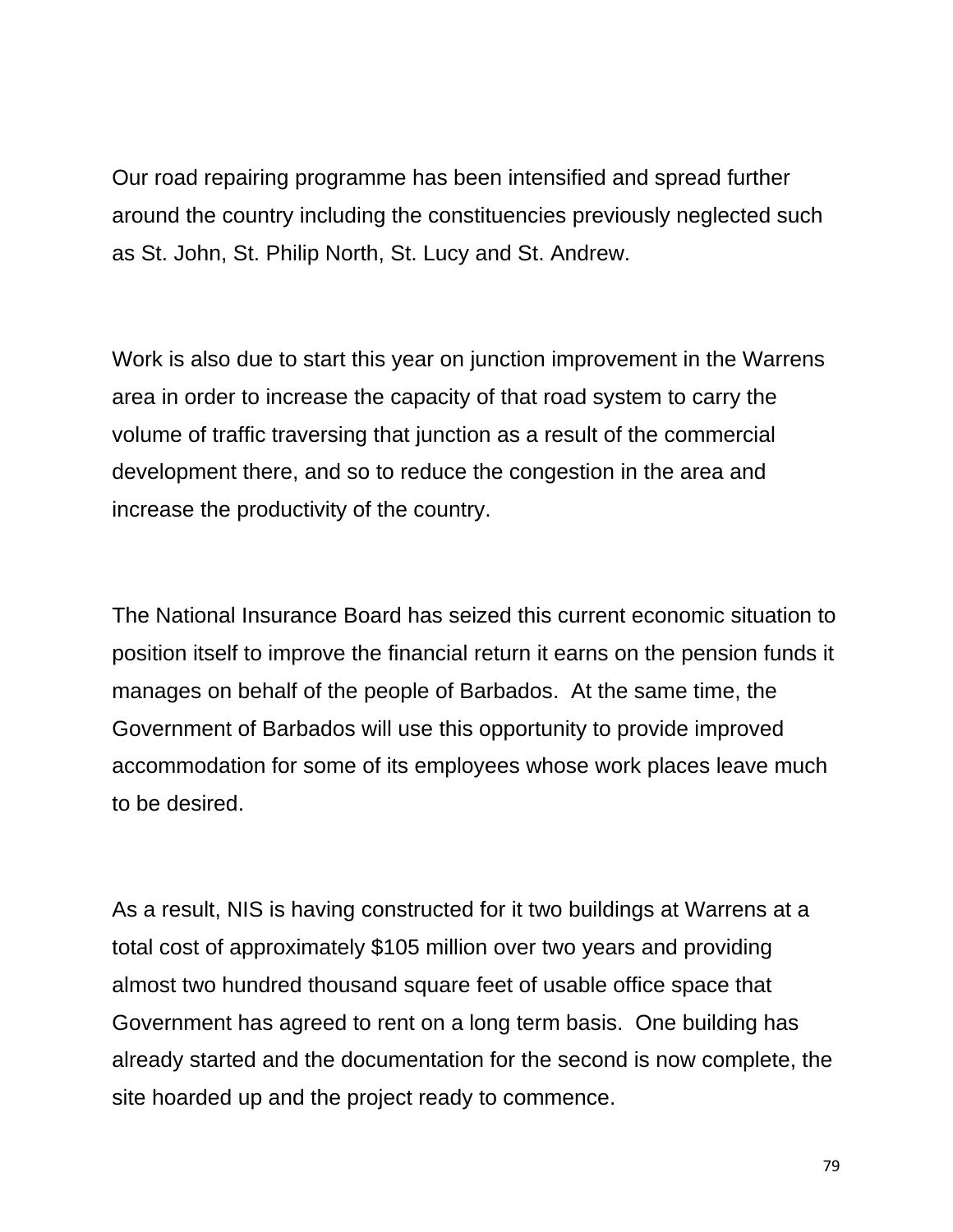Our road repairing programme has been intensified and spread further around the country including the constituencies previously neglected such as St. John, St. Philip North, St. Lucy and St. Andrew.

Work is also due to start this year on junction improvement in the Warrens area in order to increase the capacity of that road system to carry the volume of traffic traversing that junction as a result of the commercial development there, and so to reduce the congestion in the area and increase the productivity of the country.

The National Insurance Board has seized this current economic situation to position itself to improve the financial return it earns on the pension funds it manages on behalf of the people of Barbados. At the same time, the Government of Barbados will use this opportunity to provide improved accommodation for some of its employees whose work places leave much to be desired.

As a result, NIS is having constructed for it two buildings at Warrens at a total cost of approximately $105 million over two years and providing almost two hundred thousand square feet of usable office space that Government has agreed to rent on a long term basis. One building has already started and the documentation for the second is now complete, the site hoarded up and the project ready to commence.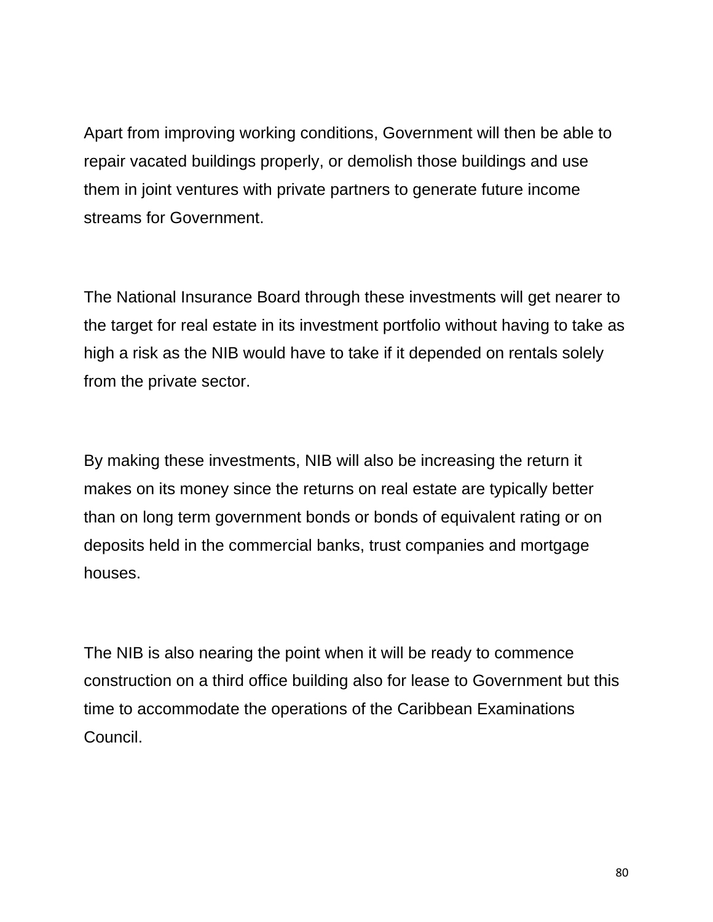Apart from improving working conditions, Government will then be able to repair vacated buildings properly, or demolish those buildings and use them in joint ventures with private partners to generate future income streams for Government.

The National Insurance Board through these investments will get nearer to the target for real estate in its investment portfolio without having to take as high a risk as the NIB would have to take if it depended on rentals solely from the private sector.

By making these investments, NIB will also be increasing the return it makes on its money since the returns on real estate are typically better than on long term government bonds or bonds of equivalent rating or on deposits held in the commercial banks, trust companies and mortgage houses.

The NIB is also nearing the point when it will be ready to commence construction on a third office building also for lease to Government but this time to accommodate the operations of the Caribbean Examinations Council.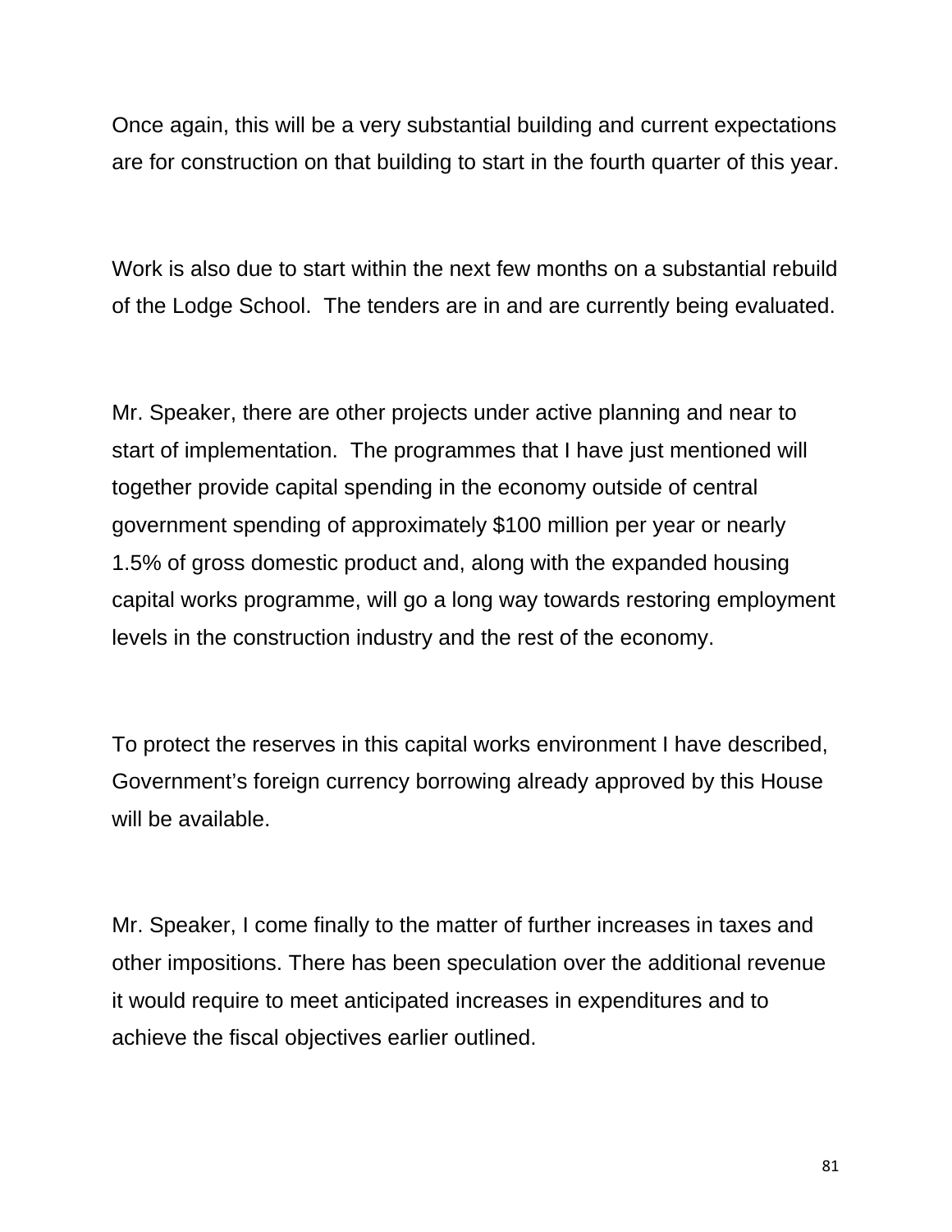Once again, this will be a very substantial building and current expectations are for construction on that building to start in the fourth quarter of this year.

Work is also due to start within the next few months on a substantial rebuild of the Lodge School. The tenders are in and are currently being evaluated.

Mr. Speaker, there are other projects under active planning and near to start of implementation. The programmes that I have just mentioned will together provide capital spending in the economy outside of central government spending of approximately $100 million per year or nearly 1.5% of gross domestic product and, along with the expanded housing capital works programme, will go a long way towards restoring employment levels in the construction industry and the rest of the economy.

To protect the reserves in this capital works environment I have described, Government's foreign currency borrowing already approved by this House will be available.

Mr. Speaker, I come finally to the matter of further increases in taxes and other impositions. There has been speculation over the additional revenue it would require to meet anticipated increases in expenditures and to achieve the fiscal objectives earlier outlined.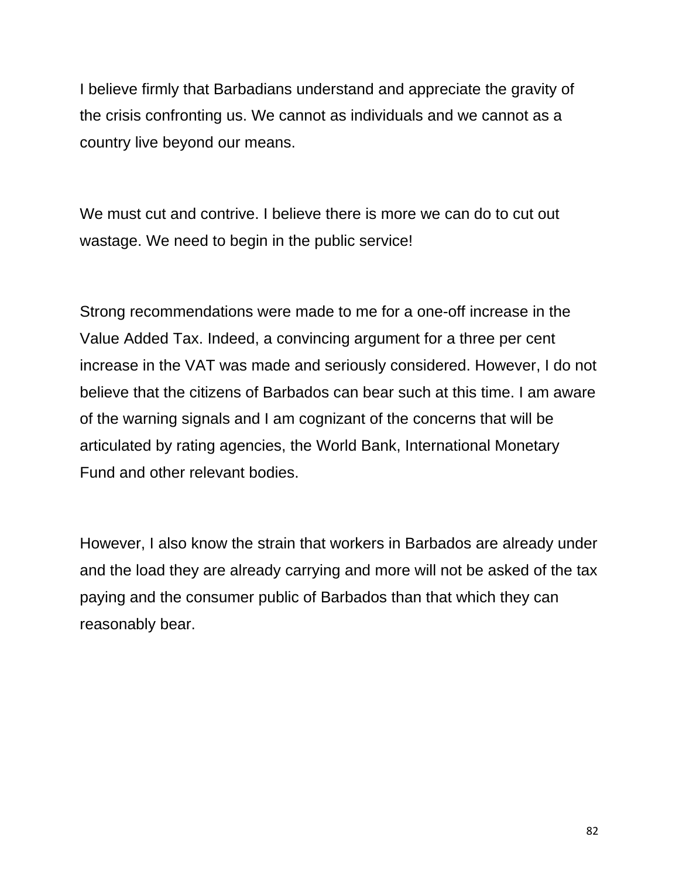I believe firmly that Barbadians understand and appreciate the gravity of the crisis confronting us. We cannot as individuals and we cannot as a country live beyond our means.

We must cut and contrive. I believe there is more we can do to cut out wastage. We need to begin in the public service!

Strong recommendations were made to me for a one-off increase in the Value Added Tax. Indeed, a convincing argument for a three per cent increase in the VAT was made and seriously considered. However, I do not believe that the citizens of Barbados can bear such at this time. I am aware of the warning signals and I am cognizant of the concerns that will be articulated by rating agencies, the World Bank, International Monetary Fund and other relevant bodies.

However, I also know the strain that workers in Barbados are already under and the load they are already carrying and more will not be asked of the tax paying and the consumer public of Barbados than that which they can reasonably bear.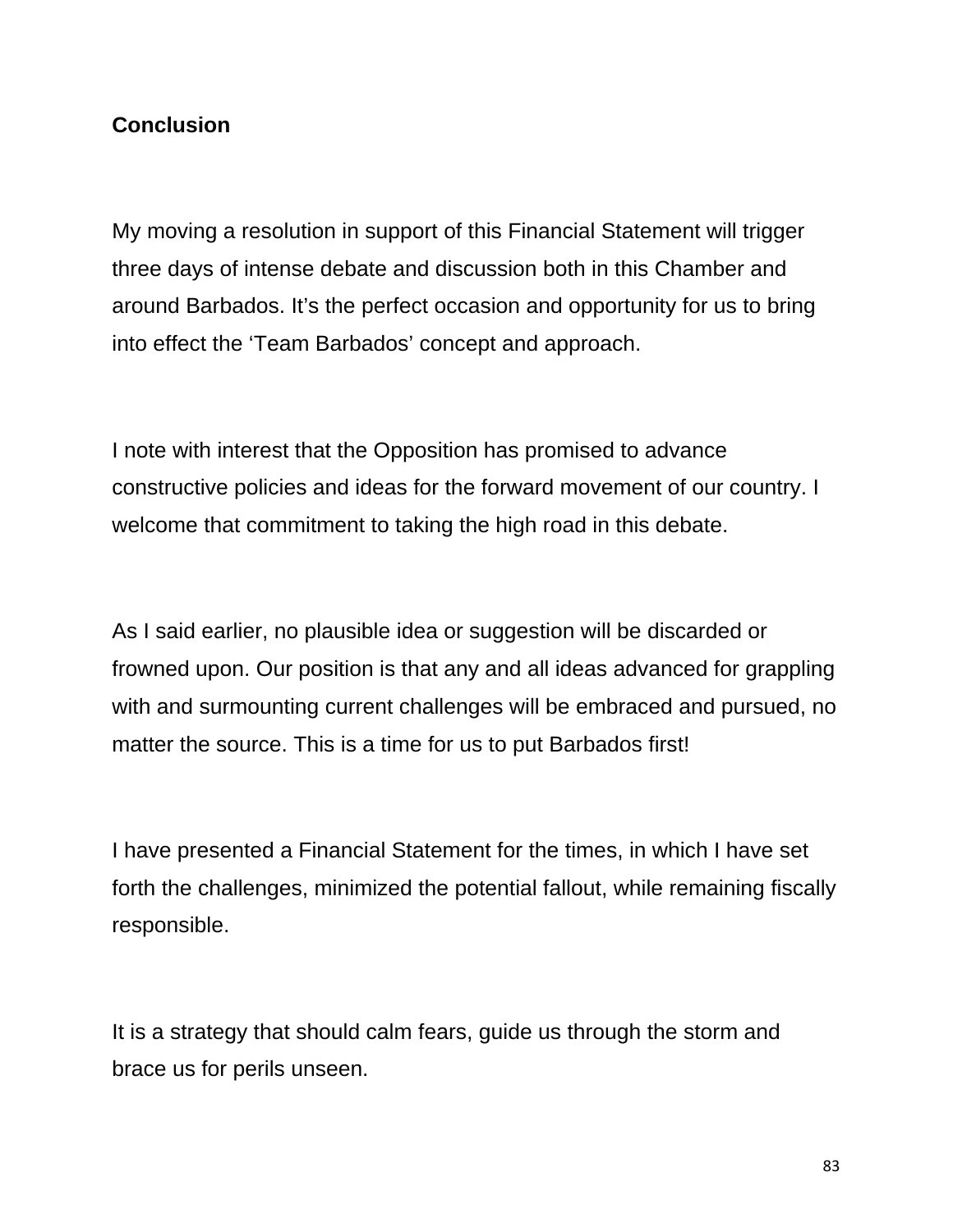## Conclusion

My moving a resolution in support of this Financial Statement will trigger three days of intense debate and discussion both in this Chamber and around Barbados. It's the perfect occasion and opportunity for us to bring into effect the 'Team Barbados' concept and approach.

I note with interest that the Opposition has promised to advance constructive policies and ideas for the forward movement of our country. I welcome that commitment to taking the high road in this debate.

As I said earlier, no plausible idea or suggestion will be discarded or frowned upon. Our position is that any and all ideas advanced for grappling with and surmounting current challenges will be embraced and pursued, no matter the source. This is a time for us to put Barbados first!

I have presented a Financial Statement for the times, in which I have set forth the challenges, minimized the potential fallout, while remaining fiscally responsible.

It is a strategy that should calm fears, guide us through the storm and brace us for perils unseen.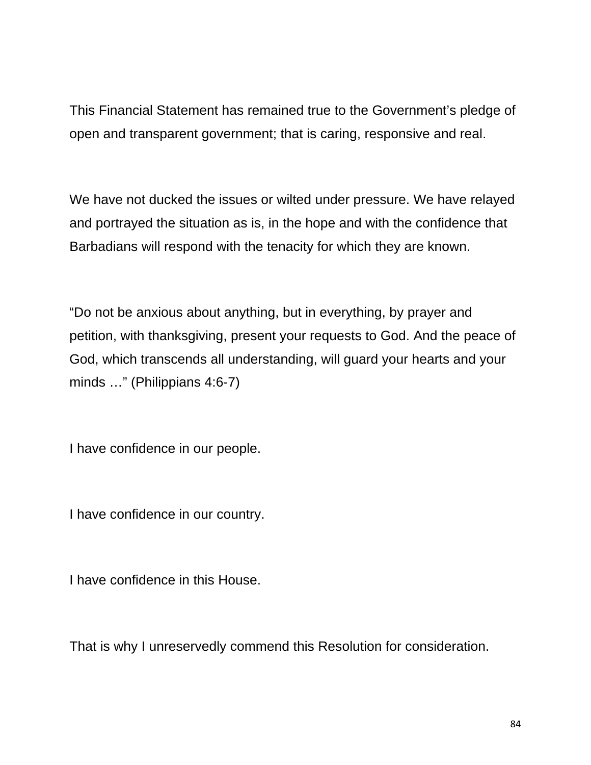This Financial Statement has remained true to the Government’s pledge of open and transparent government; that is caring, responsive and real.

We have not ducked the issues or wilted under pressure. We have relayed and portrayed the situation as is, in the hope and with the confidence that Barbadians will respond with the tenacity for which they are known.

“Do not be anxious about anything, but in everything, by prayer and petition, with thanksgiving, present your requests to God. And the peace of God, which transcends all understanding, will guard your hearts and your minds …” (Philippians 4:6-7)

I have confidence in our people.

I have confidence in our country.

I have confidence in this House.

That is why I unreservedly commend this Resolution for consideration.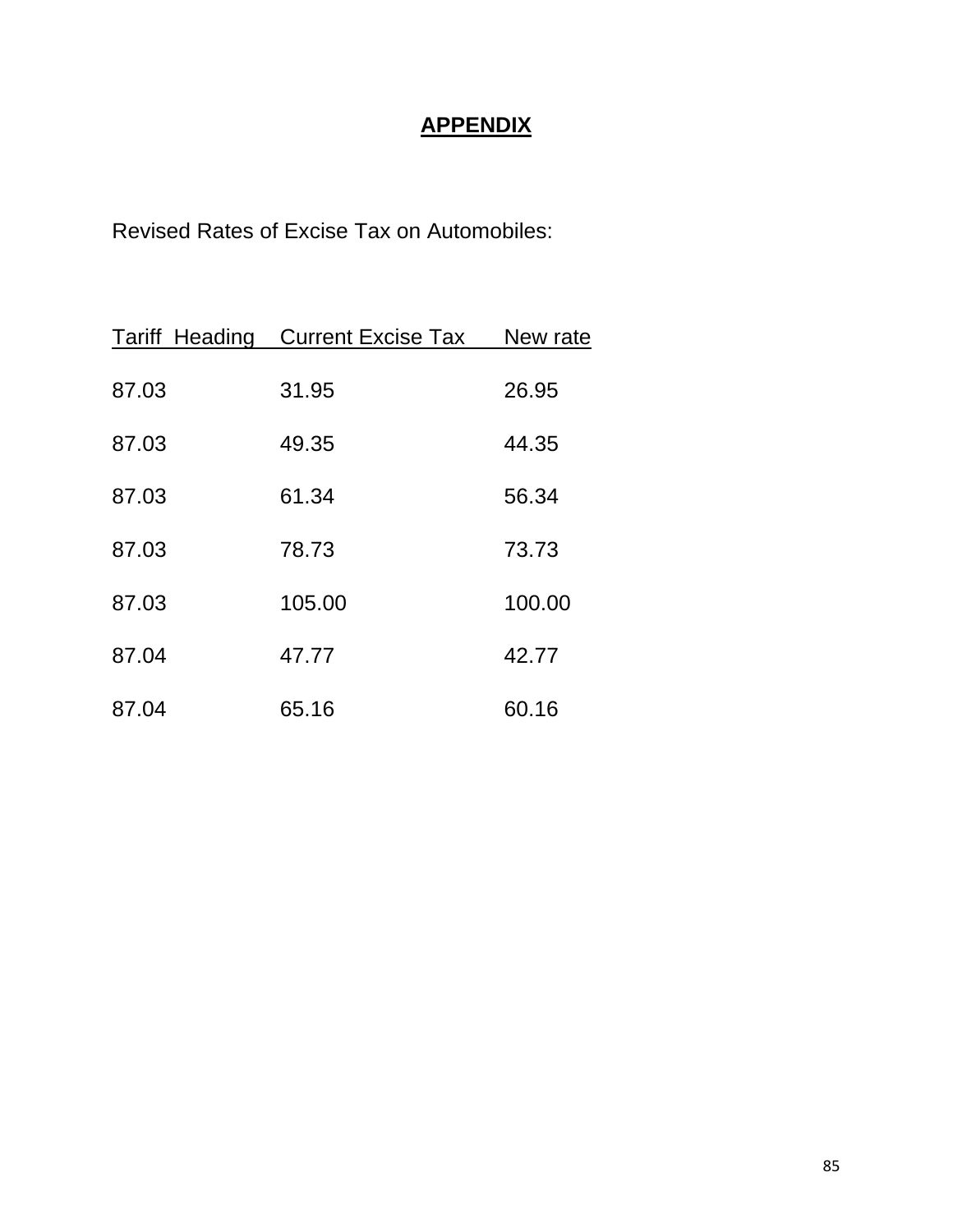# APPENDIX

Revised Rates of Excise Tax on Automobiles:

| Tariff Heading | Current Excise Tax | New rate |
| --- | --- | --- |
| 87.03 | 31.95 | 26.95 |
| 87.03 | 49.35 | 44.35 |
| 87.03 | 61.34 | 56.34 |
| 87.03 | 78.73 | 73.73 |
| 87.03 | 105.00 | 100.00 |
| 87.04 | 47.77 | 42.77 |
| 87.04 | 65.16 | 60.16 |